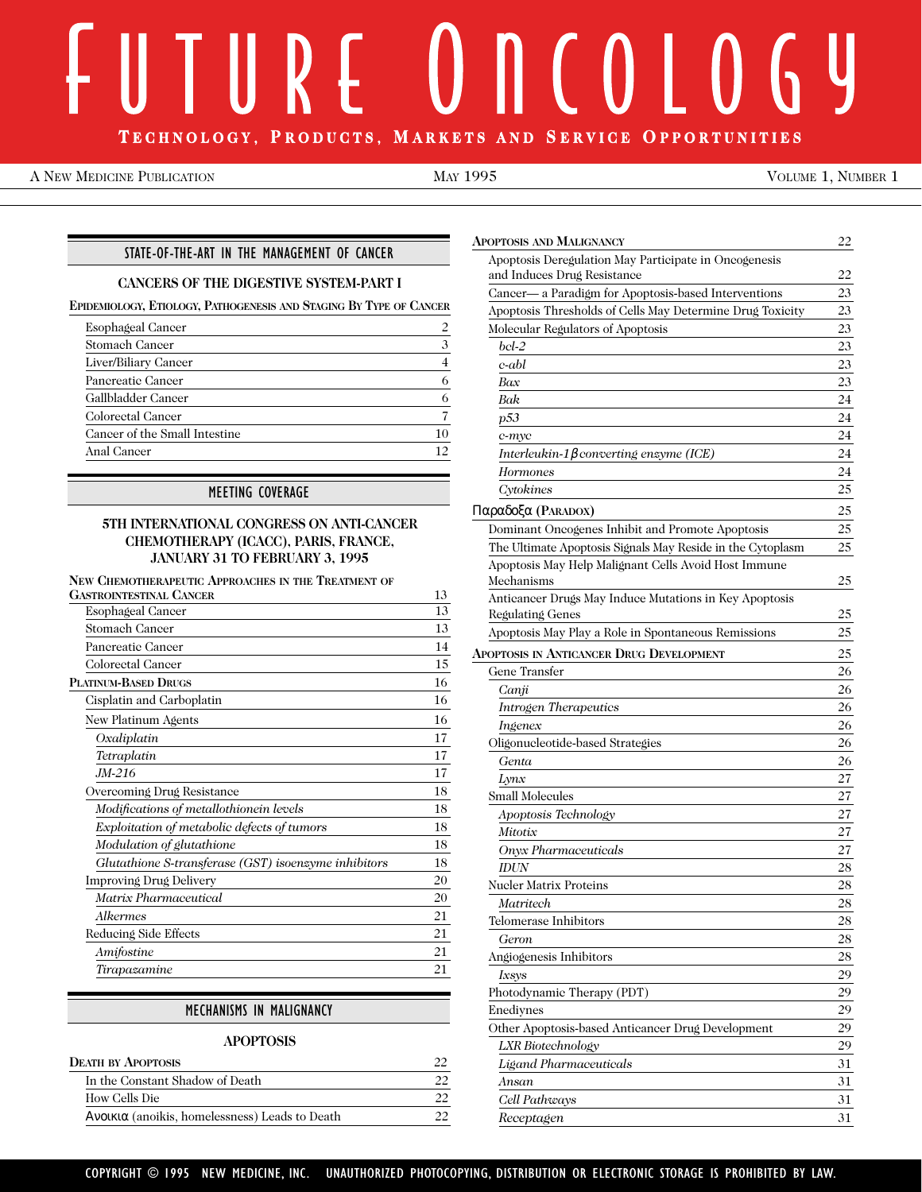# FUTURE ONCOLOGY

**TECHNOLOGY, PRODUCTS, MARKETS AND SERVICE OPPORTUNITIES**

A NEW MEDICINE PUBLICATION — MAY 1995 — VOLUME 1, NUMBER 1

## STATE-OF-THE-ART IN THE MANAGEMENT OF CANCER

### CANCERS OF THE DIGESTIVE SYSTEM-PART I

**EPIDEMIOLOGY, ETIOLOGY, PATHOGENESIS AND STAGING BY TYPE OF CANCER**

| | |
|---|---|
| Esophageal Cancer | 2 |
| Stomach Cancer | 3 |
| Liver/Biliary Cancer | 4 |
| Pancreatic Cancer | 6 |
| Gallbladder Cancer | 6 |
| Colorectal Cancer | 7 |
| Cancer of the Small Intestine | 10 |
| Anal Cancer | 12 |

## MEETING COVERAGE

### 5TH INTERNATIONAL CONGRESS ON ANTI-CANCER CHEMOTHERAPY (ICACC), PARIS, FRANCE, JANUARY 31 TO FEBRUARY 3, 1995

| | |
|---|---|
| **NEW CHEMOTHERAPEUTIC APPROACHES IN THE TREATMENT OF GASTROINTESTINAL CANCER** | 13 |
| Esophageal Cancer | 13 |
| Stomach Cancer | 13 |
| Pancreatic Cancer | 14 |
| Colorectal Cancer | 15 |
| **PLATINUM-BASED DRUGS** | 16 |
| Cisplatin and Carboplatin | 16 |
| New Platinum Agents | 16 |
| *Oxaliplatin* | 17 |
| *Tetraplatin* | 17 |
| *JM-216* | 17 |
| Overcoming Drug Resistance | 18 |
| *Modifications of metallothionein levels* | 18 |
| *Exploitation of metabolic defects of tumors* | 18 |
| *Modulation of glutathione* | 18 |
| *Glutathione S-transferase (GST) isoenzyme inhibitors* | 18 |
| Improving Drug Delivery | 20 |
| *Matrix Pharmaceutical* | 20 |
| *Alkermes* | 21 |
| Reducing Side Effects | 21 |
| *Amifostine* | 21 |
| *Tirapazamine* | 21 |

## MECHANISMS IN MALIGNANCY

### APOPTOSIS

| | |
|---|---|
| **DEATH BY APOPTOSIS** | 22 |
| In the Constant Shadow of Death | 22 |
| How Cells Die | 22 |
| Ανοικια (anoikis, homelessness) Leads to Death | 22 |
| **APOPTOSIS AND MALIGNANCY** | 22 |
| Apoptosis Deregulation May Participate in Oncogenesis and Induces Drug Resistance | 22 |
| Cancer— a Paradigm for Apoptosis-based Interventions | 23 |
| Apoptosis Thresholds of Cells May Determine Drug Toxicity | 23 |
| Molecular Regulators of Apoptosis | 23 |
| *bcl-2* | 23 |
| *c-abl* | 23 |
| *Bax* | 23 |
| *Bak* | 24 |
| *p53* | 24 |
| *c-myc* | 24 |
| *Interleukin-1β converting enzyme (ICE)* | 24 |
| *Hormones* | 24 |
| *Cytokines* | 25 |
| **Παραδοξα (PARADOX)** | 25 |
| Dominant Oncogenes Inhibit and Promote Apoptosis | 25 |
| The Ultimate Apoptosis Signals May Reside in the Cytoplasm | 25 |
| Apoptosis May Help Malignant Cells Avoid Host Immune Mechanisms | 25 |
| Anticancer Drugs May Induce Mutations in Key Apoptosis Regulating Genes | 25 |
| Apoptosis May Play a Role in Spontaneous Remissions | 25 |
| **APOPTOSIS IN ANTICANCER DRUG DEVELOPMENT** | 25 |
| Gene Transfer | 26 |
| *Canji* | 26 |
| *Introgen Therapeutics* | 26 |
| *Ingenex* | 26 |
| Oligonucleotide-based Strategies | 26 |
| *Genta* | 26 |
| *Lynx* | 27 |
| Small Molecules | 27 |
| *Apoptosis Technology* | 27 |
| *Mitotix* | 27 |
| *Onyx Pharmaceuticals* | 27 |
| *IDUN* | 28 |
| Nucler Matrix Proteins | 28 |
| *Matritech* | 28 |
| Telomerase Inhibitors | 28 |
| *Geron* | 28 |
| Angiogenesis Inhibitors | 28 |
| *Ixsys* | 29 |
| Photodynamic Therapy (PDT) | 29 |
| Enediynes | 29 |
| Other Apoptosis-based Anticancer Drug Development | 29 |
| *LXR Biotechnology* | 29 |
| *Ligand Pharmaceuticals* | 31 |
| *Ansan* | 31 |
| *Cell Pathways* | 31 |
| *Receptagen* | 31 |

COPYRIGHT © 1995 NEW MEDICINE, INC. UNAUTHORIZED PHOTOCOPYING, DISTRIBUTION OR ELECTRONIC STORAGE IS PROHIBITED BY LAW.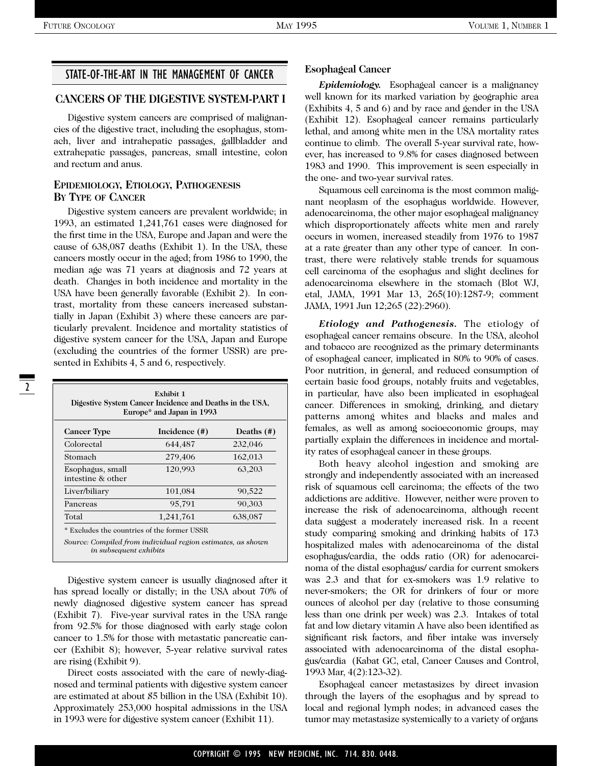## STATE-OF-THE-ART IN THE MANAGEMENT OF CANCER

### CANCERS OF THE DIGESTIVE SYSTEM-PART I

Digestive system cancers are comprised of malignancies of the digestive tract, including the esophagus, stomach, liver and intrahepatic passages, gallbladder and extrahepatic passages, pancreas, small intestine, colon and rectum and anus.

### EPIDEMIOLOGY, ETIOLOGY, PATHOGENESIS BY TYPE OF CANCER

Digestive system cancers are prevalent worldwide; in 1993, an estimated 1,241,761 cases were diagnosed for the first time in the USA, Europe and Japan and were the cause of 638,087 deaths (Exhibit 1). In the USA, these cancers mostly occur in the aged; from 1986 to 1990, the median age was 71 years at diagnosis and 72 years at death. Changes in both incidence and mortality in the USA have been generally favorable (Exhibit 2). In contrast, mortality from these cancers increased substantially in Japan (Exhibit 3) where these cancers are particularly prevalent. Incidence and mortality statistics of digestive system cancer for the USA, Japan and Europe (excluding the countries of the former USSR) are presented in Exhibits 4, 5 and 6, respectively.

**Exhibit 1**
**Digestive System Cancer Incidence and Deaths in the USA, Europe\* and Japan in 1993**

| Cancer Type | Incidence (#) | Deaths (#) |
|---|---|---|
| Colorectal | 644,487 | 232,046 |
| Stomach | 279,406 | 162,013 |
| Esophagus, small intestine & other | 120,993 | 63,203 |
| Liver/biliary | 101,084 | 90,522 |
| Pancreas | 95,791 | 90,303 |
| Total | 1,241,761 | 638,087 |

\* Excludes the countries of the former USSR

*Source: Compiled from individual region estimates, as shown in subsequent exhibits*

Digestive system cancer is usually diagnosed after it has spread locally or distally; in the USA about 70% of newly diagnosed digestive system cancer has spread (Exhibit 7). Five-year survival rates in the USA range from 92.5% for those diagnosed with early stage colon cancer to 1.5% for those with metastatic pancreatic cancer (Exhibit 8); however, 5-year relative survival rates are rising (Exhibit 9).

Direct costs associated with the care of newly-diagnosed and terminal patients with digestive system cancer are estimated at about $5 billion in the USA (Exhibit 10). Approximately 253,000 hospital admissions in the USA in 1993 were for digestive system cancer (Exhibit 11).

#### Esophageal Cancer

***Epidemiology.*** Esophageal cancer is a malignancy well known for its marked variation by geographic area (Exhibits 4, 5 and 6) and by race and gender in the USA (Exhibit 12). Esophageal cancer remains particularly lethal, and among white men in the USA mortality rates continue to climb. The overall 5-year survival rate, however, has increased to 9.8% for cases diagnosed between 1983 and 1990. This improvement is seen especially in the one- and two-year survival rates.

Squamous cell carcinoma is the most common malignant neoplasm of the esophagus worldwide. However, adenocarcinoma, the other major esophageal malignancy which disproportionately affects white men and rarely occurs in women, increased steadily from 1976 to 1987 at a rate greater than any other type of cancer. In contrast, there were relatively stable trends for squamous cell carcinoma of the esophagus and slight declines for adenocarcinoma elsewhere in the stomach (Blot WJ, etal, JAMA, 1991 Mar 13, 265(10):1287-9; comment JAMA, 1991 Jun 12;265 (22):2960).

***Etiology and Pathogenesis.*** The etiology of esophageal cancer remains obscure. In the USA, alcohol and tobacco are recognized as the primary determinants of esophageal cancer, implicated in 80% to 90% of cases. Poor nutrition, in general, and reduced consumption of certain basic food groups, notably fruits and vegetables, in particular, have also been implicated in esophageal cancer. Differences in smoking, drinking, and dietary patterns among whites and blacks and males and females, as well as among socioeconomic groups, may partially explain the differences in incidence and mortality rates of esophageal cancer in these groups.

Both heavy alcohol ingestion and smoking are strongly and independently associated with an increased risk of squamous cell carcinoma; the effects of the two addictions are additive. However, neither were proven to increase the risk of adenocarcinoma, although recent data suggest a moderately increased risk. In a recent study comparing smoking and drinking habits of 173 hospitalized males with adenocarcinoma of the distal esophagus/cardia, the odds ratio (OR) for adenocarcinoma of the distal esophagus/ cardia for current smokers was 2.3 and that for ex-smokers was 1.9 relative to never-smokers; the OR for drinkers of four or more ounces of alcohol per day (relative to those consuming less than one drink per week) was 2.3. Intakes of total fat and low dietary vitamin A have also been identified as significant risk factors, and fiber intake was inversely associated with adenocarcinoma of the distal esophagus/cardia (Kabat GC, etal, Cancer Causes and Control, 1993 Mar, 4(2):123-32).

Esophageal cancer metastasizes by direct invasion through the layers of the esophagus and by spread to local and regional lymph nodes; in advanced cases the tumor may metastasize systemically to a variety of organs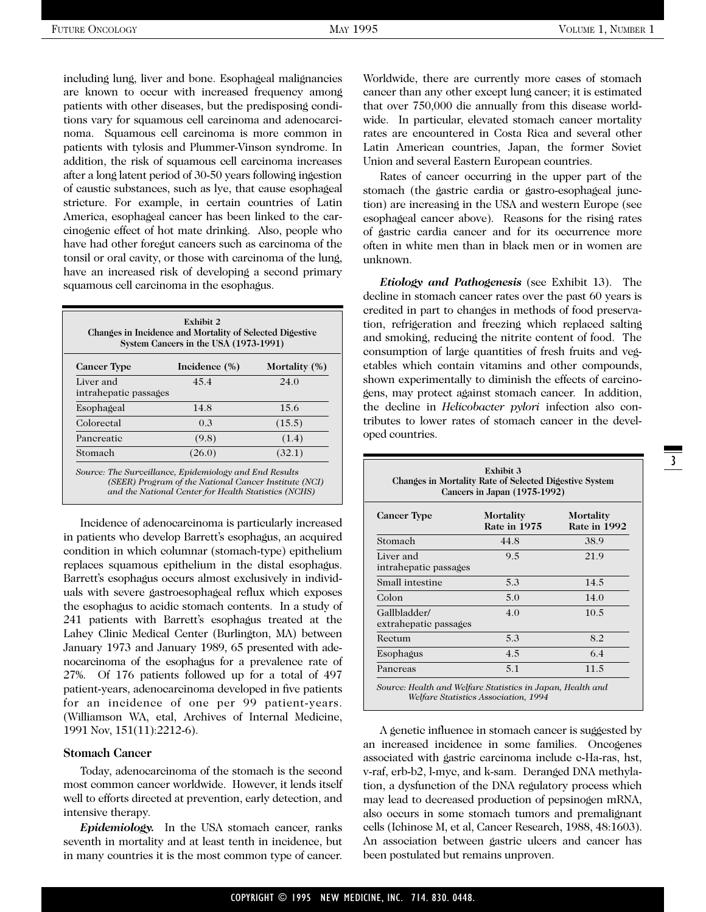including lung, liver and bone. Esophageal malignancies are known to occur with increased frequency among patients with other diseases, but the predisposing conditions vary for squamous cell carcinoma and adenocarcinoma. Squamous cell carcinoma is more common in patients with tylosis and Plummer-Vinson syndrome. In addition, the risk of squamous cell carcinoma increases after a long latent period of 30-50 years following ingestion of caustic substances, such as lye, that cause esophageal stricture. For example, in certain countries of Latin America, esophageal cancer has been linked to the carcinogenic effect of hot mate drinking. Also, people who have had other foregut cancers such as carcinoma of the tonsil or oral cavity, or those with carcinoma of the lung, have an increased risk of developing a second primary squamous cell carcinoma in the esophagus.

**Exhibit 2**
**Changes in Incidence and Mortality of Selected Digestive System Cancers in the USA (1973-1991)**

| Cancer Type | Incidence (%) | Mortality (%) |
|---|---|---|
| Liver and intrahepatic passages | 45.4 | 24.0 |
| Esophageal | 14.8 | 15.6 |
| Colorectal | 0.3 | (15.5) |
| Pancreatic | (9.8) | (1.4) |
| Stomach | (26.0) | (32.1) |

*Source: The Surveillance, Epidemiology and End Results (SEER) Program of the National Cancer Institute (NCI) and the National Center for Health Statistics (NCHS)*

Incidence of adenocarcinoma is particularly increased in patients who develop Barrett's esophagus, an acquired condition in which columnar (stomach-type) epithelium replaces squamous epithelium in the distal esophagus. Barrett's esophagus occurs almost exclusively in individuals with severe gastroesophageal reflux which exposes the esophagus to acidic stomach contents. In a study of 241 patients with Barrett's esophagus treated at the Lahey Clinic Medical Center (Burlington, MA) between January 1973 and January 1989, 65 presented with adenocarcinoma of the esophagus for a prevalence rate of 27%. Of 176 patients followed up for a total of 497 patient-years, adenocarcinoma developed in five patients for an incidence of one per 99 patient-years. (Williamson WA, etal, Archives of Internal Medicine, 1991 Nov, 151(11):2212-6).

### Stomach Cancer

Today, adenocarcinoma of the stomach is the second most common cancer worldwide. However, it lends itself well to efforts directed at prevention, early detection, and intensive therapy.

***Epidemiology.*** In the USA stomach cancer, ranks seventh in mortality and at least tenth in incidence, but in many countries it is the most common type of cancer. Worldwide, there are currently more cases of stomach cancer than any other except lung cancer; it is estimated that over 750,000 die annually from this disease worldwide. In particular, elevated stomach cancer mortality rates are encountered in Costa Rica and several other Latin American countries, Japan, the former Soviet Union and several Eastern European countries.

Rates of cancer occurring in the upper part of the stomach (the gastric cardia or gastro-esophageal junction) are increasing in the USA and western Europe (see esophageal cancer above). Reasons for the rising rates of gastric cardia cancer and for its occurrence more often in white men than in black men or in women are unknown.

***Etiology and Pathogenesis*** (see Exhibit 13). The decline in stomach cancer rates over the past 60 years is credited in part to changes in methods of food preservation, refrigeration and freezing which replaced salting and smoking, reducing the nitrite content of food. The consumption of large quantities of fresh fruits and vegetables which contain vitamins and other compounds, shown experimentally to diminish the effects of carcinogens, may protect against stomach cancer. In addition, the decline in *Helicobacter pylori* infection also contributes to lower rates of stomach cancer in the developed countries.

**Exhibit 3**
**Changes in Mortality Rate of Selected Digestive System Cancers in Japan (1975-1992)**

| Cancer Type | Mortality Rate in 1975 | Mortality Rate in 1992 |
|---|---|---|
| Stomach | 44.8 | 38.9 |
| Liver and intrahepatic passages | 9.5 | 21.9 |
| Small intestine | 5.3 | 14.5 |
| Colon | 5.0 | 14.0 |
| Gallbladder/ extrahepatic passages | 4.0 | 10.5 |
| Rectum | 5.3 | 8.2 |
| Esophagus | 4.5 | 6.4 |
| Pancreas | 5.1 | 11.5 |

*Source: Health and Welfare Statistics in Japan, Health and Welfare Statistics Association, 1994*

A genetic influence in stomach cancer is suggested by an increased incidence in some families. Oncogenes associated with gastric carcinoma include c-Ha-ras, hst, v-raf, erb-b2, l-myc, and k-sam. Deranged DNA methylation, a dysfunction of the DNA regulatory process which may lead to decreased production of pepsinogen mRNA, also occurs in some stomach tumors and premalignant cells (Ichinose M, et al, Cancer Research, 1988, 48:1603). An association between gastric ulcers and cancer has been postulated but remains unproven.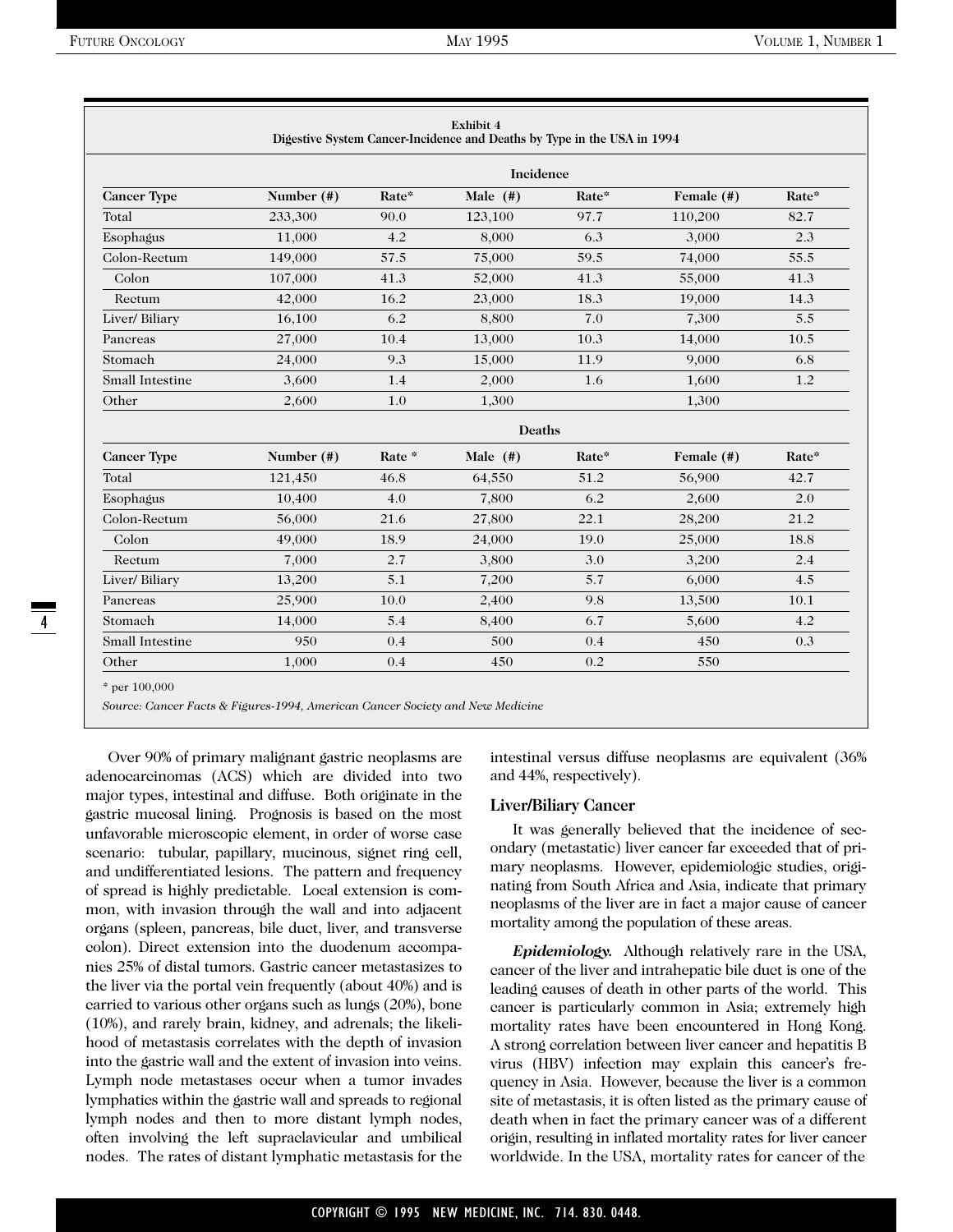**Exhibit 4**
**Digestive System Cancer-Incidence and Deaths by Type in the USA in 1994**

| | Incidence | | | | | |
|---|---|---|---|---|---|---|
| **Cancer Type** | **Number (#)** | **Rate*** | **Male (#)** | **Rate*** | **Female (#)** | **Rate*** |
| Total | 233,300 | 90.0 | 123,100 | 97.7 | 110,200 | 82.7 |
| Esophagus | 11,000 | 4.2 | 8,000 | 6.3 | 3,000 | 2.3 |
| Colon-Rectum | 149,000 | 57.5 | 75,000 | 59.5 | 74,000 | 55.5 |
| Colon | 107,000 | 41.3 | 52,000 | 41.3 | 55,000 | 41.3 |
| Rectum | 42,000 | 16.2 | 23,000 | 18.3 | 19,000 | 14.3 |
| Liver/ Biliary | 16,100 | 6.2 | 8,800 | 7.0 | 7,300 | 5.5 |
| Pancreas | 27,000 | 10.4 | 13,000 | 10.3 | 14,000 | 10.5 |
| Stomach | 24,000 | 9.3 | 15,000 | 11.9 | 9,000 | 6.8 |
| Small Intestine | 3,600 | 1.4 | 2,000 | 1.6 | 1,600 | 1.2 |
| Other | 2,600 | 1.0 | 1,300 | | 1,300 | |
| | **Deaths** | | | | | |
| **Cancer Type** | **Number (#)** | **Rate *** | **Male (#)** | **Rate*** | **Female (#)** | **Rate*** |
| Total | 121,450 | 46.8 | 64,550 | 51.2 | 56,900 | 42.7 |
| Esophagus | 10,400 | 4.0 | 7,800 | 6.2 | 2,600 | 2.0 |
| Colon-Rectum | 56,000 | 21.6 | 27,800 | 22.1 | 28,200 | 21.2 |
| Colon | 49,000 | 18.9 | 24,000 | 19.0 | 25,000 | 18.8 |
| Rectum | 7,000 | 2.7 | 3,800 | 3.0 | 3,200 | 2.4 |
| Liver/ Biliary | 13,200 | 5.1 | 7,200 | 5.7 | 6,000 | 4.5 |
| Pancreas | 25,900 | 10.0 | 2,400 | 9.8 | 13,500 | 10.1 |
| Stomach | 14,000 | 5.4 | 8,400 | 6.7 | 5,600 | 4.2 |
| Small Intestine | 950 | 0.4 | 500 | 0.4 | 450 | 0.3 |
| Other | 1,000 | 0.4 | 450 | 0.2 | 550 | |

\* per 100,000

*Source: Cancer Facts & Figures-1994, American Cancer Society and New Medicine*

Over 90% of primary malignant gastric neoplasms are adenocarcinomas (ACS) which are divided into two major types, intestinal and diffuse. Both originate in the gastric mucosal lining. Prognosis is based on the most unfavorable microscopic element, in order of worse case scenario: tubular, papillary, mucinous, signet ring cell, and undifferentiated lesions. The pattern and frequency of spread is highly predictable. Local extension is common, with invasion through the wall and into adjacent organs (spleen, pancreas, bile duct, liver, and transverse colon). Direct extension into the duodenum accompanies 25% of distal tumors. Gastric cancer metastasizes to the liver via the portal vein frequently (about 40%) and is carried to various other organs such as lungs (20%), bone (10%), and rarely brain, kidney, and adrenals; the likelihood of metastasis correlates with the depth of invasion into the gastric wall and the extent of invasion into veins. Lymph node metastases occur when a tumor invades lymphatics within the gastric wall and spreads to regional lymph nodes and then to more distant lymph nodes, often involving the left supraclavicular and umbilical nodes. The rates of distant lymphatic metastasis for the intestinal versus diffuse neoplasms are equivalent (36% and 44%, respectively).

### Liver/Biliary Cancer

It was generally believed that the incidence of secondary (metastatic) liver cancer far exceeded that of primary neoplasms. However, epidemiologic studies, originating from South Africa and Asia, indicate that primary neoplasms of the liver are in fact a major cause of cancer mortality among the population of these areas.

***Epidemiology.*** Although relatively rare in the USA, cancer of the liver and intrahepatic bile duct is one of the leading causes of death in other parts of the world. This cancer is particularly common in Asia; extremely high mortality rates have been encountered in Hong Kong. A strong correlation between liver cancer and hepatitis B virus (HBV) infection may explain this cancer's frequency in Asia. However, because the liver is a common site of metastasis, it is often listed as the primary cause of death when in fact the primary cancer was of a different origin, resulting in inflated mortality rates for liver cancer worldwide. In the USA, mortality rates for cancer of the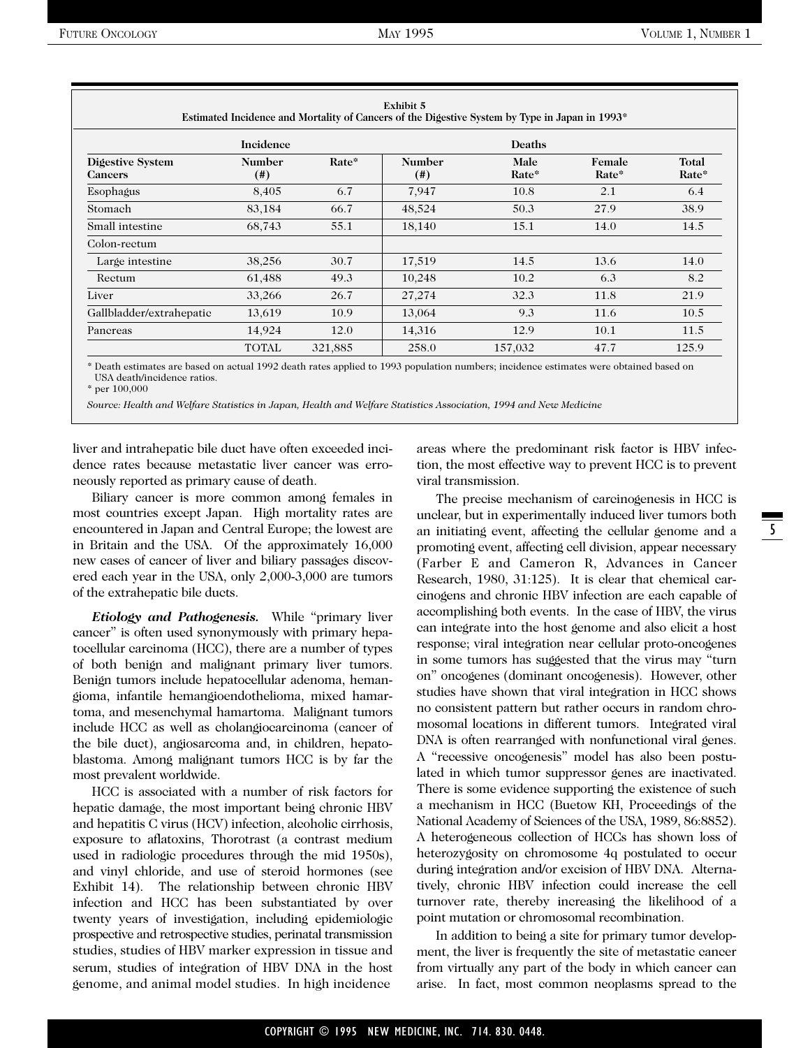**Exhibit 5**
**Estimated Incidence and Mortality of Cancers of the Digestive System by Type in Japan in 1993***

| Digestive System Cancers | Incidence Number (#) | Incidence Rate* | Deaths Number (#) | Deaths Male Rate* | Deaths Female Rate* | Deaths Total Rate* |
|---|---|---|---|---|---|---|
| Esophagus | 8,405 | 6.7 | 7,947 | 10.8 | 2.1 | 6.4 |
| Stomach | 83,184 | 66.7 | 48,524 | 50.3 | 27.9 | 38.9 |
| Small intestine | 68,743 | 55.1 | 18,140 | 15.1 | 14.0 | 14.5 |
| Colon-rectum | | | | | | |
| Large intestine | 38,256 | 30.7 | 17,519 | 14.5 | 13.6 | 14.0 |
| Rectum | 61,488 | 49.3 | 10,248 | 10.2 | 6.3 | 8.2 |
| Liver | 33,266 | 26.7 | 27,274 | 32.3 | 11.8 | 21.9 |
| Gallbladder/extrahepatic | 13,619 | 10.9 | 13,064 | 9.3 | 11.6 | 10.5 |
| Pancreas | 14,924 | 12.0 | 14,316 | 12.9 | 10.1 | 11.5 |
| | TOTAL | 321,885 | 258.0 | 157,032 | 47.7 | 125.9 |

\* Death estimates are based on actual 1992 death rates applied to 1993 population numbers; incidence estimates were obtained based on USA death/incidence ratios.
\* per 100,000

*Source: Health and Welfare Statistics in Japan, Health and Welfare Statistics Association, 1994 and New Medicine*

liver and intrahepatic bile duct have often exceeded incidence rates because metastatic liver cancer was erroneously reported as primary cause of death.

Biliary cancer is more common among females in most countries except Japan. High mortality rates are encountered in Japan and Central Europe; the lowest are in Britain and the USA. Of the approximately 16,000 new cases of cancer of liver and biliary passages discovered each year in the USA, only 2,000-3,000 are tumors of the extrahepatic bile ducts.

***Etiology and Pathogenesis.*** While "primary liver cancer" is often used synonymously with primary hepatocellular carcinoma (HCC), there are a number of types of both benign and malignant primary liver tumors. Benign tumors include hepatocellular adenoma, hemangioma, infantile hemangioendothelioma, mixed hamartoma, and mesenchymal hamartoma. Malignant tumors include HCC as well as cholangiocarcinoma (cancer of the bile duct), angiosarcoma and, in children, hepatoblastoma. Among malignant tumors HCC is by far the most prevalent worldwide.

HCC is associated with a number of risk factors for hepatic damage, the most important being chronic HBV and hepatitis C virus (HCV) infection, alcoholic cirrhosis, exposure to aflatoxins, Thorotrast (a contrast medium used in radiologic procedures through the mid 1950s), and vinyl chloride, and use of steroid hormones (see Exhibit 14). The relationship between chronic HBV infection and HCC has been substantiated by over twenty years of investigation, including epidemiologic prospective and retrospective studies, perinatal transmission studies, studies of HBV marker expression in tissue and serum, studies of integration of HBV DNA in the host genome, and animal model studies. In high incidence areas where the predominant risk factor is HBV infection, the most effective way to prevent HCC is to prevent viral transmission.

The precise mechanism of carcinogenesis in HCC is unclear, but in experimentally induced liver tumors both an initiating event, affecting the cellular genome and a promoting event, affecting cell division, appear necessary (Farber E and Cameron R, Advances in Cancer Research, 1980, 31:125). It is clear that chemical carcinogens and chronic HBV infection are each capable of accomplishing both events. In the case of HBV, the virus can integrate into the host genome and also elicit a host response; viral integration near cellular proto-oncogenes in some tumors has suggested that the virus may "turn on" oncogenes (dominant oncogenesis). However, other studies have shown that viral integration in HCC shows no consistent pattern but rather occurs in random chromosomal locations in different tumors. Integrated viral DNA is often rearranged with nonfunctional viral genes. A "recessive oncogenesis" model has also been postulated in which tumor suppressor genes are inactivated. There is some evidence supporting the existence of such a mechanism in HCC (Buetow KH, Proceedings of the National Academy of Sciences of the USA, 1989, 86:8852). A heterogeneous collection of HCCs has shown loss of heterozygosity on chromosome 4q postulated to occur during integration and/or excision of HBV DNA. Alternatively, chronic HBV infection could increase the cell turnover rate, thereby increasing the likelihood of a point mutation or chromosomal recombination.

In addition to being a site for primary tumor development, the liver is frequently the site of metastatic cancer from virtually any part of the body in which cancer can arise. In fact, most common neoplasms spread to the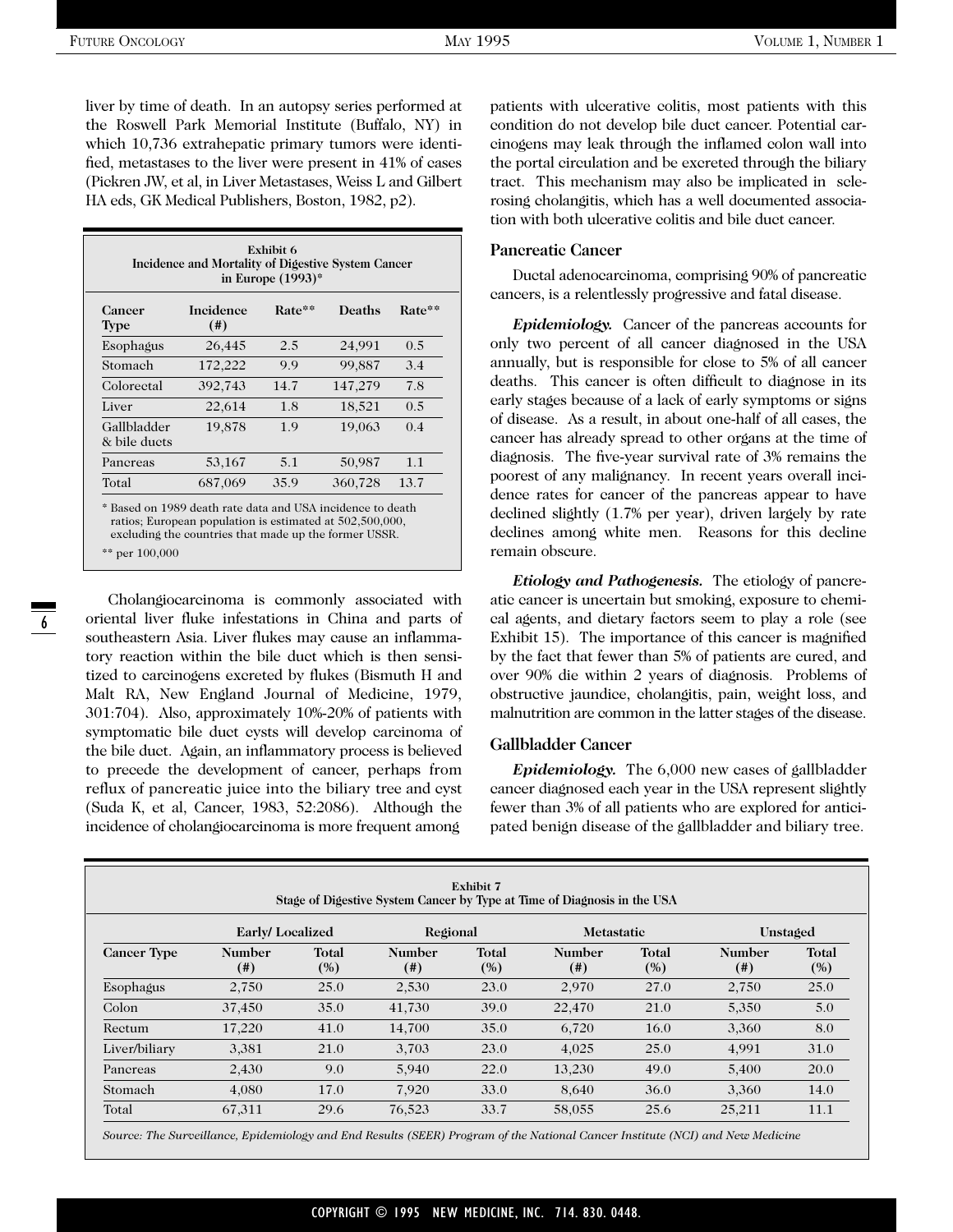liver by time of death. In an autopsy series performed at the Roswell Park Memorial Institute (Buffalo, NY) in which 10,736 extrahepatic primary tumors were identified, metastases to the liver were present in 41% of cases (Pickren JW, et al, in Liver Metastases, Weiss L and Gilbert HA eds, GK Medical Publishers, Boston, 1982, p2).

**Exhibit 6**
**Incidence and Mortality of Digestive System Cancer in Europe (1993)***

| Cancer Type | Incidence (#) | Rate** | Deaths | Rate** |
|---|---|---|---|---|
| Esophagus | 26,445 | 2.5 | 24,991 | 0.5 |
| Stomach | 172,222 | 9.9 | 99,887 | 3.4 |
| Colorectal | 392,743 | 14.7 | 147,279 | 7.8 |
| Liver | 22,614 | 1.8 | 18,521 | 0.5 |
| Gallbladder & bile ducts | 19,878 | 1.9 | 19,063 | 0.4 |
| Pancreas | 53,167 | 5.1 | 50,987 | 1.1 |
| Total | 687,069 | 35.9 | 360,728 | 13.7 |

* Based on 1989 death rate data and USA incidence to death ratios; European population is estimated at 502,500,000, excluding the countries that made up the former USSR.

** per 100,000

Cholangiocarcinoma is commonly associated with oriental liver fluke infestations in China and parts of southeastern Asia. Liver flukes may cause an inflammatory reaction within the bile duct which is then sensitized to carcinogens excreted by flukes (Bismuth H and Malt RA, New England Journal of Medicine, 1979, 301:704). Also, approximately 10%-20% of patients with symptomatic bile duct cysts will develop carcinoma of the bile duct. Again, an inflammatory process is believed to precede the development of cancer, perhaps from reflux of pancreatic juice into the biliary tree and cyst (Suda K, et al, Cancer, 1983, 52:2086). Although the incidence of cholangiocarcinoma is more frequent among patients with ulcerative colitis, most patients with this condition do not develop bile duct cancer. Potential carcinogens may leak through the inflamed colon wall into the portal circulation and be excreted through the biliary tract. This mechanism may also be implicated in sclerosing cholangitis, which has a well documented association with both ulcerative colitis and bile duct cancer.

### Pancreatic Cancer

Ductal adenocarcinoma, comprising 90% of pancreatic cancers, is a relentlessly progressive and fatal disease.

***Epidemiology.*** Cancer of the pancreas accounts for only two percent of all cancer diagnosed in the USA annually, but is responsible for close to 5% of all cancer deaths. This cancer is often difficult to diagnose in its early stages because of a lack of early symptoms or signs of disease. As a result, in about one-half of all cases, the cancer has already spread to other organs at the time of diagnosis. The five-year survival rate of 3% remains the poorest of any malignancy. In recent years overall incidence rates for cancer of the pancreas appear to have declined slightly (1.7% per year), driven largely by rate declines among white men. Reasons for this decline remain obscure.

***Etiology and Pathogenesis.*** The etiology of pancreatic cancer is uncertain but smoking, exposure to chemical agents, and dietary factors seem to play a role (see Exhibit 15). The importance of this cancer is magnified by the fact that fewer than 5% of patients are cured, and over 90% die within 2 years of diagnosis. Problems of obstructive jaundice, cholangitis, pain, weight loss, and malnutrition are common in the latter stages of the disease.

### Gallbladder Cancer

***Epidemiology.*** The 6,000 new cases of gallbladder cancer diagnosed each year in the USA represent slightly fewer than 3% of all patients who are explored for anticipated benign disease of the gallbladder and biliary tree.

**Exhibit 7**
**Stage of Digestive System Cancer by Type at Time of Diagnosis in the USA**

| | Early/ Localized | | Regional | | Metastatic | | Unstaged | |
|---|---|---|---|---|---|---|---|---|
| Cancer Type | Number (#) | Total (%) | Number (#) | Total (%) | Number (#) | Total (%) | Number (#) | Total (%) |
| Esophagus | 2,750 | 25.0 | 2,530 | 23.0 | 2,970 | 27.0 | 2,750 | 25.0 |
| Colon | 37,450 | 35.0 | 41,730 | 39.0 | 22,470 | 21.0 | 5,350 | 5.0 |
| Rectum | 17,220 | 41.0 | 14,700 | 35.0 | 6,720 | 16.0 | 3,360 | 8.0 |
| Liver/biliary | 3,381 | 21.0 | 3,703 | 23.0 | 4,025 | 25.0 | 4,991 | 31.0 |
| Pancreas | 2,430 | 9.0 | 5,940 | 22.0 | 13,230 | 49.0 | 5,400 | 20.0 |
| Stomach | 4,080 | 17.0 | 7,920 | 33.0 | 8,640 | 36.0 | 3,360 | 14.0 |
| Total | 67,311 | 29.6 | 76,523 | 33.7 | 58,055 | 25.6 | 25,211 | 11.1 |

*Source: The Surveillance, Epidemiology and End Results (SEER) Program of the National Cancer Institute (NCI) and New Medicine*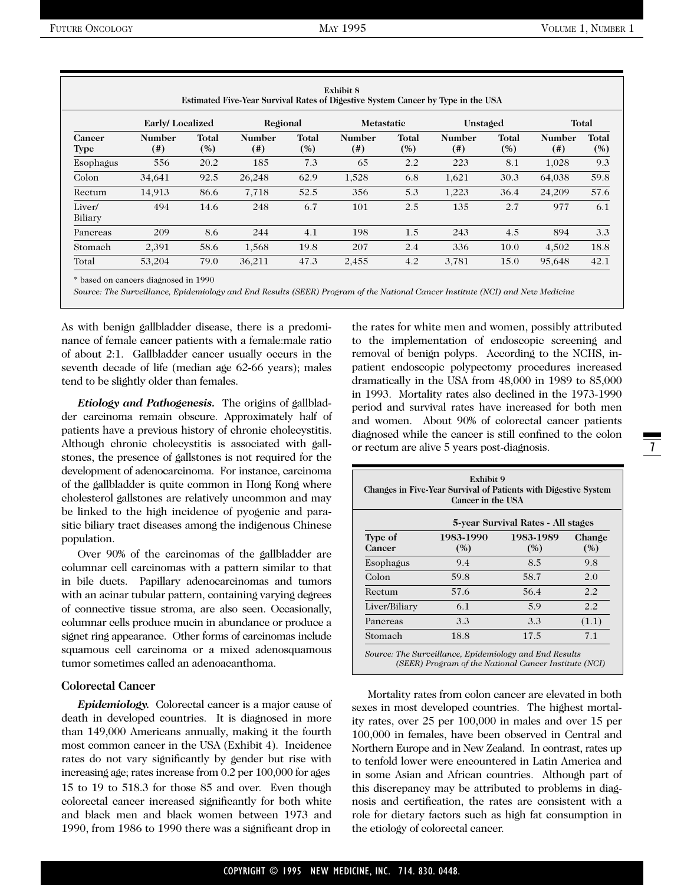**Exhibit 8**
**Estimated Five-Year Survival Rates of Digestive System Cancer by Type in the USA**

| | Early/ Localized | | Regional | | Metastatic | | Unstaged | | Total | |
|---|---|---|---|---|---|---|---|---|---|---|
| Cancer Type | Number (#) | Total (%) | Number (#) | Total (%) | Number (#) | Total (%) | Number (#) | Total (%) | Number (#) | Total (%) |
| Esophagus | 556 | 20.2 | 185 | 7.3 | 65 | 2.2 | 223 | 8.1 | 1,028 | 9.3 |
| Colon | 34,641 | 92.5 | 26,248 | 62.9 | 1,528 | 6.8 | 1,621 | 30.3 | 64,038 | 59.8 |
| Rectum | 14,913 | 86.6 | 7,718 | 52.5 | 356 | 5.3 | 1,223 | 36.4 | 24,209 | 57.6 |
| Liver/ Biliary | 494 | 14.6 | 248 | 6.7 | 101 | 2.5 | 135 | 2.7 | 977 | 6.1 |
| Pancreas | 209 | 8.6 | 244 | 4.1 | 198 | 1.5 | 243 | 4.5 | 894 | 3.3 |
| Stomach | 2,391 | 58.6 | 1,568 | 19.8 | 207 | 2.4 | 336 | 10.0 | 4,502 | 18.8 |
| Total | 53,204 | 79.0 | 36,211 | 47.3 | 2,455 | 4.2 | 3,781 | 15.0 | 95,648 | 42.1 |

\* based on cancers diagnosed in 1990

*Source: The Surveillance, Epidemiology and End Results (SEER) Program of the National Cancer Institute (NCI) and New Medicine*

As with benign gallbladder disease, there is a predominance of female cancer patients with a female:male ratio of about 2:1. Gallbladder cancer usually occurs in the seventh decade of life (median age 62-66 years); males tend to be slightly older than females.

***Etiology and Pathogenesis.*** The origins of gallbladder carcinoma remain obscure. Approximately half of patients have a previous history of chronic cholecystitis. Although chronic cholecystitis is associated with gallstones, the presence of gallstones is not required for the development of adenocarcinoma. For instance, carcinoma of the gallbladder is quite common in Hong Kong where cholesterol gallstones are relatively uncommon and may be linked to the high incidence of pyogenic and parasitic biliary tract diseases among the indigenous Chinese population.

Over 90% of the carcinomas of the gallbladder are columnar cell carcinomas with a pattern similar to that in bile ducts. Papillary adenocarcinomas and tumors with an acinar tubular pattern, containing varying degrees of connective tissue stroma, are also seen. Occasionally, columnar cells produce mucin in abundance or produce a signet ring appearance. Other forms of carcinomas include squamous cell carcinoma or a mixed adenosquamous tumor sometimes called an adenoacanthoma.

### Colorectal Cancer

***Epidemiology.*** Colorectal cancer is a major cause of death in developed countries. It is diagnosed in more than 149,000 Americans annually, making it the fourth most common cancer in the USA (Exhibit 4). Incidence rates do not vary significantly by gender but rise with increasing age; rates increase from 0.2 per 100,000 for ages 15 to 19 to 518.3 for those 85 and over. Even though colorectal cancer increased significantly for both white and black men and black women between 1973 and 1990, from 1986 to 1990 there was a significant drop in the rates for white men and women, possibly attributed to the implementation of endoscopic screening and removal of benign polyps. According to the NCHS, in-patient endoscopic polypectomy procedures increased dramatically in the USA from 48,000 in 1989 to 85,000 in 1993. Mortality rates also declined in the 1973-1990 period and survival rates have increased for both men and women. About 90% of colorectal cancer patients diagnosed while the cancer is still confined to the colon or rectum are alive 5 years post-diagnosis.

**Exhibit 9**
**Changes in Five-Year Survival of Patients with Digestive System Cancer in the USA**

| | 5-year Survival Rates - All stages | | |
|---|---|---|---|
| Type of Cancer | 1983-1990 (%) | 1983-1989 (%) | Change (%) |
| Esophagus | 9.4 | 8.5 | 9.8 |
| Colon | 59.8 | 58.7 | 2.0 |
| Rectum | 57.6 | 56.4 | 2.2 |
| Liver/Biliary | 6.1 | 5.9 | 2.2 |
| Pancreas | 3.3 | 3.3 | (1.1) |
| Stomach | 18.8 | 17.5 | 7.1 |

*Source: The Surveillance, Epidemiology and End Results (SEER) Program of the National Cancer Institute (NCI)*

Mortality rates from colon cancer are elevated in both sexes in most developed countries. The highest mortality rates, over 25 per 100,000 in males and over 15 per 100,000 in females, have been observed in Central and Northern Europe and in New Zealand. In contrast, rates up to tenfold lower were encountered in Latin America and in some Asian and African countries. Although part of this discrepancy may be attributed to problems in diagnosis and certification, the rates are consistent with a role for dietary factors such as high fat consumption in the etiology of colorectal cancer.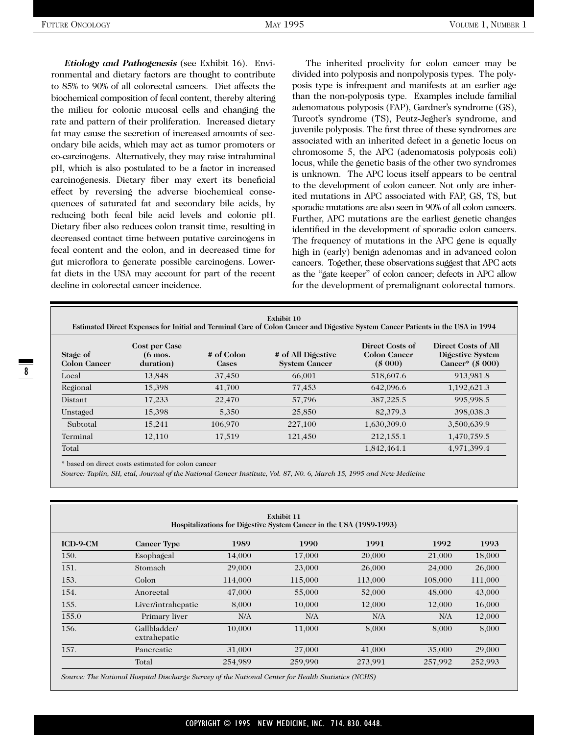***Etiology and Pathogenesis*** (see Exhibit 16). Environmental and dietary factors are thought to contribute to 85% to 90% of all colorectal cancers. Diet affects the biochemical composition of fecal content, thereby altering the milieu for colonic mucosal cells and changing the rate and pattern of their proliferation. Increased dietary fat may cause the secretion of increased amounts of secondary bile acids, which may act as tumor promoters or co-carcinogens. Alternatively, they may raise intraluminal pH, which is also postulated to be a factor in increased carcinogenesis. Dietary fiber may exert its beneficial effect by reversing the adverse biochemical consequences of saturated fat and secondary bile acids, by reducing both fecal bile acid levels and colonic pH. Dietary fiber also reduces colon transit time, resulting in decreased contact time between putative carcinogens in fecal content and the colon, and in decreased time for gut microflora to generate possible carcinogens. Lower-fat diets in the USA may account for part of the recent decline in colorectal cancer incidence.

The inherited proclivity for colon cancer may be divided into polyposis and nonpolyposis types. The polyposis type is infrequent and manifests at an earlier age than the non-polyposis type. Examples include familial adenomatous polyposis (FAP), Gardner's syndrome (GS), Turcot's syndrome (TS), Peutz-Jegher's syndrome, and juvenile polyposis. The first three of these syndromes are associated with an inherited defect in a genetic locus on chromosome 5, the APC (adenomatosis polyposis coli) locus, while the genetic basis of the other two syndromes is unknown. The APC locus itself appears to be central to the development of colon cancer. Not only are inherited mutations in APC associated with FAP, GS, TS, but sporadic mutations are also seen in 90% of all colon cancers. Further, APC mutations are the earliest genetic changes identified in the development of sporadic colon cancers. The frequency of mutations in the APC gene is equally high in (early) benign adenomas and in advanced colon cancers. Together, these observations suggest that APC acts as the "gate keeper" of colon cancer; defects in APC allow for the development of premalignant colorectal tumors.

**Exhibit 10**
**Estimated Direct Expenses for Initial and Terminal Care of Colon Cancer and Digestive System Cancer Patients in the USA in 1994**

| Stage of Colon Cancer | Cost per Case (6 mos. duration) | # of Colon Cases | # of All Digestive System Cancer | Direct Costs of Colon Cancer ($ 000) | Direct Costs of All Digestive System Cancer* ($ 000) |
|---|---|---|---|---|---|
| Local | 13,848 | 37,450 | 66,001 | 518,607.6 | 913,981.8 |
| Regional | 15,398 | 41,700 | 77,453 | 642,096.6 | 1,192,621.3 |
| Distant | 17,233 | 22,470 | 57,796 | 387,225.5 | 995,998.5 |
| Unstaged | 15,398 | 5,350 | 25,850 | 82,379.3 | 398,038.3 |
| Subtotal | 15,241 | 106,970 | 227,100 | 1,630,309.0 | 3,500,639.9 |
| Terminal | 12,110 | 17,519 | 121,450 | 212,155.1 | 1,470,759.5 |
| Total | | | | 1,842,464.1 | 4,971,399.4 |

\* based on direct costs estimated for colon cancer

*Source: Taplin, SH, etal, Journal of the National Cancer Institute, Vol. 87, N0. 6, March 15, 1995 and New Medicine*

**Exhibit 11**
**Hospitalizations for Digestive System Cancer in the USA (1989-1993)**

| ICD-9-CM | Cancer Type | 1989 | 1990 | 1991 | 1992 | 1993 |
|---|---|---|---|---|---|---|
| 150. | Esophageal | 14,000 | 17,000 | 20,000 | 21,000 | 18,000 |
| 151. | Stomach | 29,000 | 23,000 | 26,000 | 24,000 | 26,000 |
| 153. | Colon | 114,000 | 115,000 | 113,000 | 108,000 | 111,000 |
| 154. | Anorectal | 47,000 | 55,000 | 52,000 | 48,000 | 43,000 |
| 155. | Liver/intrahepatic | 8,000 | 10,000 | 12,000 | 12,000 | 16,000 |
| 155.0 | Primary liver | N/A | N/A | N/A | N/A | 12,000 |
| 156. | Gallbladder/ extrahepatic | 10,000 | 11,000 | 8,000 | 8,000 | 8,000 |
| 157. | Pancreatic | 31,000 | 27,000 | 41,000 | 35,000 | 29,000 |
| | Total | 254,989 | 259,990 | 273,991 | 257,992 | 252,993 |

*Source: The National Hospital Discharge Survey of the National Center for Health Statistics (NCHS)*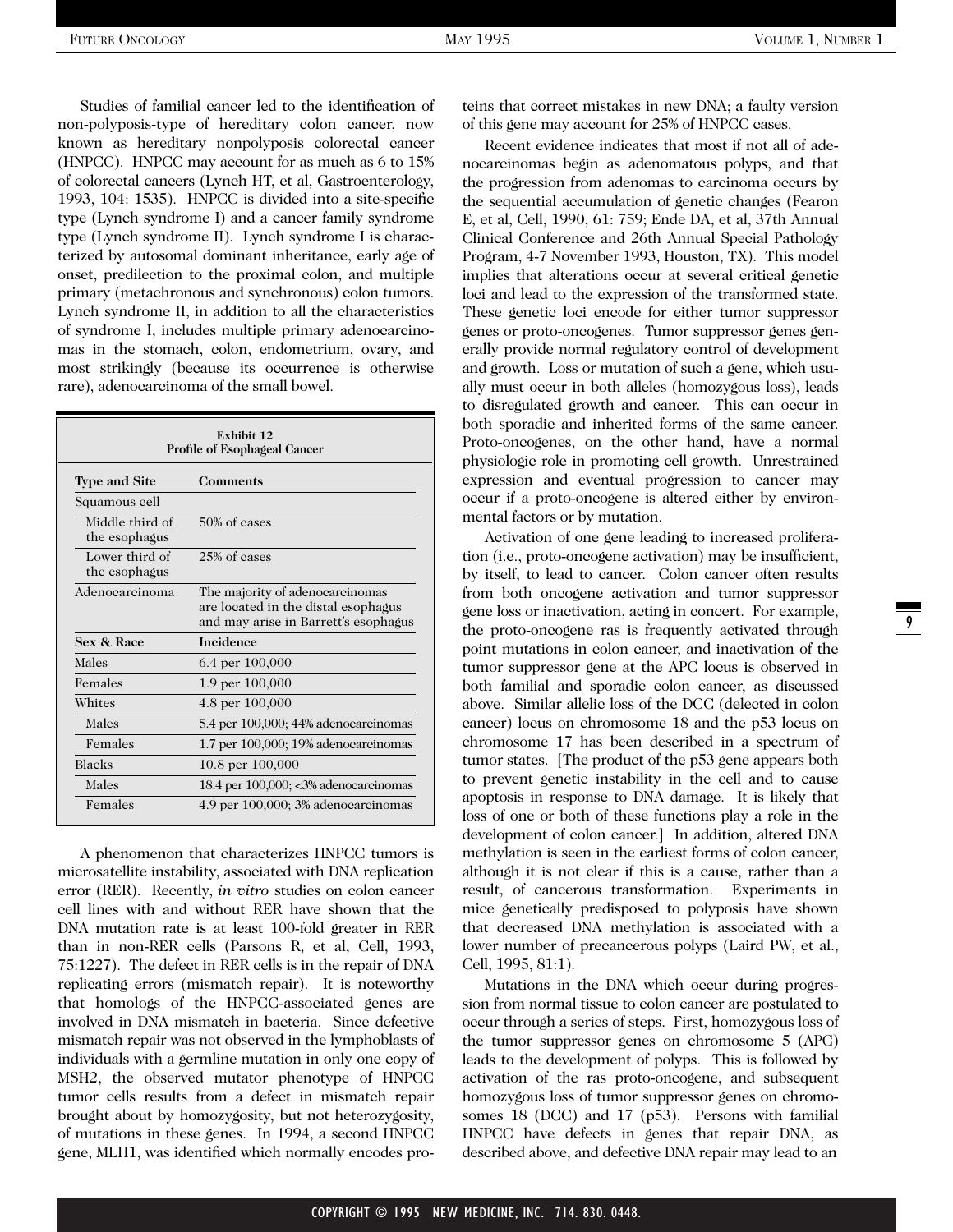Studies of familial cancer led to the identification of non-polyposis-type of hereditary colon cancer, now known as hereditary nonpolyposis colorectal cancer (HNPCC). HNPCC may account for as much as 6 to 15% of colorectal cancers (Lynch HT, et al, Gastroenterology, 1993, 104: 1535). HNPCC is divided into a site-specific type (Lynch syndrome I) and a cancer family syndrome type (Lynch syndrome II). Lynch syndrome I is characterized by autosomal dominant inheritance, early age of onset, predilection to the proximal colon, and multiple primary (metachronous and synchronous) colon tumors. Lynch syndrome II, in addition to all the characteristics of syndrome I, includes multiple primary adenocarcinomas in the stomach, colon, endometrium, ovary, and most strikingly (because its occurrence is otherwise rare), adenocarcinoma of the small bowel.

**Exhibit 12**
**Profile of Esophageal Cancer**

| Type and Site | Comments |
|---|---|
| Squamous cell | |
| Middle third of the esophagus | 50% of cases |
| Lower third of the esophagus | 25% of cases |
| Adenocarcinoma | The majority of adenocarcinomas are located in the distal esophagus and may arise in Barrett's esophagus |
| **Sex & Race** | **Incidence** |
| Males | 6.4 per 100,000 |
| Females | 1.9 per 100,000 |
| Whites | 4.8 per 100,000 |
| Males | 5.4 per 100,000; 44% adenocarcinomas |
| Females | 1.7 per 100,000; 19% adenocarcinomas |
| Blacks | 10.8 per 100,000 |
| Males | 18.4 per 100,000; <3% adenocarcinomas |
| Females | 4.9 per 100,000; 3% adenocarcinomas |

A phenomenon that characterizes HNPCC tumors is microsatellite instability, associated with DNA replication error (RER). Recently, *in vitro* studies on colon cancer cell lines with and without RER have shown that the DNA mutation rate is at least 100-fold greater in RER than in non-RER cells (Parsons R, et al, Cell, 1993, 75:1227). The defect in RER cells is in the repair of DNA replicating errors (mismatch repair). It is noteworthy that homologs of the HNPCC-associated genes are involved in DNA mismatch in bacteria. Since defective mismatch repair was not observed in the lymphoblasts of individuals with a germline mutation in only one copy of MSH2, the observed mutator phenotype of HNPCC tumor cells results from a defect in mismatch repair brought about by homozygosity, but not heterozygosity, of mutations in these genes. In 1994, a second HNPCC gene, MLH1, was identified which normally encodes proteins that correct mistakes in new DNA; a faulty version of this gene may account for 25% of HNPCC cases.

Recent evidence indicates that most if not all of adenocarcinomas begin as adenomatous polyps, and that the progression from adenomas to carcinoma occurs by the sequential accumulation of genetic changes (Fearon E, et al, Cell, 1990, 61: 759; Ende DA, et al, 37th Annual Clinical Conference and 26th Annual Special Pathology Program, 4-7 November 1993, Houston, TX). This model implies that alterations occur at several critical genetic loci and lead to the expression of the transformed state. These genetic loci encode for either tumor suppressor genes or proto-oncogenes. Tumor suppressor genes generally provide normal regulatory control of development and growth. Loss or mutation of such a gene, which usually must occur in both alleles (homozygous loss), leads to disregulated growth and cancer. This can occur in both sporadic and inherited forms of the same cancer. Proto-oncogenes, on the other hand, have a normal physiologic role in promoting cell growth. Unrestrained expression and eventual progression to cancer may occur if a proto-oncogene is altered either by environmental factors or by mutation.

Activation of one gene leading to increased proliferation (i.e., proto-oncogene activation) may be insufficient, by itself, to lead to cancer. Colon cancer often results from both oncogene activation and tumor suppressor gene loss or inactivation, acting in concert. For example, the proto-oncogene ras is frequently activated through point mutations in colon cancer, and inactivation of the tumor suppressor gene at the APC locus is observed in both familial and sporadic colon cancer, as discussed above. Similar allelic loss of the DCC (delected in colon cancer) locus on chromosome 18 and the p53 locus on chromosome 17 has been described in a spectrum of tumor states. [The product of the p53 gene appears both to prevent genetic instability in the cell and to cause apoptosis in response to DNA damage. It is likely that loss of one or both of these functions play a role in the development of colon cancer.] In addition, altered DNA methylation is seen in the earliest forms of colon cancer, although it is not clear if this is a cause, rather than a result, of cancerous transformation. Experiments in mice genetically predisposed to polyposis have shown that decreased DNA methylation is associated with a lower number of precancerous polyps (Laird PW, et al., Cell, 1995, 81:1).

Mutations in the DNA which occur during progression from normal tissue to colon cancer are postulated to occur through a series of steps. First, homozygous loss of the tumor suppressor genes on chromosome 5 (APC) leads to the development of polyps. This is followed by activation of the ras proto-oncogene, and subsequent homozygous loss of tumor suppressor genes on chromosomes 18 (DCC) and 17 (p53). Persons with familial HNPCC have defects in genes that repair DNA, as described above, and defective DNA repair may lead to an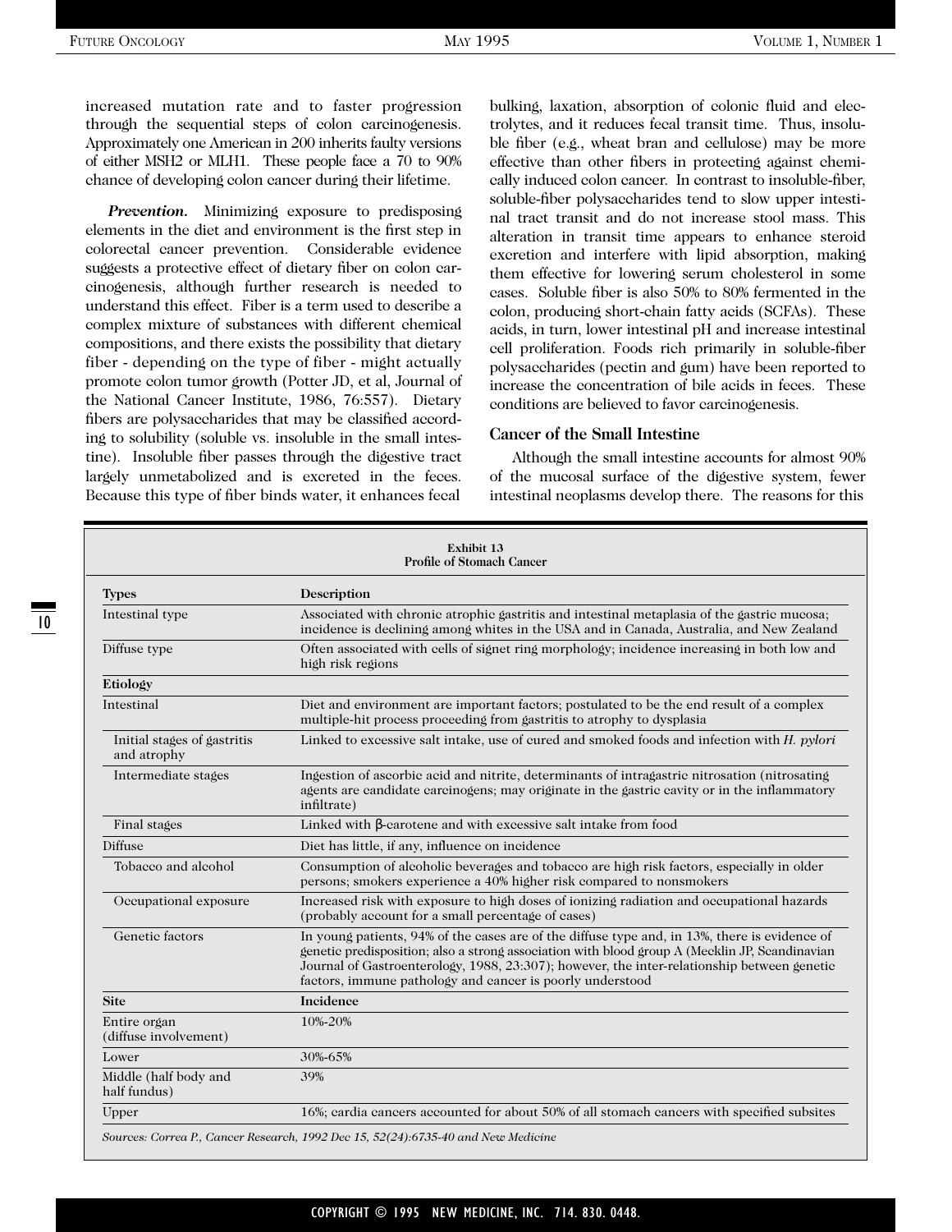increased mutation rate and to faster progression through the sequential steps of colon carcinogenesis. Approximately one American in 200 inherits faulty versions of either MSH2 or MLH1. These people face a 70 to 90% chance of developing colon cancer during their lifetime.

***Prevention.*** Minimizing exposure to predisposing elements in the diet and environment is the first step in colorectal cancer prevention. Considerable evidence suggests a protective effect of dietary fiber on colon carcinogenesis, although further research is needed to understand this effect. Fiber is a term used to describe a complex mixture of substances with different chemical compositions, and there exists the possibility that dietary fiber - depending on the type of fiber - might actually promote colon tumor growth (Potter JD, et al, Journal of the National Cancer Institute, 1986, 76:557). Dietary fibers are polysaccharides that may be classified according to solubility (soluble vs. insoluble in the small intestine). Insoluble fiber passes through the digestive tract largely unmetabolized and is excreted in the feces. Because this type of fiber binds water, it enhances fecal bulking, laxation, absorption of colonic fluid and electrolytes, and it reduces fecal transit time. Thus, insoluble fiber (e.g., wheat bran and cellulose) may be more effective than other fibers in protecting against chemically induced colon cancer. In contrast to insoluble-fiber, soluble-fiber polysaccharides tend to slow upper intestinal tract transit and do not increase stool mass. This alteration in transit time appears to enhance steroid excretion and interfere with lipid absorption, making them effective for lowering serum cholesterol in some cases. Soluble fiber is also 50% to 80% fermented in the colon, producing short-chain fatty acids (SCFAs). These acids, in turn, lower intestinal pH and increase intestinal cell proliferation. Foods rich primarily in soluble-fiber polysaccharides (pectin and gum) have been reported to increase the concentration of bile acids in feces. These conditions are believed to favor carcinogenesis.

### Cancer of the Small Intestine

Although the small intestine accounts for almost 90% of the mucosal surface of the digestive system, fewer intestinal neoplasms develop there. The reasons for this

**Exhibit 13**
**Profile of Stomach Cancer**

| **Types** | **Description** |
|---|---|
| Intestinal type | Associated with chronic atrophic gastritis and intestinal metaplasia of the gastric mucosa; incidence is declining among whites in the USA and in Canada, Australia, and New Zealand |
| Diffuse type | Often associated with cells of signet ring morphology; incidence increasing in both low and high risk regions |
| **Etiology** | |
| Intestinal | Diet and environment are important factors; postulated to be the end result of a complex multiple-hit process proceeding from gastritis to atrophy to dysplasia |
| Initial stages of gastritis and atrophy | Linked to excessive salt intake, use of cured and smoked foods and infection with *H. pylori* |
| Intermediate stages | Ingestion of ascorbic acid and nitrite, determinants of intragastric nitrosation (nitrosating agents are candidate carcinogens; may originate in the gastric cavity or in the inflammatory infiltrate) |
| Final stages | Linked with β-carotene and with excessive salt intake from food |
| Diffuse | Diet has little, if any, influence on incidence |
| Tobacco and alcohol | Consumption of alcoholic beverages and tobacco are high risk factors, especially in older persons; smokers experience a 40% higher risk compared to nonsmokers |
| Occupational exposure | Increased risk with exposure to high doses of ionizing radiation and occupational hazards (probably account for a small percentage of cases) |
| Genetic factors | In young patients, 94% of the cases are of the diffuse type and, in 13%, there is evidence of genetic predisposition; also a strong association with blood group A (Mecklin JP, Scandinavian Journal of Gastroenterology, 1988, 23:307); however, the inter-relationship between genetic factors, immune pathology and cancer is poorly understood |
| **Site** | **Incidence** |
| Entire organ (diffuse involvement) | 10%-20% |
| Lower | 30%-65% |
| Middle (half body and half fundus) | 39% |
| Upper | 16%; cardia cancers accounted for about 50% of all stomach cancers with specified subsites |

*Sources: Correa P., Cancer Research, 1992 Dec 15, 52(24):6735-40 and New Medicine*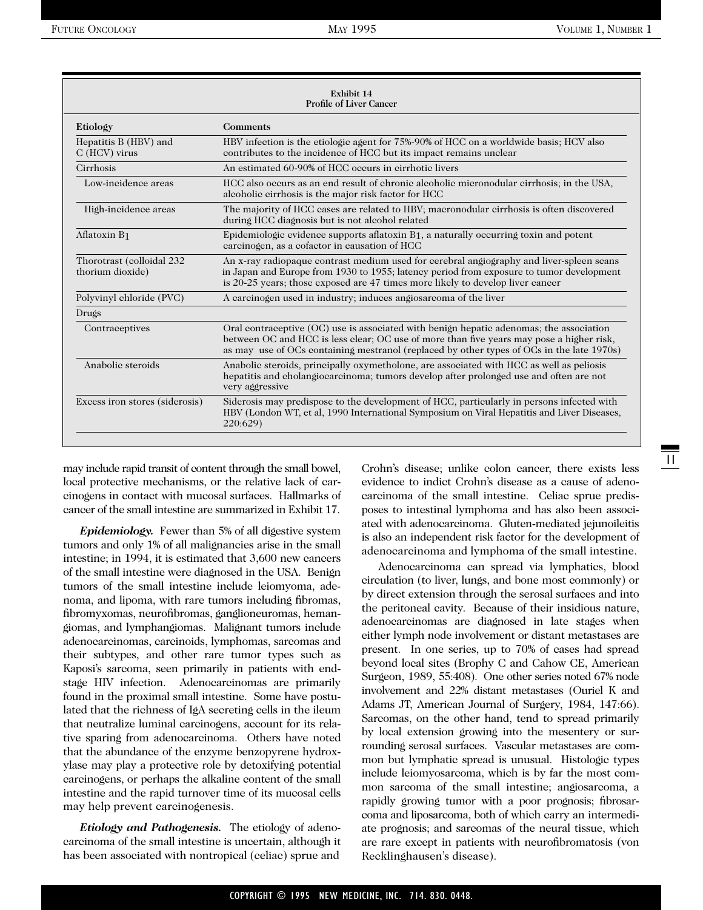**Exhibit 14**
**Profile of Liver Cancer**

| Etiology | Comments |
|---|---|
| Hepatitis B (HBV) and C (HCV) virus | HBV infection is the etiologic agent for 75%-90% of HCC on a worldwide basis; HCV also contributes to the incidence of HCC but its impact remains unclear |
| Cirrhosis | An estimated 60-90% of HCC occurs in cirrhotic livers |
| Low-incidence areas | HCC also occurs as an end result of chronic alcoholic micronodular cirrhosis; in the USA, alcoholic cirrhosis is the major risk factor for HCC |
| High-incidence areas | The majority of HCC cases are related to HBV; macronodular cirrhosis is often discovered during HCC diagnosis but is not alcohol related |
| Aflatoxin $B_1$ | Epidemiologic evidence supports aflatoxin $B_1$, a naturally occurring toxin and potent carcinogen, as a cofactor in causation of HCC |
| Thorotrast (colloidal 232 thorium dioxide) | An x-ray radiopaque contrast medium used for cerebral angiography and liver-spleen scans in Japan and Europe from 1930 to 1955; latency period from exposure to tumor development is 20-25 years; those exposed are 47 times more likely to develop liver cancer |
| Polyvinyl chloride (PVC) | A carcinogen used in industry; induces angiosarcoma of the liver |
| Drugs | |
| Contraceptives | Oral contraceptive (OC) use is associated with benign hepatic adenomas; the association between OC and HCC is less clear; OC use of more than five years may pose a higher risk, as may use of OCs containing mestranol (replaced by other types of OCs in the late 1970s) |
| Anabolic steroids | Anabolic steroids, principally oxymetholone, are associated with HCC as well as peliosis hepatitis and cholangiocarcinoma; tumors develop after prolonged use and often are not very aggressive |
| Excess iron stores (siderosis) | Siderosis may predispose to the development of HCC, particularly in persons infected with HBV (London WT, et al, 1990 International Symposium on Viral Hepatitis and Liver Diseases, 220:629) |

may include rapid transit of content through the small bowel, local protective mechanisms, or the relative lack of carcinogens in contact with mucosal surfaces. Hallmarks of cancer of the small intestine are summarized in Exhibit 17.

***Epidemiology.*** Fewer than 5% of all digestive system tumors and only 1% of all malignancies arise in the small intestine; in 1994, it is estimated that 3,600 new cancers of the small intestine were diagnosed in the USA. Benign tumors of the small intestine include leiomyoma, adenoma, and lipoma, with rare tumors including fibromas, fibromyxomas, neurofibromas, ganglioneuromas, hemangiomas, and lymphangiomas. Malignant tumors include adenocarcinomas, carcinoids, lymphomas, sarcomas and their subtypes, and other rare tumor types such as Kaposi's sarcoma, seen primarily in patients with end-stage HIV infection. Adenocarcinomas are primarily found in the proximal small intestine. Some have postulated that the richness of IgA secreting cells in the ileum that neutralize luminal carcinogens, account for its relative sparing from adenocarcinoma. Others have noted that the abundance of the enzyme benzopyrene hydroxylase may play a protective role by detoxifying potential carcinogens, or perhaps the alkaline content of the small intestine and the rapid turnover time of its mucosal cells may help prevent carcinogenesis.

***Etiology and Pathogenesis.*** The etiology of adenocarcinoma of the small intestine is uncertain, although it has been associated with nontropical (celiac) sprue and Crohn's disease; unlike colon cancer, there exists less evidence to indict Crohn's disease as a cause of adenocarcinoma of the small intestine. Celiac sprue predisposes to intestinal lymphoma and has also been associated with adenocarcinoma. Gluten-mediated jejunoileitis is also an independent risk factor for the development of adenocarcinoma and lymphoma of the small intestine.

Adenocarcinoma can spread via lymphatics, blood circulation (to liver, lungs, and bone most commonly) or by direct extension through the serosal surfaces and into the peritoneal cavity. Because of their insidious nature, adenocarcinomas are diagnosed in late stages when either lymph node involvement or distant metastases are present. In one series, up to 70% of cases had spread beyond local sites (Brophy C and Cahow CE, American Surgeon, 1989, 55:408). One other series noted 67% node involvement and 22% distant metastases (Ouriel K and Adams JT, American Journal of Surgery, 1984, 147:66). Sarcomas, on the other hand, tend to spread primarily by local extension growing into the mesentery or surrounding serosal surfaces. Vascular metastases are common but lymphatic spread is unusual. Histologic types include leiomyosarcoma, which is by far the most common sarcoma of the small intestine; angiosarcoma, a rapidly growing tumor with a poor prognosis; fibrosarcoma and liposarcoma, both of which carry an intermediate prognosis; and sarcomas of the neural tissue, which are rare except in patients with neurofibromatosis (von Recklinghausen's disease).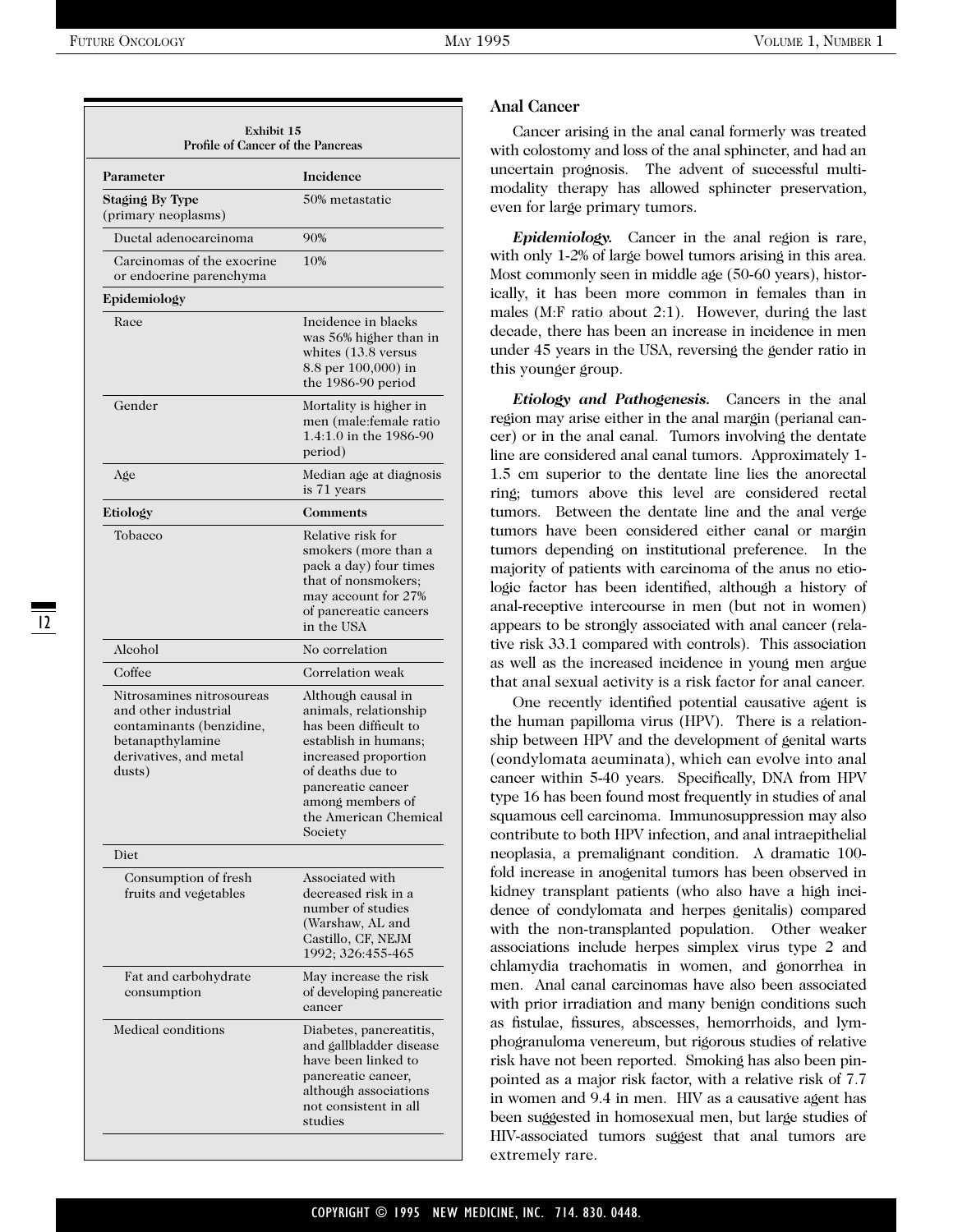**Exhibit 15**
**Profile of Cancer of the Pancreas**

| Parameter | Incidence |
|---|---|
| **Staging By Type** (primary neoplasms) | 50% metastatic |
| Ductal adenocarcinoma | 90% |
| Carcinomas of the exocrine or endocrine parenchyma | 10% |
| **Epidemiology** | |
| Race | Incidence in blacks was 56% higher than in whites (13.8 versus 8.8 per 100,000) in the 1986-90 period |
| Gender | Mortality is higher in men (male:female ratio 1.4:1.0 in the 1986-90 period) |
| Age | Median age at diagnosis is 71 years |
| **Etiology** | **Comments** |
| Tobacco | Relative risk for smokers (more than a pack a day) four times that of nonsmokers; may account for 27% of pancreatic cancers in the USA |
| Alcohol | No correlation |
| Coffee | Correlation weak |
| Nitrosamines nitrosoureas and other industrial contaminants (benzidine, betanapthylamine derivatives, and metal dusts) | Although causal in animals, relationship has been difficult to establish in humans; increased proportion of deaths due to pancreatic cancer among members of the American Chemical Society |
| Diet | |
| Consumption of fresh fruits and vegetables | Associated with decreased risk in a number of studies (Warshaw, AL and Castillo, CF, NEJM 1992; 326:455-465 |
| Fat and carbohydrate consumption | May increase the risk of developing pancreatic cancer |
| Medical conditions | Diabetes, pancreatitis, and gallbladder disease have been linked to pancreatic cancer, although associations not consistent in all studies |

## Anal Cancer

Cancer arising in the anal canal formerly was treated with colostomy and loss of the anal sphincter, and had an uncertain prognosis. The advent of successful multimodality therapy has allowed sphincter preservation, even for large primary tumors.

***Epidemiology.*** Cancer in the anal region is rare, with only 1-2% of large bowel tumors arising in this area. Most commonly seen in middle age (50-60 years), historically, it has been more common in females than in males (M:F ratio about 2:1). However, during the last decade, there has been an increase in incidence in men under 45 years in the USA, reversing the gender ratio in this younger group.

***Etiology and Pathogenesis.*** Cancers in the anal region may arise either in the anal margin (perianal cancer) or in the anal canal. Tumors involving the dentate line are considered anal canal tumors. Approximately 1-1.5 cm superior to the dentate line lies the anorectal ring; tumors above this level are considered rectal tumors. Between the dentate line and the anal verge tumors have been considered either canal or margin tumors depending on institutional preference. In the majority of patients with carcinoma of the anus no etiologic factor has been identified, although a history of anal-receptive intercourse in men (but not in women) appears to be strongly associated with anal cancer (relative risk 33.1 compared with controls). This association as well as the increased incidence in young men argue that anal sexual activity is a risk factor for anal cancer.

One recently identified potential causative agent is the human papilloma virus (HPV). There is a relationship between HPV and the development of genital warts (condylomata acuminata), which can evolve into anal cancer within 5-40 years. Specifically, DNA from HPV type 16 has been found most frequently in studies of anal squamous cell carcinoma. Immunosuppression may also contribute to both HPV infection, and anal intraepithelial neoplasia, a premalignant condition. A dramatic 100-fold increase in anogenital tumors has been observed in kidney transplant patients (who also have a high incidence of condylomata and herpes genitalis) compared with the non-transplanted population. Other weaker associations include herpes simplex virus type 2 and chlamydia trachomatis in women, and gonorrhea in men. Anal canal carcinomas have also been associated with prior irradiation and many benign conditions such as fistulae, fissures, abscesses, hemorrhoids, and lymphogranuloma venereum, but rigorous studies of relative risk have not been reported. Smoking has also been pinpointed as a major risk factor, with a relative risk of 7.7 in women and 9.4 in men. HIV as a causative agent has been suggested in homosexual men, but large studies of HIV-associated tumors suggest that anal tumors are extremely rare.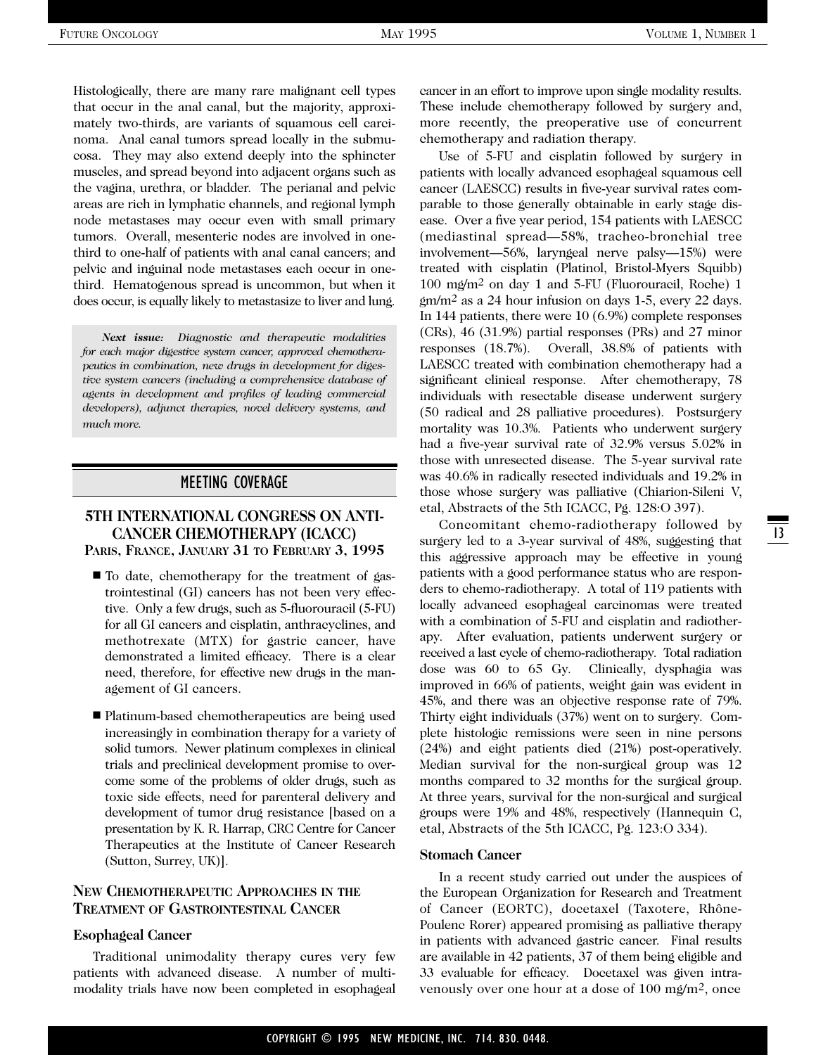Histologically, there are many rare malignant cell types that occur in the anal canal, but the majority, approximately two-thirds, are variants of squamous cell carcinoma. Anal canal tumors spread locally in the submucosa. They may also extend deeply into the sphincter muscles, and spread beyond into adjacent organs such as the vagina, urethra, or bladder. The perianal and pelvic areas are rich in lymphatic channels, and regional lymph node metastases may occur even with small primary tumors. Overall, mesenteric nodes are involved in one-third to one-half of patients with anal canal cancers; and pelvic and inguinal node metastases each occur in one-third. Hematogenous spread is uncommon, but when it does occur, is equally likely to metastasize to liver and lung.

***Next issue:*** *Diagnostic and therapeutic modalities for each major digestive system cancer, approved chemotherapeutics in combination, new drugs in development for digestive system cancers (including a comprehensive database of agents in development and profiles of leading commercial developers), adjunct therapies, novel delivery systems, and much more.*

## MEETING COVERAGE

### 5TH INTERNATIONAL CONGRESS ON ANTI-CANCER CHEMOTHERAPY (ICACC)

**PARIS, FRANCE, JANUARY 31 TO FEBRUARY 3, 1995**

- To date, chemotherapy for the treatment of gastrointestinal (GI) cancers has not been very effective. Only a few drugs, such as 5-fluorouracil (5-FU) for all GI cancers and cisplatin, anthracyclines, and methotrexate (MTX) for gastric cancer, have demonstrated a limited efficacy. There is a clear need, therefore, for effective new drugs in the management of GI cancers.
- Platinum-based chemotherapeutics are being used increasingly in combination therapy for a variety of solid tumors. Newer platinum complexes in clinical trials and preclinical development promise to overcome some of the problems of older drugs, such as toxic side effects, need for parenteral delivery and development of tumor drug resistance [based on a presentation by K. R. Harrap, CRC Centre for Cancer Therapeutics at the Institute of Cancer Research (Sutton, Surrey, UK)].

#### NEW CHEMOTHERAPEUTIC APPROACHES IN THE TREATMENT OF GASTROINTESTINAL CANCER

**Esophageal Cancer**

Traditional unimodality therapy cures very few patients with advanced disease. A number of multimodality trials have now been completed in esophageal cancer in an effort to improve upon single modality results. These include chemotherapy followed by surgery and, more recently, the preoperative use of concurrent chemotherapy and radiation therapy.

Use of 5-FU and cisplatin followed by surgery in patients with locally advanced esophageal squamous cell cancer (LAESCC) results in five-year survival rates comparable to those generally obtainable in early stage disease. Over a five year period, 154 patients with LAESCC (mediastinal spread—58%, tracheo-bronchial tree involvement—56%, laryngeal nerve palsy—15%) were treated with cisplatin (Platinol, Bristol-Myers Squibb) 100 mg/m$^2$ on day 1 and 5-FU (Fluorouracil, Roche) 1 gm/m$^2$ as a 24 hour infusion on days 1-5, every 22 days. In 144 patients, there were 10 (6.9%) complete responses (CRs), 46 (31.9%) partial responses (PRs) and 27 minor responses (18.7%). Overall, 38.8% of patients with LAESCC treated with combination chemotherapy had a significant clinical response. After chemotherapy, 78 individuals with resectable disease underwent surgery (50 radical and 28 palliative procedures). Postsurgery mortality was 10.3%. Patients who underwent surgery had a five-year survival rate of 32.9% versus 5.02% in those with unresected disease. The 5-year survival rate was 40.6% in radically resected individuals and 19.2% in those whose surgery was palliative (Chiarion-Sileni V, etal, Abstracts of the 5th ICACC, Pg. 128:O 397).

Concomitant chemo-radiotherapy followed by surgery led to a 3-year survival of 48%, suggesting that this aggressive approach may be effective in young patients with a good performance status who are responders to chemo-radiotherapy. A total of 119 patients with locally advanced esophageal carcinomas were treated with a combination of 5-FU and cisplatin and radiotherapy. After evaluation, patients underwent surgery or received a last cycle of chemo-radiotherapy. Total radiation dose was 60 to 65 Gy. Clinically, dysphagia was improved in 66% of patients, weight gain was evident in 45%, and there was an objective response rate of 79%. Thirty eight individuals (37%) went on to surgery. Complete histologic remissions were seen in nine persons (24%) and eight patients died (21%) post-operatively. Median survival for the non-surgical group was 12 months compared to 32 months for the surgical group. At three years, survival for the non-surgical and surgical groups were 19% and 48%, respectively (Hannequin C, etal, Abstracts of the 5th ICACC, Pg. 123:O 334).

**Stomach Cancer**

In a recent study carried out under the auspices of the European Organization for Research and Treatment of Cancer (EORTC), docetaxel (Taxotere, Rhône-Poulenc Rorer) appeared promising as palliative therapy in patients with advanced gastric cancer. Final results are available in 42 patients, 37 of them being eligible and 33 evaluable for efficacy. Docetaxel was given intravenously over one hour at a dose of 100 mg/m$^2$, once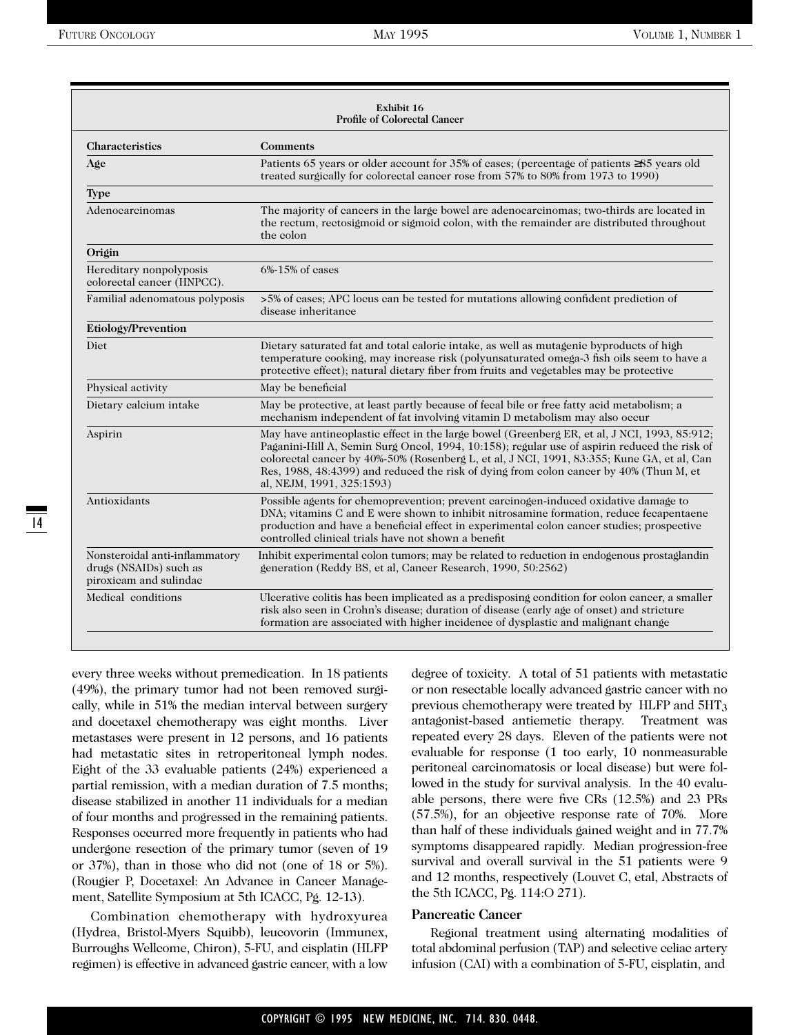**Exhibit 16**
**Profile of Colorectal Cancer**

| Characteristics | Comments |
|---|---|
| **Age** | Patients 65 years or older account for 35% of cases; (percentage of patients ≥65 years old treated surgically for colorectal cancer rose from 57% to 80% from 1973 to 1990) |
| **Type** | |
| Adenocarcinomas | The majority of cancers in the large bowel are adenocarcinomas; two-thirds are located in the rectum, rectosigmoid or sigmoid colon, with the remainder are distributed throughout the colon |
| **Origin** | |
| Hereditary nonpolyposis colorectal cancer (HNPCC). | 6%-15% of cases |
| Familial adenomatous polyposis | >5% of cases; APC locus can be tested for mutations allowing confident prediction of disease inheritance |
| **Etiology/Prevention** | |
| Diet | Dietary saturated fat and total caloric intake, as well as mutagenic byproducts of high temperature cooking, may increase risk (polyunsaturated omega-3 fish oils seem to have a protective effect); natural dietary fiber from fruits and vegetables may be protective |
| Physical activity | May be beneficial |
| Dietary calcium intake | May be protective, at least partly because of fecal bile or free fatty acid metabolism; a mechanism independent of fat involving vitamin D metabolism may also occur |
| Aspirin | May have antineoplastic effect in the large bowel (Greenberg ER, et al, J NCI, 1993, 85:912; Paganini-Hill A, Semin Surg Oncol, 1994, 10:158); regular use of aspirin reduced the risk of colorectal cancer by 40%-50% (Rosenberg L, et al, J NCI, 1991, 83:355; Kune GA, et al, Can Res, 1988, 48:4399) and reduced the risk of dying from colon cancer by 40% (Thun M, et al, NEJM, 1991, 325:1593) |
| Antioxidants | Possible agents for chemoprevention; prevent carcinogen-induced oxidative damage to DNA; vitamins C and E were shown to inhibit nitrosamine formation, reduce fecapentaene production and have a beneficial effect in experimental colon cancer studies; prospective controlled clinical trials have not shown a benefit |
| Nonsteroidal anti-inflammatory drugs (NSAIDs) such as piroxicam and sulindac | Inhibit experimental colon tumors; may be related to reduction in endogenous prostaglandin generation (Reddy BS, et al, Cancer Research, 1990, 50:2562) |
| Medical conditions | Ulcerative colitis has been implicated as a predisposing condition for colon cancer, a smaller risk also seen in Crohn's disease; duration of disease (early age of onset) and stricture formation are associated with higher incidence of dysplastic and malignant change |

every three weeks without premedication. In 18 patients (49%), the primary tumor had not been removed surgically, while in 51% the median interval between surgery and docetaxel chemotherapy was eight months. Liver metastases were present in 12 persons, and 16 patients had metastatic sites in retroperitoneal lymph nodes. Eight of the 33 evaluable patients (24%) experienced a partial remission, with a median duration of 7.5 months; disease stabilized in another 11 individuals for a median of four months and progressed in the remaining patients. Responses occurred more frequently in patients who had undergone resection of the primary tumor (seven of 19 or 37%), than in those who did not (one of 18 or 5%). (Rougier P, Docetaxel: An Advance in Cancer Management, Satellite Symposium at 5th ICACC, Pg. 12-13).

Combination chemotherapy with hydroxyurea (Hydrea, Bristol-Myers Squibb), leucovorin (Immunex, Burroughs Wellcome, Chiron), 5-FU, and cisplatin (HLFP regimen) is effective in advanced gastric cancer, with a low degree of toxicity. A total of 51 patients with metastatic or non resectable locally advanced gastric cancer with no previous chemotherapy were treated by HLFP and $5HT_3$ antagonist-based antiemetic therapy. Treatment was repeated every 28 days. Eleven of the patients were not evaluable for response (1 too early, 10 nonmeasurable peritoneal carcinomatosis or local disease) but were followed in the study for survival analysis. In the 40 evaluable persons, there were five CRs (12.5%) and 23 PRs (57.5%), for an objective response rate of 70%. More than half of these individuals gained weight and in 77.7% symptoms disappeared rapidly. Median progression-free survival and overall survival in the 51 patients were 9 and 12 months, respectively (Louvet C, etal, Abstracts of the 5th ICACC, Pg. 114:O 271).

### Pancreatic Cancer

Regional treatment using alternating modalities of total abdominal perfusion (TAP) and selective celiac artery infusion (CAI) with a combination of 5-FU, cisplatin, and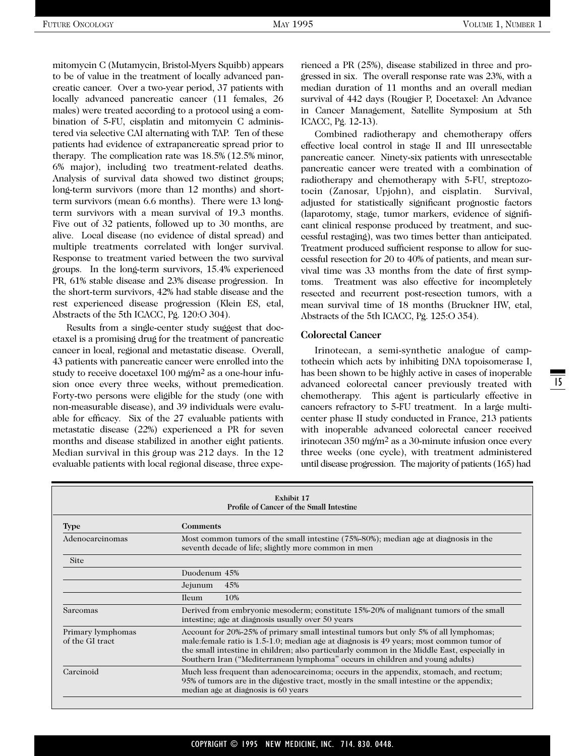mitomycin C (Mutamycin, Bristol-Myers Squibb) appears to be of value in the treatment of locally advanced pancreatic cancer. Over a two-year period, 37 patients with locally advanced pancreatic cancer (11 females, 26 males) were treated according to a protocol using a combination of 5-FU, cisplatin and mitomycin C administered via selective CAI alternating with TAP. Ten of these patients had evidence of extrapancreatic spread prior to therapy. The complication rate was 18.5% (12.5% minor, 6% major), including two treatment-related deaths. Analysis of survival data showed two distinct groups; long-term survivors (more than 12 months) and short-term survivors (mean 6.6 months). There were 13 long-term survivors with a mean survival of 19.3 months. Five out of 32 patients, followed up to 30 months, are alive. Local disease (no evidence of distal spread) and multiple treatments correlated with longer survival. Response to treatment varied between the two survival groups. In the long-term survivors, 15.4% experienced PR, 61% stable disease and 23% disease progression. In the short-term survivors, 42% had stable disease and the rest experienced disease progression (Klein ES, etal, Abstracts of the 5th ICACC, Pg. 120:O 304).

Results from a single-center study suggest that docetaxel is a promising drug for the treatment of pancreatic cancer in local, regional and metastatic disease. Overall, 43 patients with pancreatic cancer were enrolled into the study to receive docetaxel 100 mg/m$^2$ as a one-hour infusion once every three weeks, without premedication. Forty-two persons were eligible for the study (one with non-measurable disease), and 39 individuals were evaluable for efficacy. Six of the 27 evaluable patients with metastatic disease (22%) experienced a PR for seven months and disease stabilized in another eight patients. Median survival in this group was 212 days. In the 12 evaluable patients with local regional disease, three experienced a PR (25%), disease stabilized in three and progressed in six. The overall response rate was 23%, with a median duration of 11 months and an overall median survival of 442 days (Rougier P, Docetaxel: An Advance in Cancer Management, Satellite Symposium at 5th ICACC, Pg. 12-13).

Combined radiotherapy and chemotherapy offers effective local control in stage II and III unresectable pancreatic cancer. Ninety-six patients with unresectable pancreatic cancer were treated with a combination of radiotherapy and chemotherapy with 5-FU, streptozotocin (Zanosar, Upjohn), and cisplatin. Survival, adjusted for statistically significant prognostic factors (laparotomy, stage, tumor markers, evidence of significant clinical response produced by treatment, and successful restaging), was two times better than anticipated. Treatment produced sufficient response to allow for successful resection for 20 to 40% of patients, and mean survival time was 33 months from the date of first symptoms. Treatment was also effective for incompletely resected and recurrent post-resection tumors, with a mean survival time of 18 months (Bruckner HW, etal, Abstracts of the 5th ICACC, Pg. 125:O 354).

### Colorectal Cancer

Irinotecan, a semi-synthetic analogue of camptothecin which acts by inhibiting DNA topoisomerase I, has been shown to be highly active in cases of inoperable advanced colorectal cancer previously treated with chemotherapy. This agent is particularly effective in cancers refractory to 5-FU treatment. In a large multicenter phase II study conducted in France, 213 patients with inoperable advanced colorectal cancer received irinotecan 350 mg/m$^2$ as a 30-minute infusion once every three weeks (one cycle), with treatment administered until disease progression. The majority of patients (165) had

**Exhibit 17**
**Profile of Cancer of the Small Intestine**

| Type | Comments |
|---|---|
| Adenocarcinomas | Most common tumors of the small intestine (75%-80%); median age at diagnosis in the seventh decade of life; slightly more common in men |
| Site | |
| | Duodenum 45% |
| | Jejunum 45% |
| | Ileum 10% |
| Sarcomas | Derived from embryonic mesoderm; constitute 15%-20% of malignant tumors of the small intestine; age at diagnosis usually over 50 years |
| Primary lymphomas of the GI tract | Account for 20%-25% of primary small intestinal tumors but only 5% of all lymphomas; male:female ratio is 1.5-1.0; median age at diagnosis is 49 years; most common tumor of the small intestine in children; also particularly common in the Middle East, especially in Southern Iran ("Mediterranean lymphoma" occurs in children and young adults) |
| Carcinoid | Much less frequent than adenocarcinoma; occurs in the appendix, stomach, and rectum; 95% of tumors are in the digestive tract, mostly in the small intestine or the appendix; median age at diagnosis is 60 years |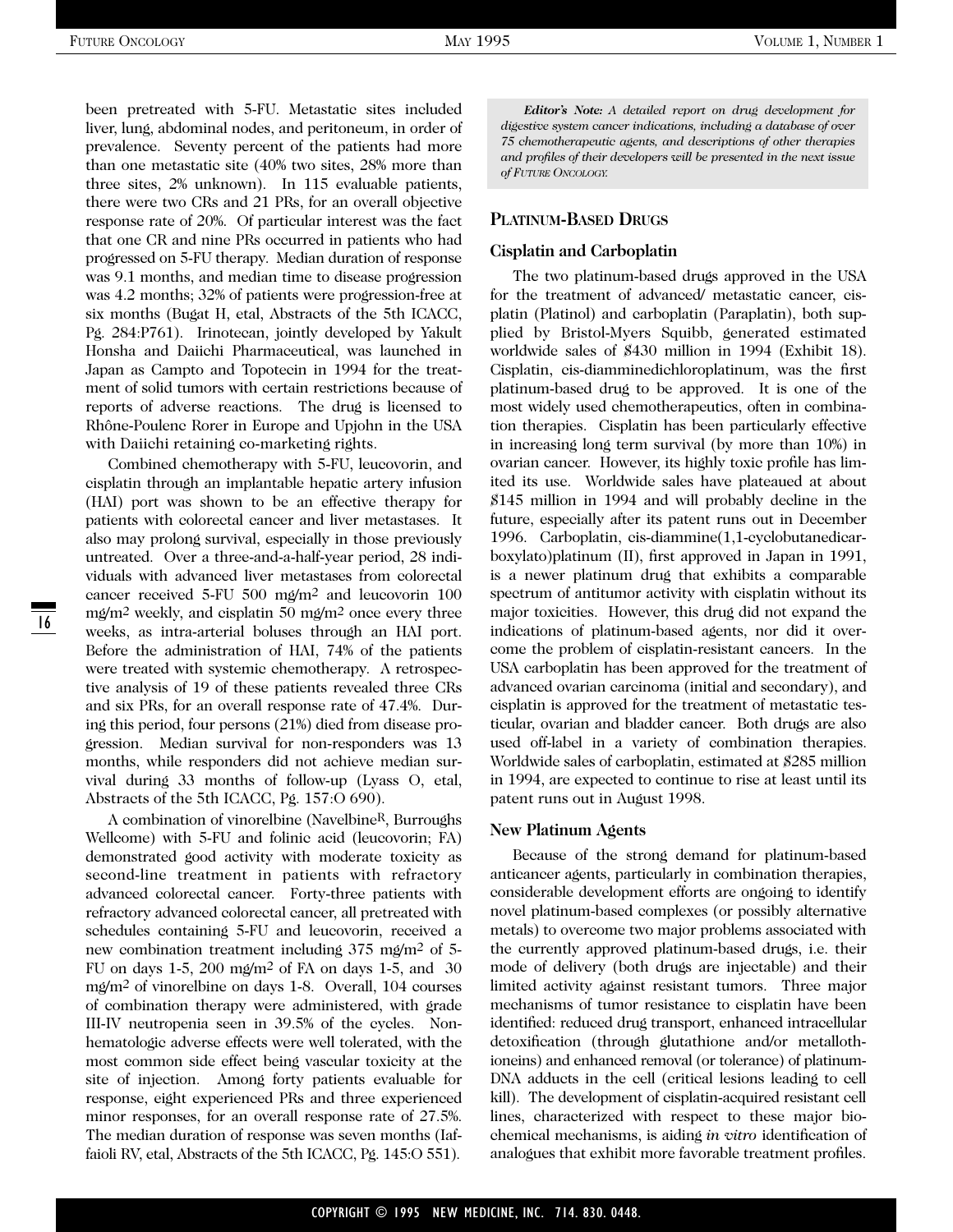been pretreated with 5-FU. Metastatic sites included liver, lung, abdominal nodes, and peritoneum, in order of prevalence. Seventy percent of the patients had more than one metastatic site (40% two sites, 28% more than three sites, 2% unknown). In 115 evaluable patients, there were two CRs and 21 PRs, for an overall objective response rate of 20%. Of particular interest was the fact that one CR and nine PRs occurred in patients who had progressed on 5-FU therapy. Median duration of response was 9.1 months, and median time to disease progression was 4.2 months; 32% of patients were progression-free at six months (Bugat H, etal, Abstracts of the 5th ICACC, Pg. 284:P761). Irinotecan, jointly developed by Yakult Honsha and Daiichi Pharmaceutical, was launched in Japan as Campto and Topotecin in 1994 for the treatment of solid tumors with certain restrictions because of reports of adverse reactions. The drug is licensed to Rhône-Poulenc Rorer in Europe and Upjohn in the USA with Daiichi retaining co-marketing rights.

Combined chemotherapy with 5-FU, leucovorin, and cisplatin through an implantable hepatic artery infusion (HAI) port was shown to be an effective therapy for patients with colorectal cancer and liver metastases. It also may prolong survival, especially in those previously untreated. Over a three-and-a-half-year period, 28 individuals with advanced liver metastases from colorectal cancer received 5-FU 500 mg/m$^2$ and leucovorin 100 mg/m$^2$ weekly, and cisplatin 50 mg/m$^2$ once every three weeks, as intra-arterial boluses through an HAI port. Before the administration of HAI, 74% of the patients were treated with systemic chemotherapy. A retrospective analysis of 19 of these patients revealed three CRs and six PRs, for an overall response rate of 47.4%. During this period, four persons (21%) died from disease progression. Median survival for non-responders was 13 months, while responders did not achieve median survival during 33 months of follow-up (Lyass O, etal, Abstracts of the 5th ICACC, Pg. 157:O 690).

A combination of vinorelbine (Navelbine[R], Burroughs Wellcome) with 5-FU and folinic acid (leucovorin; FA) demonstrated good activity with moderate toxicity as second-line treatment in patients with refractory advanced colorectal cancer. Forty-three patients with refractory advanced colorectal cancer, all pretreated with schedules containing 5-FU and leucovorin, received a new combination treatment including 375 mg/m$^2$ of 5-FU on days 1-5, 200 mg/m$^2$ of FA on days 1-5, and 30 mg/m$^2$ of vinorelbine on days 1-8. Overall, 104 courses of combination therapy were administered, with grade III-IV neutropenia seen in 39.5% of the cycles. Nonhematologic adverse effects were well tolerated, with the most common side effect being vascular toxicity at the site of injection. Among forty patients evaluable for response, eight experienced PRs and three experienced minor responses, for an overall response rate of 27.5%. The median duration of response was seven months (Iaffaioli RV, etal, Abstracts of the 5th ICACC, Pg. 145:O 551).

***Editor's Note:*** *A detailed report on drug development for digestive system cancer indications, including a database of over 75 chemotherapeutic agents, and descriptions of other therapies and profiles of their developers will be presented in the next issue of FUTURE ONCOLOGY.*

## PLATINUM-BASED DRUGS

### Cisplatin and Carboplatin

The two platinum-based drugs approved in the USA for the treatment of advanced/ metastatic cancer, cisplatin (Platinol) and carboplatin (Paraplatin), both supplied by Bristol-Myers Squibb, generated estimated worldwide sales of $430 million in 1994 (Exhibit 18). Cisplatin, cis-diamminedichloroplatinum, was the first platinum-based drug to be approved. It is one of the most widely used chemotherapeutics, often in combination therapies. Cisplatin has been particularly effective in increasing long term survival (by more than 10%) in ovarian cancer. However, its highly toxic profile has limited its use. Worldwide sales have plateaued at about $145 million in 1994 and will probably decline in the future, especially after its patent runs out in December 1996. Carboplatin, cis-diammine(1,1-cyclobutanedicarboxylato)platinum (II), first approved in Japan in 1991, is a newer platinum drug that exhibits a comparable spectrum of antitumor activity with cisplatin without its major toxicities. However, this drug did not expand the indications of platinum-based agents, nor did it overcome the problem of cisplatin-resistant cancers. In the USA carboplatin has been approved for the treatment of advanced ovarian carcinoma (initial and secondary), and cisplatin is approved for the treatment of metastatic testicular, ovarian and bladder cancer. Both drugs are also used off-label in a variety of combination therapies. Worldwide sales of carboplatin, estimated at $285 million in 1994, are expected to continue to rise at least until its patent runs out in August 1998.

### New Platinum Agents

Because of the strong demand for platinum-based anticancer agents, particularly in combination therapies, considerable development efforts are ongoing to identify novel platinum-based complexes (or possibly alternative metals) to overcome two major problems associated with the currently approved platinum-based drugs, i.e. their mode of delivery (both drugs are injectable) and their limited activity against resistant tumors. Three major mechanisms of tumor resistance to cisplatin have been identified: reduced drug transport, enhanced intracellular detoxification (through glutathione and/or metallothioneins) and enhanced removal (or tolerance) of platinum-DNA adducts in the cell (critical lesions leading to cell kill). The development of cisplatin-acquired resistant cell lines, characterized with respect to these major biochemical mechanisms, is aiding *in vitro* identification of analogues that exhibit more favorable treatment profiles.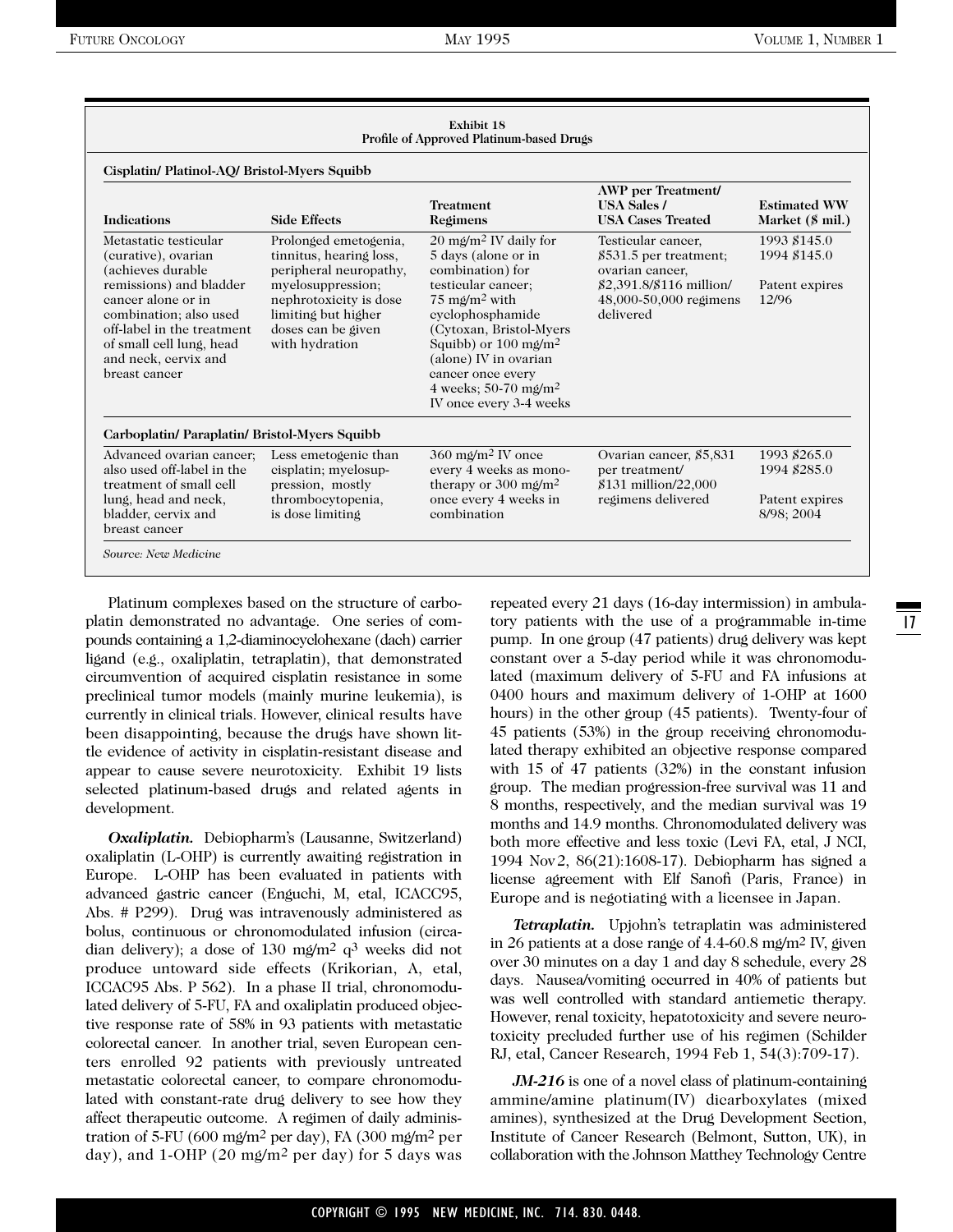**Exhibit 18**
**Profile of Approved Platinum-based Drugs**

**Cisplatin/ Platinol-AQ/ Bristol-Myers Squibb**

| Indications | Side Effects | Treatment Regimens | AWP per Treatment/ USA Sales / USA Cases Treated | Estimated WW Market ($ mil.) |
|---|---|---|---|---|
| Metastatic testicular (curative), ovarian (achieves durable remissions) and bladder cancer alone or in combination; also used off-label in the treatment of small cell lung, head and neck, cervix and breast cancer | Prolonged emetogenia, tinnitus, hearing loss, peripheral neuropathy, myelosuppression; nephrotoxicity is dose limiting but higher doses can be given with hydration | 20 mg/m$^2$ IV daily for 5 days (alone or in combination) for testicular cancer; 75 mg/m$^2$ with cyclophosphamide (Cytoxan, Bristol-Myers Squibb) or 100 mg/m$^2$ (alone) IV in ovarian cancer once every 4 weeks; 50-70 mg/m$^2$ IV once every 3-4 weeks | Testicular cancer, $531.5 per treatment; ovarian cancer, $2,391.8/$116 million/ 48,000-50,000 regimens delivered | 1993 $145.0<br>1994 $145.0<br><br>Patent expires 12/96 |

**Carboplatin/ Paraplatin/ Bristol-Myers Squibb**

| Indications | Side Effects | Treatment Regimens | AWP per Treatment/ USA Sales / USA Cases Treated | Estimated WW Market ($ mil.) |
|---|---|---|---|---|
| Advanced ovarian cancer; also used off-label in the treatment of small cell lung, head and neck, bladder, cervix and breast cancer | Less emetogenic than cisplatin; myelosuppression, mostly thrombocytopenia, is dose limiting | 360 mg/m$^2$ IV once every 4 weeks as monotherapy or 300 mg/m$^2$ once every 4 weeks in combination | Ovarian cancer, $5,831 per treatment/ $131 million/22,000 regimens delivered | 1993 $265.0<br>1994 $285.0<br><br>Patent expires 8/98; 2004 |

*Source: New Medicine*

Platinum complexes based on the structure of carboplatin demonstrated no advantage. One series of compounds containing a 1,2-diaminocyclohexane (dach) carrier ligand (e.g., oxaliplatin, tetraplatin), that demonstrated circumvention of acquired cisplatin resistance in some preclinical tumor models (mainly murine leukemia), is currently in clinical trials. However, clinical results have been disappointing, because the drugs have shown little evidence of activity in cisplatin-resistant disease and appear to cause severe neurotoxicity. Exhibit 19 lists selected platinum-based drugs and related agents in development.

***Oxaliplatin.*** Debiopharm's (Lausanne, Switzerland) oxaliplatin (L-OHP) is currently awaiting registration in Europe. L-OHP has been evaluated in patients with advanced gastric cancer (Enguchi, M, etal, ICACC95, Abs. # P299). Drug was intravenously administered as bolus, continuous or chronomodulated infusion (circadian delivery); a dose of 130 mg/m$^2$ q$^3$ weeks did not produce untoward side effects (Krikorian, A, etal, ICCAC95 Abs. P 562). In a phase II trial, chronomodulated delivery of 5-FU, FA and oxaliplatin produced objective response rate of 58% in 93 patients with metastatic colorectal cancer. In another trial, seven European centers enrolled 92 patients with previously untreated metastatic colorectal cancer, to compare chronomodulated with constant-rate drug delivery to see how they affect therapeutic outcome. A regimen of daily administration of 5-FU (600 mg/m$^2$ per day), FA (300 mg/m$^2$ per day), and 1-OHP (20 mg/m$^2$ per day) for 5 days was repeated every 21 days (16-day intermission) in ambulatory patients with the use of a programmable in-time pump. In one group (47 patients) drug delivery was kept constant over a 5-day period while it was chronomodulated (maximum delivery of 5-FU and FA infusions at 0400 hours and maximum delivery of 1-OHP at 1600 hours) in the other group (45 patients). Twenty-four of 45 patients (53%) in the group receiving chronomodulated therapy exhibited an objective response compared with 15 of 47 patients (32%) in the constant infusion group. The median progression-free survival was 11 and 8 months, respectively, and the median survival was 19 months and 14.9 months. Chronomodulated delivery was both more effective and less toxic (Levi FA, etal, J NCI, 1994 Nov 2, 86(21):1608-17). Debiopharm has signed a license agreement with Elf Sanofi (Paris, France) in Europe and is negotiating with a licensee in Japan.

***Tetraplatin.*** Upjohn's tetraplatin was administered in 26 patients at a dose range of 4.4-60.8 mg/m$^2$ IV, given over 30 minutes on a day 1 and day 8 schedule, every 28 days. Nausea/vomiting occurred in 40% of patients but was well controlled with standard antiemetic therapy. However, renal toxicity, hepatotoxicity and severe neurotoxicity precluded further use of his regimen (Schilder RJ, etal, Cancer Research, 1994 Feb 1, 54(3):709-17).

***JM-216*** is one of a novel class of platinum-containing ammine/amine platinum(IV) dicarboxylates (mixed amines), synthesized at the Drug Development Section, Institute of Cancer Research (Belmont, Sutton, UK), in collaboration with the Johnson Matthey Technology Centre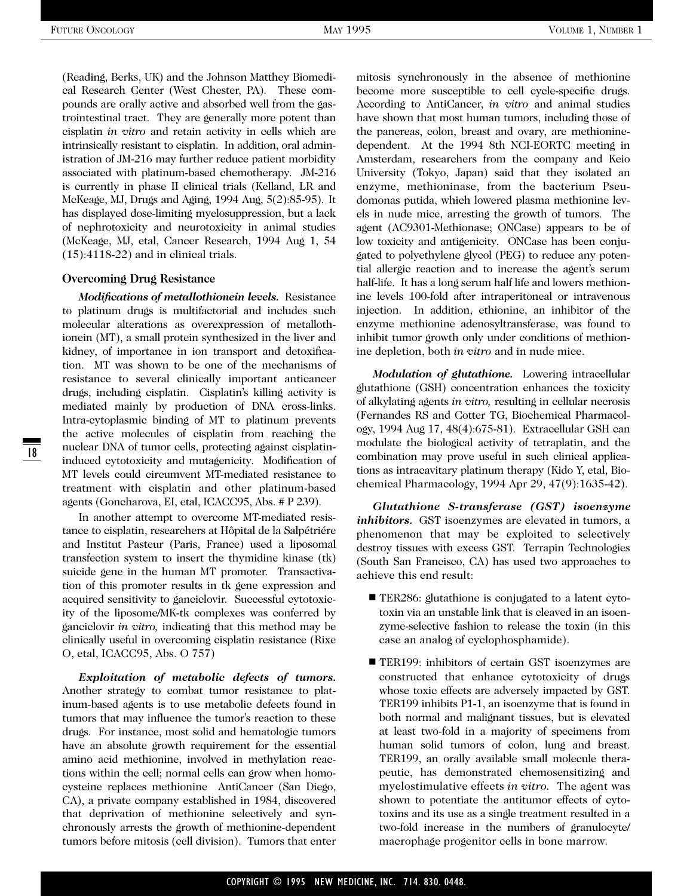(Reading, Berks, UK) and the Johnson Matthey Biomedical Research Center (West Chester, PA). These compounds are orally active and absorbed well from the gastrointestinal tract. They are generally more potent than cisplatin *in vitro* and retain activity in cells which are intrinsically resistant to cisplatin. In addition, oral administration of JM-216 may further reduce patient morbidity associated with platinum-based chemotherapy. JM-216 is currently in phase II clinical trials (Kelland, LR and McKeage, MJ, Drugs and Aging, 1994 Aug, 5(2):85-95). It has displayed dose-limiting myelosuppression, but a lack of nephrotoxicity and neurotoxicity in animal studies (McKeage, MJ, etal, Cancer Research, 1994 Aug 1, 54 (15):4118-22) and in clinical trials.

### Overcoming Drug Resistance

***Modifications of metallothionein levels.*** Resistance to platinum drugs is multifactorial and includes such molecular alterations as overexpression of metallothionein (MT), a small protein synthesized in the liver and kidney, of importance in ion transport and detoxification. MT was shown to be one of the mechanisms of resistance to several clinically important anticancer drugs, including cisplatin. Cisplatin's killing activity is mediated mainly by production of DNA cross-links. Intra-cytoplasmic binding of MT to platinum prevents the active molecules of cisplatin from reaching the nuclear DNA of tumor cells, protecting against cisplatin-induced cytotoxicity and mutagenicity. Modification of MT levels could circumvent MT-mediated resistance to treatment with cisplatin and other platinum-based agents (Goncharova, EI, etal, ICACC95, Abs. # P 239).

In another attempt to overcome MT-mediated resistance to cisplatin, researchers at Hôpital de la Salpétriére and Institut Pasteur (Paris, France) used a liposomal transfection system to insert the thymidine kinase (tk) suicide gene in the human MT promoter. Transactivation of this promoter results in tk gene expression and acquired sensitivity to ganciclovir. Successful cytotoxicity of the liposome/MK-tk complexes was conferred by ganciclovir *in vitro,* indicating that this method may be clinically useful in overcoming cisplatin resistance (Rixe O, etal, ICACC95, Abs. O 757)

***Exploitation of metabolic defects of tumors.*** Another strategy to combat tumor resistance to platinum-based agents is to use metabolic defects found in tumors that may influence the tumor's reaction to these drugs. For instance, most solid and hematologic tumors have an absolute growth requirement for the essential amino acid methionine, involved in methylation reactions within the cell; normal cells can grow when homocysteine replaces methionine AntiCancer (San Diego, CA), a private company established in 1984, discovered that deprivation of methionine selectively and synchronously arrests the growth of methionine-dependent tumors before mitosis (cell division). Tumors that enter mitosis synchronously in the absence of methionine become more susceptible to cell cycle-specific drugs. According to AntiCancer, *in vitro* and animal studies have shown that most human tumors, including those of the pancreas, colon, breast and ovary, are methionine-dependent. At the 1994 8th NCI-EORTC meeting in Amsterdam, researchers from the company and Keio University (Tokyo, Japan) said that they isolated an enzyme, methioninase, from the bacterium Pseudomonas putida, which lowered plasma methionine levels in nude mice, arresting the growth of tumors. The agent (AC9301-Methionase; ONCase) appears to be of low toxicity and antigenicity. ONCase has been conjugated to polyethylene glycol (PEG) to reduce any potential allergic reaction and to increase the agent's serum half-life. It has a long serum half life and lowers methionine levels 100-fold after intraperitoneal or intravenous injection. In addition, ethionine, an inhibitor of the enzyme methionine adenosyltransferase, was found to inhibit tumor growth only under conditions of methionine depletion, both *in vitro* and in nude mice.

***Modulation of glutathione.*** Lowering intracellular glutathione (GSH) concentration enhances the toxicity of alkylating agents *in vitro,* resulting in cellular necrosis (Fernandes RS and Cotter TG, Biochemical Pharmacology, 1994 Aug 17, 48(4):675-81). Extracellular GSH can modulate the biological activity of tetraplatin, and the combination may prove useful in such clinical applications as intracavitary platinum therapy (Kido Y, etal, Biochemical Pharmacology, 1994 Apr 29, 47(9):1635-42).

***Glutathione S-transferase (GST) isoenzyme inhibitors.*** GST isoenzymes are elevated in tumors, a phenomenon that may be exploited to selectively destroy tissues with excess GST. Terrapin Technologies (South San Francisco, CA) has used two approaches to achieve this end result:

- TER286: glutathione is conjugated to a latent cytotoxin via an unstable link that is cleaved in an isoenzyme-selective fashion to release the toxin (in this case an analog of cyclophosphamide).
- TER199: inhibitors of certain GST isoenzymes are constructed that enhance cytotoxicity of drugs whose toxic effects are adversely impacted by GST. TER199 inhibits P1-1, an isoenzyme that is found in both normal and malignant tissues, but is elevated at least two-fold in a majority of specimens from human solid tumors of colon, lung and breast. TER199, an orally available small molecule therapeutic, has demonstrated chemosensitizing and myelostimulative effects *in vitro*. The agent was shown to potentiate the antitumor effects of cytotoxins and its use as a single treatment resulted in a two-fold increase in the numbers of granulocyte/macrophage progenitor cells in bone marrow.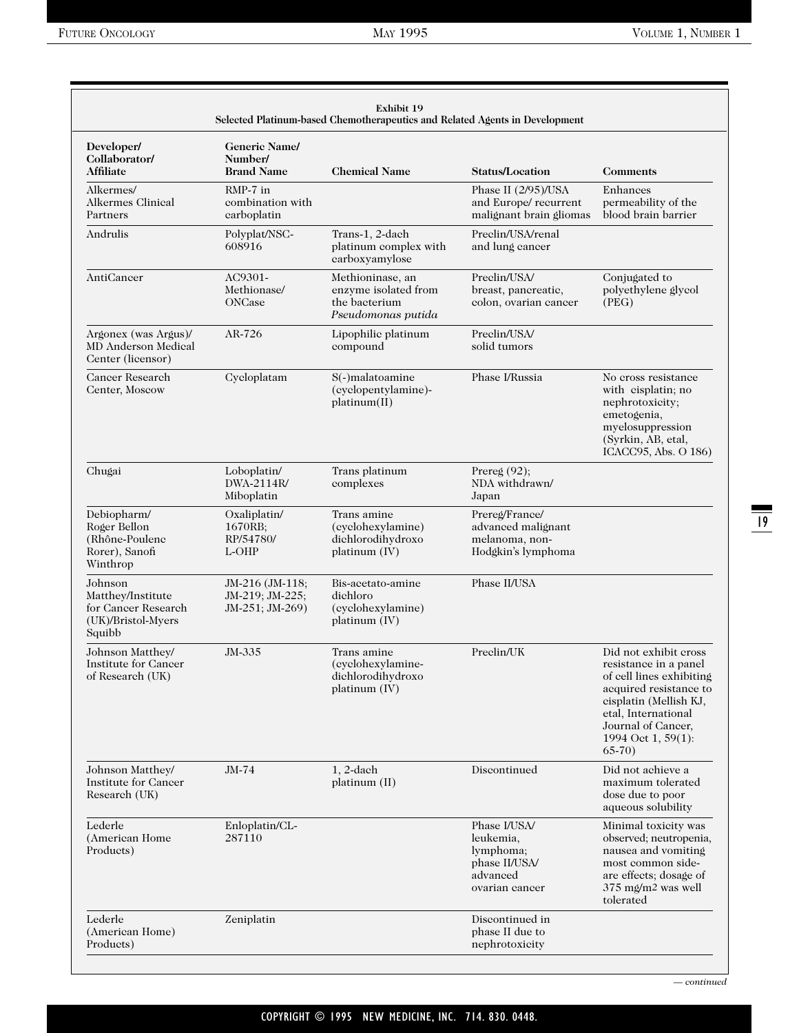**Exhibit 19**
**Selected Platinum-based Chemotherapeutics and Related Agents in Development**

| Developer/ Collaborator/ Affiliate | Generic Name/ Number/ Brand Name | Chemical Name | Status/Location | Comments |
|---|---|---|---|---|
| Alkermes/ Alkermes Clinical Partners | RMP-7 in combination with carboplatin | | Phase II (2/95)/USA and Europe/ recurrent malignant brain gliomas | Enhances permeability of the blood brain barrier |
| Andrulis | Polyplat/NSC-608916 | Trans-1, 2-dach platinum complex with carboxyamylose | Preclin/USA/renal and lung cancer | |
| AntiCancer | AC9301- Methionase/ ONCase | Methioninase, an enzyme isolated from the bacterium *Pseudomonas putida* | Preclin/USA/ breast, pancreatic, colon, ovarian cancer | Conjugated to polyethylene glycol (PEG) |
| Argonex (was Argus)/ MD Anderson Medical Center (licensor) | AR-726 | Lipophilic platinum compound | Preclin/USA/ solid tumors | |
| Cancer Research Center, Moscow | Cycloplatam | S(-)malatoamine (cyclopentylamine)-platinum(II) | Phase I/Russia | No cross resistance with cisplatin; no nephrotoxicity; emetogenia, myelosuppression (Syrkin, AB, etal, ICACC95, Abs. O 186) |
| Chugai | Loboplatin/ DWA-2114R/ Miboplatin | Trans platinum complexes | Prereg (92); NDA withdrawn/ Japan | |
| Debiopharm/ Roger Bellon (Rhône-Poulenc Rorer), Sanofi Winthrop | Oxaliplatin/ 1670RB; RP/54780/ L-OHP | Trans amine (cyclohexylamine) dichlorodihydroxo platinum (IV) | Prereg/France/ advanced malignant melanoma, non-Hodgkin's lymphoma | |
| Johnson Matthey/Institute for Cancer Research (UK)/Bristol-Myers Squibb | JM-216 (JM-118; JM-219; JM-225; JM-251; JM-269) | Bis-acetato-amine dichloro (cyclohexylamine) platinum (IV) | Phase II/USA | |
| Johnson Matthey/ Institute for Cancer of Research (UK) | JM-335 | Trans amine (cyclohexylamine-dichlorodihydroxo platinum (IV) | Preclin/UK | Did not exhibit cross resistance in a panel of cell lines exhibiting acquired resistance to cisplatin (Mellish KJ, etal, International Journal of Cancer, 1994 Oct 1, 59(1): 65-70) |
| Johnson Matthey/ Institute for Cancer Research (UK) | JM-74 | 1, 2-dach platinum (II) | Discontinued | Did not achieve a maximum tolerated dose due to poor aqueous solubility |
| Lederle (American Home Products) | Enloplatin/CL-287110 | | Phase I/USA/ leukemia, lymphoma; phase II/USA/ advanced ovarian cancer | Minimal toxicity was observed; neutropenia, nausea and vomiting most common side-are effects; dosage of 375 mg/m2 was well tolerated |
| Lederle (American Home) Products) | Zeniplatin | | Discontinued in phase II due to nephrotoxicity | |

*— continued*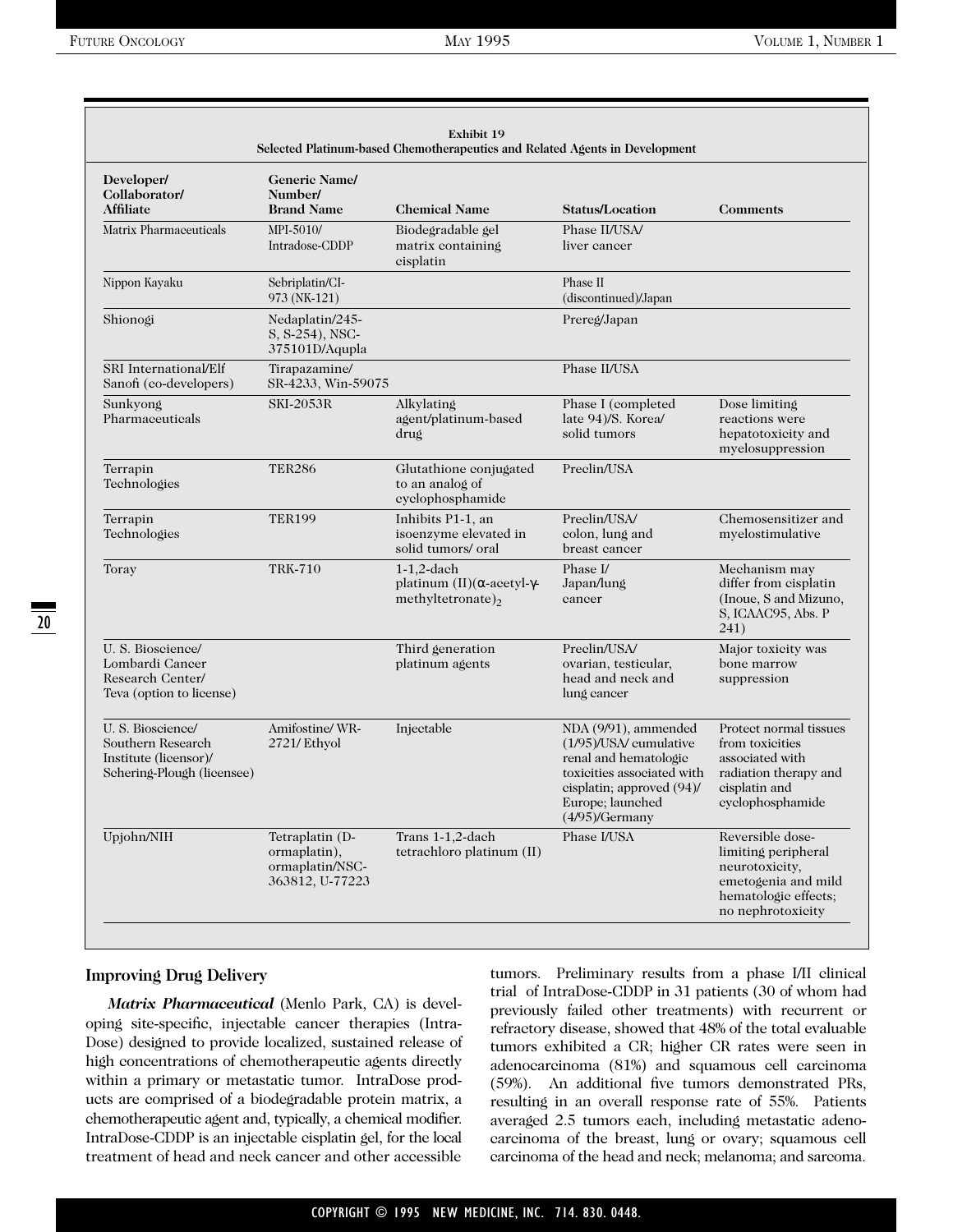**Exhibit 19**
**Selected Platinum-based Chemotherapeutics and Related Agents in Development**

| Developer/ Collaborator/ Affiliate | Generic Name/ Number/ Brand Name | Chemical Name | Status/Location | Comments |
|---|---|---|---|---|
| Matrix Pharmaceuticals | MPI-5010/ Intradose-CDDP | Biodegradable gel matrix containing cisplatin | Phase II/USA/ liver cancer | |
| Nippon Kayaku | Sebriplatin/CI-973 (NK-121) | | Phase II (discontinued)/Japan | |
| Shionogi | Nedaplatin/245-S, S-254), NSC-375101D/Aqupla | | Prereg/Japan | |
| SRI International/Elf Sanofi (co-developers) | Tirapazamine/ SR-4233, Win-59075 | | Phase II/USA | |
| Sunkyong Pharmaceuticals | SKI-2053R | Alkylating agent/platinum-based drug | Phase I (completed late 94)/S. Korea/ solid tumors | Dose limiting reactions were hepatotoxicity and myelosuppression |
| Terrapin Technologies | TER286 | Glutathione conjugated to an analog of cyclophosphamide | Preclin/USA | |
| Terrapin Technologies | TER199 | Inhibits P1-1, an isoenzyme elevated in solid tumors/ oral | Preclin/USA/ colon, lung and breast cancer | Chemosensitizer and myelostimulative |
| Toray | TRK-710 | 1-1,2-dach platinum (II)(α-acetyl-γ-methyltetronate)$_2$ | Phase I/ Japan/lung cancer | Mechanism may differ from cisplatin (Inoue, S and Mizuno, S, ICAAC95, Abs. P 241) |
| U. S. Bioscience/ Lombardi Cancer Research Center/ Teva (option to license) | | Third generation platinum agents | Preclin/USA/ ovarian, testicular, head and neck and lung cancer | Major toxicity was bone marrow suppression |
| U. S. Bioscience/ Southern Research Institute (licensor)/ Schering-Plough (licensee) | Amifostine/ WR-2721/ Ethyol | Injectable | NDA (9/91), ammended (1/95)/USA/ cumulative renal and hematologic toxicities associated with cisplatin; approved (94)/ Europe; launched (4/95)/Germany | Protect normal tissues from toxicities associated with radiation therapy and cisplatin and cyclophosphamide |
| Upjohn/NIH | Tetraplatin (D-ormaplatin), ormaplatin/NSC-363812, U-77223 | Trans 1-1,2-dach tetrachloro platinum (II) | Phase I/USA | Reversible dose-limiting peripheral neurotoxicity, emetogenia and mild hematologic effects; no nephrotoxicity |

## Improving Drug Delivery

***Matrix Pharmaceutical*** (Menlo Park, CA) is developing site-specific, injectable cancer therapies (IntraDose) designed to provide localized, sustained release of high concentrations of chemotherapeutic agents directly within a primary or metastatic tumor. IntraDose products are comprised of a biodegradable protein matrix, a chemotherapeutic agent and, typically, a chemical modifier. IntraDose-CDDP is an injectable cisplatin gel, for the local treatment of head and neck cancer and other accessible tumors. Preliminary results from a phase I/II clinical trial of IntraDose-CDDP in 31 patients (30 of whom had previously failed other treatments) with recurrent or refractory disease, showed that 48% of the total evaluable tumors exhibited a CR; higher CR rates were seen in adenocarcinoma (81%) and squamous cell carcinoma (59%). An additional five tumors demonstrated PRs, resulting in an overall response rate of 55%. Patients averaged 2.5 tumors each, including metastatic adenocarcinoma of the breast, lung or ovary; squamous cell carcinoma of the head and neck; melanoma; and sarcoma.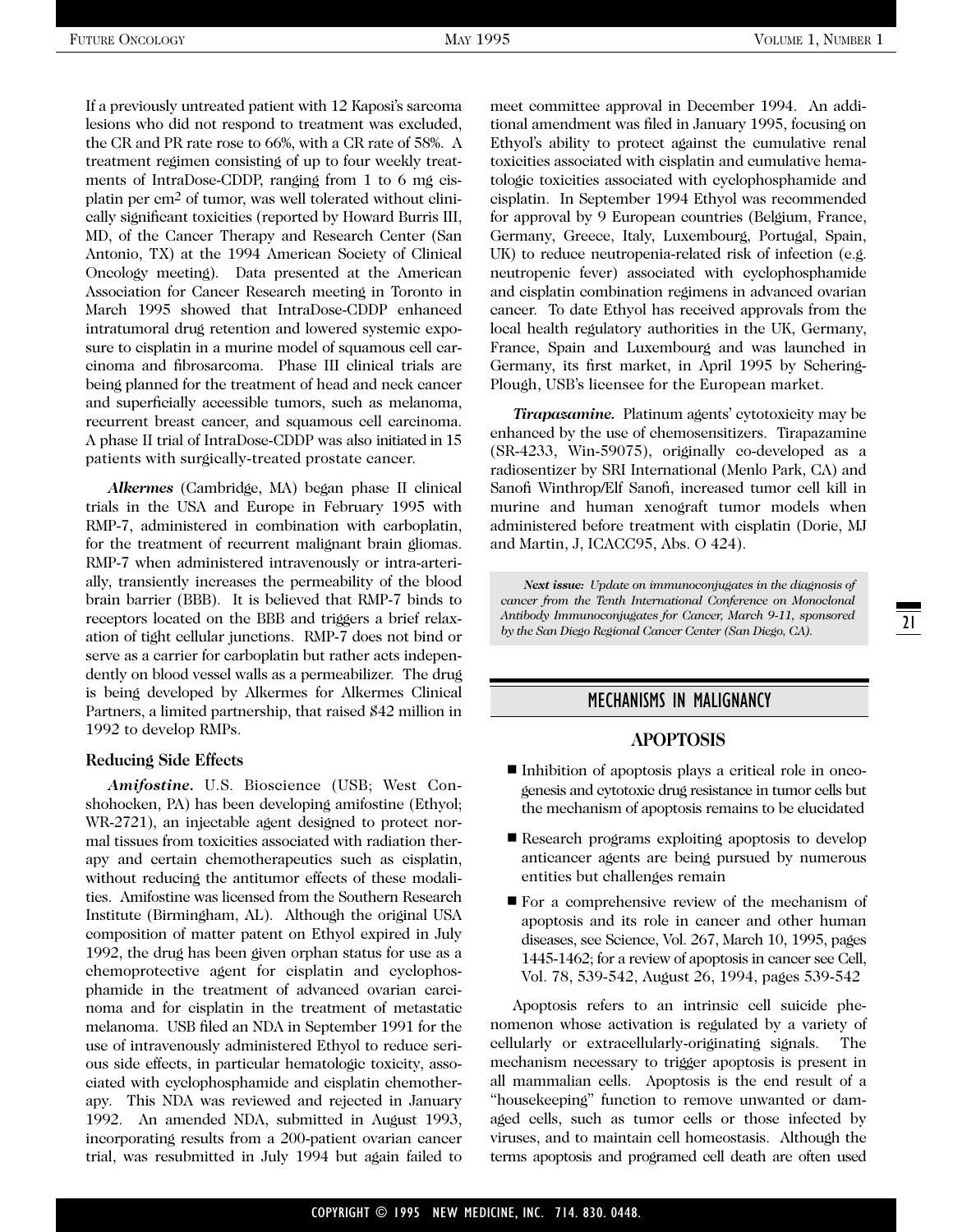If a previously untreated patient with 12 Kaposi's sarcoma lesions who did not respond to treatment was excluded, the CR and PR rate rose to 66%, with a CR rate of 58%. A treatment regimen consisting of up to four weekly treatments of IntraDose-CDDP, ranging from 1 to 6 mg cisplatin per $cm^2$ of tumor, was well tolerated without clinically significant toxicities (reported by Howard Burris III, MD, of the Cancer Therapy and Research Center (San Antonio, TX) at the 1994 American Society of Clinical Oncology meeting). Data presented at the American Association for Cancer Research meeting in Toronto in March 1995 showed that IntraDose-CDDP enhanced intratumoral drug retention and lowered systemic exposure to cisplatin in a murine model of squamous cell carcinoma and fibrosarcoma. Phase III clinical trials are being planned for the treatment of head and neck cancer and superficially accessible tumors, such as melanoma, recurrent breast cancer, and squamous cell carcinoma. A phase II trial of IntraDose-CDDP was also initiated in 15 patients with surgically-treated prostate cancer.

***Alkermes*** (Cambridge, MA) began phase II clinical trials in the USA and Europe in February 1995 with RMP-7, administered in combination with carboplatin, for the treatment of recurrent malignant brain gliomas. RMP-7 when administered intravenously or intra-arterially, transiently increases the permeability of the blood brain barrier (BBB). It is believed that RMP-7 binds to receptors located on the BBB and triggers a brief relaxation of tight cellular junctions. RMP-7 does not bind or serve as a carrier for carboplatin but rather acts independently on blood vessel walls as a permeabilizer. The drug is being developed by Alkermes for Alkermes Clinical Partners, a limited partnership, that raised $42 million in 1992 to develop RMPs.

### Reducing Side Effects

***Amifostine.*** U.S. Bioscience (USB; West Conshohocken, PA) has been developing amifostine (Ethyol; WR-2721), an injectable agent designed to protect normal tissues from toxicities associated with radiation therapy and certain chemotherapeutics such as cisplatin, without reducing the antitumor effects of these modalities. Amifostine was licensed from the Southern Research Institute (Birmingham, AL). Although the original USA composition of matter patent on Ethyol expired in July 1992, the drug has been given orphan status for use as a chemoprotective agent for cisplatin and cyclophosphamide in the treatment of advanced ovarian carcinoma and for cisplatin in the treatment of metastatic melanoma. USB filed an NDA in September 1991 for the use of intravenously administered Ethyol to reduce serious side effects, in particular hematologic toxicity, associated with cyclophosphamide and cisplatin chemotherapy. This NDA was reviewed and rejected in January 1992. An amended NDA, submitted in August 1993, incorporating results from a 200-patient ovarian cancer trial, was resubmitted in July 1994 but again failed to meet committee approval in December 1994. An additional amendment was filed in January 1995, focusing on Ethyol's ability to protect against the cumulative renal toxicities associated with cisplatin and cumulative hematologic toxicities associated with cyclophosphamide and cisplatin. In September 1994 Ethyol was recommended for approval by 9 European countries (Belgium, France, Germany, Greece, Italy, Luxembourg, Portugal, Spain, UK) to reduce neutropenia-related risk of infection (e.g. neutropenic fever) associated with cyclophosphamide and cisplatin combination regimens in advanced ovarian cancer. To date Ethyol has received approvals from the local health regulatory authorities in the UK, Germany, France, Spain and Luxembourg and was launched in Germany, its first market, in April 1995 by Schering-Plough, USB's licensee for the European market.

***Tirapazamine.*** Platinum agents' cytotoxicity may be enhanced by the use of chemosensitizers. Tirapazamine (SR-4233, Win-59075), originally co-developed as a radiosentizer by SRI International (Menlo Park, CA) and Sanofi Winthrop/Elf Sanofi, increased tumor cell kill in murine and human xenograft tumor models when administered before treatment with cisplatin (Dorie, MJ and Martin, J, ICACC95, Abs. O 424).

***Next issue:*** *Update on immunoconjugates in the diagnosis of cancer from the Tenth International Conference on Monoclonal Antibody Immunoconjugates for Cancer, March 9-11, sponsored by the San Diego Regional Cancer Center (San Diego, CA).*

## MECHANISMS IN MALIGNANCY

### APOPTOSIS

- Inhibition of apoptosis plays a critical role in oncogenesis and cytotoxic drug resistance in tumor cells but the mechanism of apoptosis remains to be elucidated
- Research programs exploiting apoptosis to develop anticancer agents are being pursued by numerous entities but challenges remain
- For a comprehensive review of the mechanism of apoptosis and its role in cancer and other human diseases, see Science, Vol. 267, March 10, 1995, pages 1445-1462; for a review of apoptosis in cancer see Cell, Vol. 78, 539-542, August 26, 1994, pages 539-542

Apoptosis refers to an intrinsic cell suicide phenomenon whose activation is regulated by a variety of cellularly or extracellularly-originating signals. The mechanism necessary to trigger apoptosis is present in all mammalian cells. Apoptosis is the end result of a "housekeeping" function to remove unwanted or damaged cells, such as tumor cells or those infected by viruses, and to maintain cell homeostasis. Although the terms apoptosis and programed cell death are often used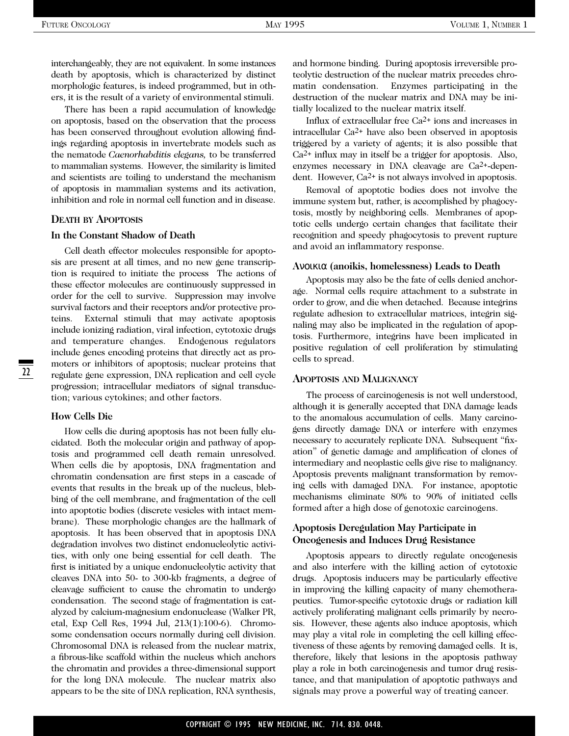interchangeably, they are not equivalent. In some instances death by apoptosis, which is characterized by distinct morphologic features, is indeed programmed, but in others, it is the result of a variety of environmental stimuli.

There has been a rapid accumulation of knowledge on apoptosis, based on the observation that the process has been conserved throughout evolution allowing findings regarding apoptosis in invertebrate models such as the nematode *Caenorhabditis elegans,* to be transferred to mammalian systems. However, the similarity is limited and scientists are toiling to understand the mechanism of apoptosis in mammalian systems and its activation, inhibition and role in normal cell function and in disease.

## DEATH BY APOPTOSIS

### In the Constant Shadow of Death

Cell death effector molecules responsible for apoptosis are present at all times, and no new gene transcription is required to initiate the process The actions of these effector molecules are continuously suppressed in order for the cell to survive. Suppression may involve survival factors and their receptors and/or protective proteins. External stimuli that may activate apoptosis include ionizing radiation, viral infection, cytotoxic drugs and temperature changes. Endogenous regulators include genes encoding proteins that directly act as promoters or inhibitors of apoptosis; nuclear proteins that regulate gene expression, DNA replication and cell cycle progression; intracellular mediators of signal transduction; various cytokines; and other factors.

### How Cells Die

How cells die during apoptosis has not been fully elucidated. Both the molecular origin and pathway of apoptosis and programmed cell death remain unresolved. When cells die by apoptosis, DNA fragmentation and chromatin condensation are first steps in a cascade of events that results in the break up of the nucleus, blebbing of the cell membrane, and fragmentation of the cell into apoptotic bodies (discrete vesicles with intact membrane). These morphologic changes are the hallmark of apoptosis. It has been observed that in apoptosis DNA degradation involves two distinct endonucleolytic activities, with only one being essential for cell death. The first is initiated by a unique endonucleolytic activity that cleaves DNA into 50- to 300-kb fragments, a degree of cleavage sufficient to cause the chromatin to undergo condensation. The second stage of fragmentation is catalyzed by calcium-magnesium endonuclease (Walker PR, etal, Exp Cell Res, 1994 Jul, 213(1):100-6). Chromosome condensation occurs normally during cell division. Chromosomal DNA is released from the nuclear matrix, a fibrous-like scaffold within the nucleus which anchors the chromatin and provides a three-dimensional support for the long DNA molecule. The nuclear matrix also appears to be the site of DNA replication, RNA synthesis, and hormone binding. During apoptosis irreversible proteolytic destruction of the nuclear matrix precedes chromatin condensation. Enzymes participating in the destruction of the nuclear matrix and DNA may be initially localized to the nuclear matrix itself.

Influx of extracellular free $Ca^{2+}$ ions and increases in intracellular $Ca^{2+}$ have also been observed in apoptosis triggered by a variety of agents; it is also possible that $Ca^{2+}$ influx may in itself be a trigger for apoptosis. Also, enzymes necessary in DNA cleavage are $Ca^{2+}$-dependent. However, $Ca^{2+}$ is not always involved in apoptosis.

Removal of apoptotic bodies does not involve the immune system but, rather, is accomplished by phagocytosis, mostly by neighboring cells. Membranes of apoptotic cells undergo certain changes that facilitate their recognition and speedy phagocytosis to prevent rupture and avoid an inflammatory response.

### Ανοικια (anoikis, homelessness) Leads to Death

Apoptosis may also be the fate of cells denied anchorage. Normal cells require attachment to a substrate in order to grow, and die when detached. Because integrins regulate adhesion to extracellular matrices, integrin signaling may also be implicated in the regulation of apoptosis. Furthermore, integrins have been implicated in positive regulation of cell proliferation by stimulating cells to spread.

## APOPTOSIS AND MALIGNANCY

The process of carcinogenesis is not well understood, although it is generally accepted that DNA damage leads to the anomalous accumulation of cells. Many carcinogens directly damage DNA or interfere with enzymes necessary to accurately replicate DNA. Subsequent "fixation" of genetic damage and amplification of clones of intermediary and neoplastic cells give rise to malignancy. Apoptosis prevents malignant transformation by removing cells with damaged DNA. For instance, apoptotic mechanisms eliminate 80% to 90% of initiated cells formed after a high dose of genotoxic carcinogens.

### Apoptosis Deregulation May Participate in Oncogenesis and Induces Drug Resistance

Apoptosis appears to directly regulate oncogenesis and also interfere with the killing action of cytotoxic drugs. Apoptosis inducers may be particularly effective in improving the killing capacity of many chemotherapeutics. Tumor-specific cytotoxic drugs or radiation kill actively proliferating malignant cells primarily by necrosis. However, these agents also induce apoptosis, which may play a vital role in completing the cell killing effectiveness of these agents by removing damaged cells. It is, therefore, likely that lesions in the apoptosis pathway play a role in both carcinogenesis and tumor drug resistance, and that manipulation of apoptotic pathways and signals may prove a powerful way of treating cancer.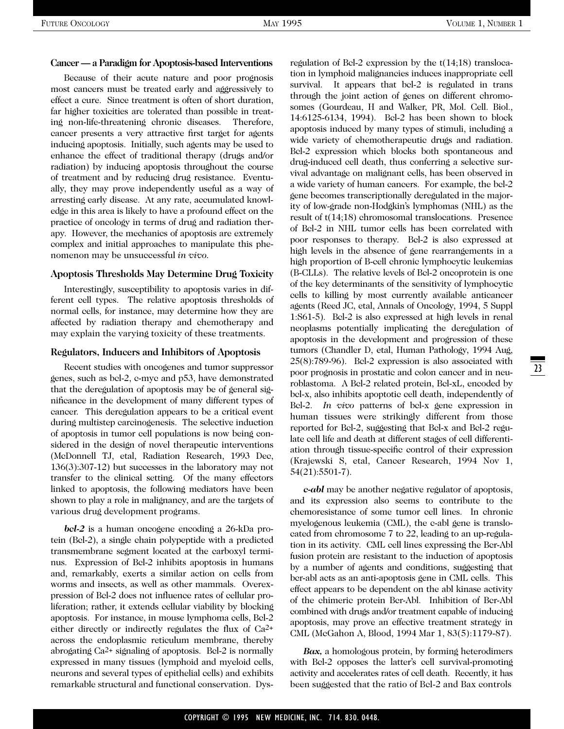## Cancer — a Paradigm for Apoptosis-based Interventions

Because of their acute nature and poor prognosis most cancers must be treated early and aggressively to effect a cure. Since treatment is often of short duration, far higher toxicities are tolerated than possible in treating non-life-threatening chronic diseases. Therefore, cancer presents a very attractive first target for agents inducing apoptosis. Initially, such agents may be used to enhance the effect of traditional therapy (drugs and/or radiation) by inducing apoptosis throughout the course of treatment and by reducing drug resistance. Eventually, they may prove independently useful as a way of arresting early disease. At any rate, accumulated knowledge in this area is likely to have a profound effect on the practice of oncology in terms of drug and radiation therapy. However, the mechanics of apoptosis are extremely complex and initial approaches to manipulate this phenomenon may be unsuccessful *in vivo*.

## Apoptosis Thresholds May Determine Drug Toxicity

Interestingly, susceptibility to apoptosis varies in different cell types. The relative apoptosis thresholds of normal cells, for instance, may determine how they are affected by radiation therapy and chemotherapy and may explain the varying toxicity of these treatments.

## Regulators, Inducers and Inhibitors of Apoptosis

Recent studies with oncogenes and tumor suppressor genes, such as bcl-2, c-myc and p53, have demonstrated that the deregulation of apoptosis may be of general significance in the development of many different types of cancer. This deregulation appears to be a critical event during multistep carcinogenesis. The selective induction of apoptosis in tumor cell populations is now being considered in the design of novel therapeutic interventions (McDonnell TJ, etal, Radiation Research, 1993 Dec, 136(3):307-12) but successes in the laboratory may not transfer to the clinical setting. Of the many effectors linked to apoptosis, the following mediators have been shown to play a role in malignancy, and are the targets of various drug development programs.

***bcl-2*** is a human oncogene encoding a 26-kDa protein (Bcl-2), a single chain polypeptide with a predicted transmembrane segment located at the carboxyl terminus. Expression of Bcl-2 inhibits apoptosis in humans and, remarkably, exerts a similar action on cells from worms and insects, as well as other mammals. Overexpression of Bcl-2 does not influence rates of cellular proliferation; rather, it extends cellular viability by blocking apoptosis. For instance, in mouse lymphoma cells, Bcl-2 either directly or indirectly regulates the flux of $Ca^{2+}$ across the endoplasmic reticulum membrane, thereby abrogating $Ca^{2+}$ signaling of apoptosis. Bcl-2 is normally expressed in many tissues (lymphoid and myeloid cells, neurons and several types of epithelial cells) and exhibits remarkable structural and functional conservation. Dysregulation of Bcl-2 expression by the t(14;18) translocation in lymphoid malignancies induces inappropriate cell survival. It appears that bcl-2 is regulated in trans through the joint action of genes on different chromosomes (Gourdeau, H and Walker, PR, Mol. Cell. Biol., 14:6125-6134, 1994). Bcl-2 has been shown to block apoptosis induced by many types of stimuli, including a wide variety of chemotherapeutic drugs and radiation. Bcl-2 expression which blocks both spontaneous and drug-induced cell death, thus conferring a selective survival advantage on malignant cells, has been observed in a wide variety of human cancers. For example, the bcl-2 gene becomes transcriptionally deregulated in the majority of low-grade non-Hodgkin's lymphomas (NHL) as the result of t(14;18) chromosomal translocations. Presence of Bcl-2 in NHL tumor cells has been correlated with poor responses to therapy. Bcl-2 is also expressed at high levels in the absence of gene rearrangements in a high proportion of B-cell chronic lymphocytic leukemias (B-CLLs). The relative levels of Bcl-2 oncoprotein is one of the key determinants of the sensitivity of lymphocytic cells to killing by most currently available anticancer agents (Reed JC, etal, Annals of Oncology, 1994, 5 Suppl 1:S61-5). Bcl-2 is also expressed at high levels in renal neoplasms potentially implicating the deregulation of apoptosis in the development and progression of these tumors (Chandler D, etal, Human Pathology, 1994 Aug, 25(8):789-96). Bcl-2 expression is also associated with poor prognosis in prostatic and colon cancer and in neuroblastoma. A Bcl-2 related protein, Bcl-xL, encoded by bcl-x, also inhibits apoptotic cell death, independently of Bcl-2. *In vivo* patterns of bcl-x gene expression in human tissues were strikingly different from those reported for Bcl-2, suggesting that Bcl-x and Bcl-2 regulate cell life and death at different stages of cell differentiation through tissue-specific control of their expression (Krajewski S, etal, Cancer Research, 1994 Nov 1, 54(21):5501-7).

***c-abl*** may be another negative regulator of apoptosis, and its expression also seems to contribute to the chemoresistance of some tumor cell lines. In chronic myelogenous leukemia (CML), the c-abl gene is translocated from chromosome 7 to 22, leading to an up-regulation in its activity. CML cell lines expressing the Bcr-Abl fusion protein are resistant to the induction of apoptosis by a number of agents and conditions, suggesting that bcr-abl acts as an anti-apoptosis gene in CML cells. This effect appears to be dependent on the abl kinase activity of the chimeric protein Bcr-Abl. Inhibition of Bcr-Abl combined with drugs and/or treatment capable of inducing apoptosis, may prove an effective treatment strategy in CML (McGahon A, Blood, 1994 Mar 1, 83(5):1179-87).

***Bax***, a homologous protein, by forming heterodimers with Bcl-2 opposes the latter's cell survival-promoting activity and accelerates rates of cell death. Recently, it has been suggested that the ratio of Bcl-2 and Bax controls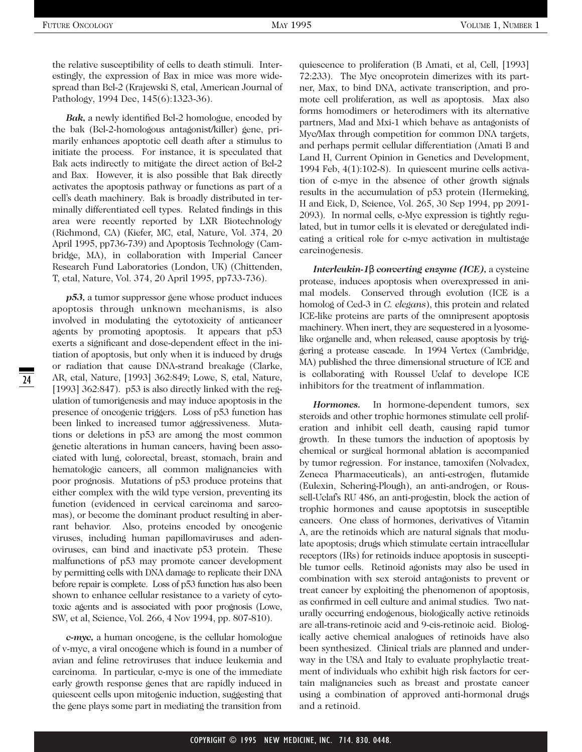the relative susceptibility of cells to death stimuli. Interestingly, the expression of Bax in mice was more widespread than Bcl-2 (Krajewski S, etal, American Journal of Pathology, 1994 Dec, 145(6):1323-36).

***Bak,*** a newly identified Bcl-2 homologue, encoded by the bak (Bcl-2-homologous antagonist/killer) gene, primarily enhances apoptotic cell death after a stimulus to initiate the process. For instance, it is speculated that Bak acts indirectly to mitigate the direct action of Bcl-2 and Bax. However, it is also possible that Bak directly activates the apoptosis pathway or functions as part of a cell's death machinery. Bak is broadly distributed in terminally differentiated cell types. Related findings in this area were recently reported by LXR Biotechnology (Richmond, CA) (Kiefer, MC, etal, Nature, Vol. 374, 20 April 1995, pp736-739) and Apoptosis Technology (Cambridge, MA), in collaboration with Imperial Cancer Research Fund Laboratories (London, UK) (Chittenden, T, etal, Nature, Vol. 374, 20 April 1995, pp733-736).

***p53,*** a tumor suppressor gene whose product induces apoptosis through unknown mechanisms, is also involved in modulating the cytotoxicity of anticancer agents by promoting apoptosis. It appears that p53 exerts a significant and dose-dependent effect in the initiation of apoptosis, but only when it is induced by drugs or radiation that cause DNA-strand breakage (Clarke, AR, etal, Nature, [1993] 362:849; Lowe, S, etal, Nature, [1993] 362:847). p53 is also directly linked with the regulation of tumorigenesis and may induce apoptosis in the presence of oncogenic triggers. Loss of p53 function has been linked to increased tumor aggressiveness. Mutations or deletions in p53 are among the most common genetic alterations in human cancers, having been associated with lung, colorectal, breast, stomach, brain and hematologic cancers, all common malignancies with poor prognosis. Mutations of p53 produce proteins that either complex with the wild type version, preventing its function (evidenced in cervical carcinoma and sarcomas), or become the dominant product resulting in aberrant behavior. Also, proteins encoded by oncogenic viruses, including human papillomaviruses and adenoviruses, can bind and inactivate p53 protein. These malfunctions of p53 may promote cancer development by permitting cells with DNA damage to replicate their DNA before repair is complete. Loss of p53 function has also been shown to enhance cellular resistance to a variety of cytotoxic agents and is associated with poor prognosis (Lowe, SW, et al, Science, Vol. 266, 4 Nov 1994, pp. 807-810).

***c-myc,*** a human oncogene, is the cellular homologue of v-myc, a viral oncogene which is found in a number of avian and feline retroviruses that induce leukemia and carcinoma. In particular, c-myc is one of the immediate early growth response genes that are rapidly induced in quiescent cells upon mitogenic induction, suggesting that the gene plays some part in mediating the transition from quiescence to proliferation (B Amati, et al, Cell, [1993] 72:233). The Myc oncoprotein dimerizes with its partner, Max, to bind DNA, activate transcription, and promote cell proliferation, as well as apoptosis. Max also forms homodimers or heterodimers with its alternative partners, Mad and Mxi-1 which behave as antagonists of Myc/Max through competition for common DNA targets, and perhaps permit cellular differentiation (Amati B and Land H, Current Opinion in Genetics and Development, 1994 Feb, 4(1):102-8). In quiescent murine cells activation of c-myc in the absence of other growth signals results in the accumulation of p53 protein (Hermeking, H and Eick, D, Science, Vol. 265, 30 Sep 1994, pp 2091-2093). In normal cells, c-Myc expression is tightly regulated, but in tumor cells it is elevated or deregulated indicating a critical role for c-myc activation in multistage carcinogenesis.

***Interleukin-1β converting enzyme (ICE),*** a cysteine protease, induces apoptosis when overexpressed in animal models. Conserved through evolution (ICE is a homolog of Ced-3 in *C. elegans*), this protein and related ICE-like proteins are parts of the omnipresent apoptosis machinery. When inert, they are sequestered in a lysosome-like organelle and, when released, cause apoptosis by triggering a protease cascade. In 1994 Vertex (Cambridge, MA) published the three dimensional structure of ICE and is collaborating with Roussel Uclaf to develope ICE inhibitors for the treatment of inflammation.

***Hormones.*** In hormone-dependent tumors, sex steroids and other trophic hormones stimulate cell proliferation and inhibit cell death, causing rapid tumor growth. In these tumors the induction of apoptosis by chemical or surgical hormonal ablation is accompanied by tumor regression. For instance, tamoxifen (Nolvadex, Zeneca Pharmaceuticals), an anti-estrogen, flutamide (Eulexin, Schering-Plough), an anti-androgen, or Roussell-Uclaf's RU 486, an anti-progestin, block the action of trophic hormones and cause apoptotsis in susceptible cancers. One class of hormones, derivatives of Vitamin A, are the retinoids which are natural signals that modulate apoptosis; drugs which stimulate certain intracellular receptors (IRs) for retinoids induce apoptosis in susceptible tumor cells. Retinoid agonists may also be used in combination with sex steroid antagonists to prevent or treat cancer by exploiting the phenomenon of apoptosis, as confirmed in cell culture and animal studies. Two naturally occurring endogenous, biologically active retinoids are all-trans-retinoic acid and 9-cis-retinoic acid. Biologically active chemical analogues of retinoids have also been synthesized. Clinical trials are planned and underway in the USA and Italy to evaluate prophylactic treatment of individuals who exhibit high risk factors for certain malignancies such as breast and prostate cancer using a combination of approved anti-hormonal drugs and a retinoid.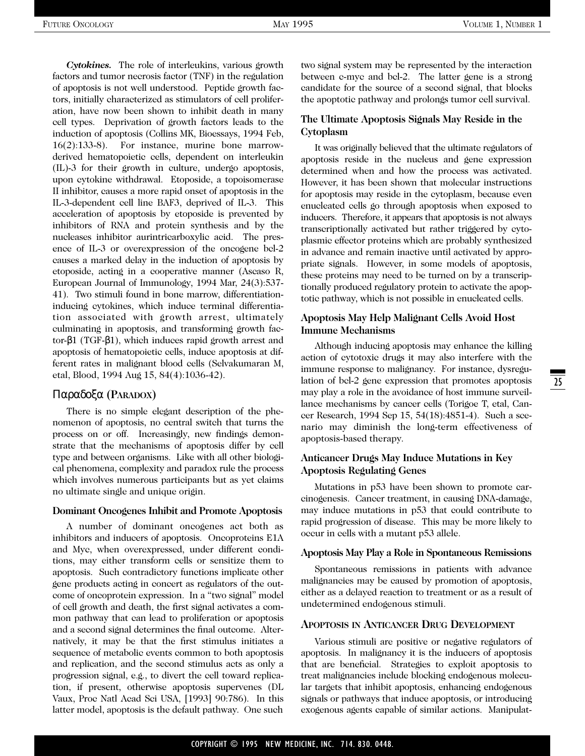***Cytokines.*** The role of interleukins, various growth factors and tumor necrosis factor (TNF) in the regulation of apoptosis is not well understood. Peptide growth factors, initially characterized as stimulators of cell proliferation, have now been shown to inhibit death in many cell types. Deprivation of growth factors leads to the induction of apoptosis (Collins MK, Bioessays, 1994 Feb, 16(2):133-8). For instance, murine bone marrow-derived hematopoietic cells, dependent on interleukin (IL)-3 for their growth in culture, undergo apoptosis, upon cytokine withdrawal. Etoposide, a topoisomerase II inhibitor, causes a more rapid onset of apoptosis in the IL-3-dependent cell line BAF3, deprived of IL-3. This acceleration of apoptosis by etoposide is prevented by inhibitors of RNA and protein synthesis and by the nucleases inhibitor aurintricarboxylic acid. The presence of IL-3 or overexpression of the oncogene bcl-2 causes a marked delay in the induction of apoptosis by etoposide, acting in a cooperative manner (Ascaso R, European Journal of Immunology, 1994 Mar, 24(3):537-41). Two stimuli found in bone marrow, differentiation-inducing cytokines, which induce terminal differentiation associated with growth arrest, ultimately culminating in apoptosis, and transforming growth factor-β1 (TGF-β1), which induces rapid growth arrest and apoptosis of hematopoietic cells, induce apoptosis at different rates in malignant blood cells (Selvakumaran M, etal, Blood, 1994 Aug 15, 84(4):1036-42).

## Παραδοξα (PARADOX)

There is no simple elegant description of the phenomenon of apoptosis, no central switch that turns the process on or off. Increasingly, new findings demonstrate that the mechanisms of apoptosis differ by cell type and between organisms. Like with all other biological phenomena, complexity and paradox rule the process which involves numerous participants but as yet claims no ultimate single and unique origin.

### Dominant Oncogenes Inhibit and Promote Apoptosis

A number of dominant oncogenes act both as inhibitors and inducers of apoptosis. Oncoproteins E1A and Myc, when overexpressed, under different conditions, may either transform cells or sensitize them to apoptosis. Such contradictory functions implicate other gene products acting in concert as regulators of the outcome of oncoprotein expression. In a "two signal" model of cell growth and death, the first signal activates a common pathway that can lead to proliferation or apoptosis and a second signal determines the final outcome. Alternatively, it may be that the first stimulus initiates a sequence of metabolic events common to both apoptosis and replication, and the second stimulus acts as only a progression signal, e.g., to divert the cell toward replication, if present, otherwise apoptosis supervenes (DL Vaux, Proc Natl Acad Sci USA, [1993] 90:786). In this latter model, apoptosis is the default pathway. One such two signal system may be represented by the interaction between c-myc and bcl-2. The latter gene is a strong candidate for the source of a second signal, that blocks the apoptotic pathway and prolongs tumor cell survival.

### The Ultimate Apoptosis Signals May Reside in the Cytoplasm

It was originally believed that the ultimate regulators of apoptosis reside in the nucleus and gene expression determined when and how the process was activated. However, it has been shown that molecular instructions for apoptosis may reside in the cytoplasm, because even enucleated cells go through apoptosis when exposed to inducers. Therefore, it appears that apoptosis is not always transcriptionally activated but rather triggered by cytoplasmic effector proteins which are probably synthesized in advance and remain inactive until activated by appropriate signals. However, in some models of apoptosis, these proteins may need to be turned on by a transcriptionally produced regulatory protein to activate the apoptotic pathway, which is not possible in enucleated cells.

### Apoptosis May Help Malignant Cells Avoid Host Immune Mechanisms

Although inducing apoptosis may enhance the killing action of cytotoxic drugs it may also interfere with the immune response to malignancy. For instance, dysregulation of bcl-2 gene expression that promotes apoptosis may play a role in the avoidance of host immune surveillance mechanisms by cancer cells (Torigoe T, etal, Cancer Research, 1994 Sep 15, 54(18):4851-4). Such a scenario may diminish the long-term effectiveness of apoptosis-based therapy.

### Anticancer Drugs May Induce Mutations in Key Apoptosis Regulating Genes

Mutations in p53 have been shown to promote carcinogenesis. Cancer treatment, in causing DNA-damage, may induce mutations in p53 that could contribute to rapid progression of disease. This may be more likely to occur in cells with a mutant p53 allele.

### Apoptosis May Play a Role in Spontaneous Remissions

Spontaneous remissions in patients with advance malignancies may be caused by promotion of apoptosis, either as a delayed reaction to treatment or as a result of undetermined endogenous stimuli.

## APOPTOSIS IN ANTICANCER DRUG DEVELOPMENT

Various stimuli are positive or negative regulators of apoptosis. In malignancy it is the inducers of apoptosis that are beneficial. Strategies to exploit apoptosis to treat malignancies include blocking endogenous molecular targets that inhibit apoptosis, enhancing endogenous signals or pathways that induce apoptosis, or introducing exogenous agents capable of similar actions. Manipulat-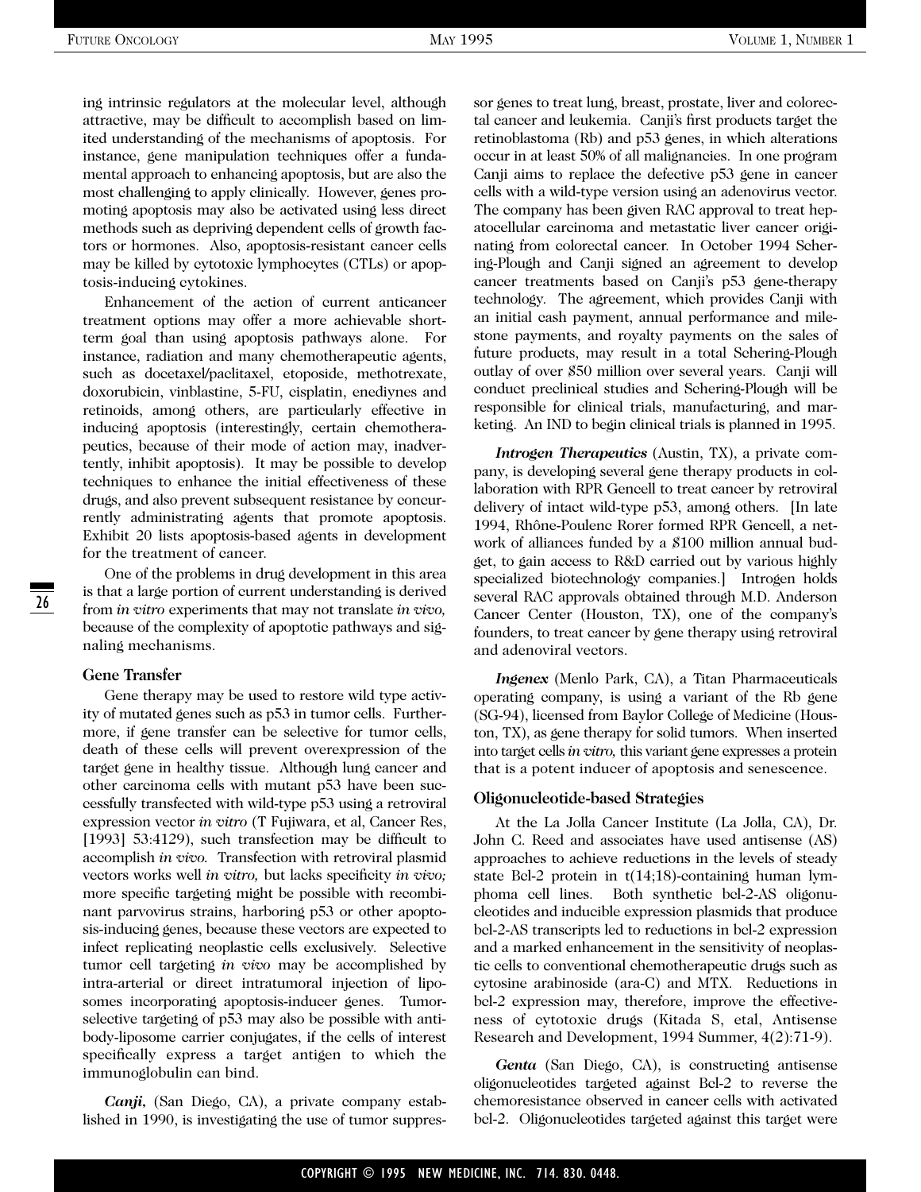ing intrinsic regulators at the molecular level, although attractive, may be difficult to accomplish based on limited understanding of the mechanisms of apoptosis. For instance, gene manipulation techniques offer a fundamental approach to enhancing apoptosis, but are also the most challenging to apply clinically. However, genes promoting apoptosis may also be activated using less direct methods such as depriving dependent cells of growth factors or hormones. Also, apoptosis-resistant cancer cells may be killed by cytotoxic lymphocytes (CTLs) or apoptosis-inducing cytokines.

Enhancement of the action of current anticancer treatment options may offer a more achievable short-term goal than using apoptosis pathways alone. For instance, radiation and many chemotherapeutic agents, such as docetaxel/paclitaxel, etoposide, methotrexate, doxorubicin, vinblastine, 5-FU, cisplatin, enediynes and retinoids, among others, are particularly effective in inducing apoptosis (interestingly, certain chemotherapeutics, because of their mode of action may, inadvertently, inhibit apoptosis). It may be possible to develop techniques to enhance the initial effectiveness of these drugs, and also prevent subsequent resistance by concurrently administrating agents that promote apoptosis. Exhibit 20 lists apoptosis-based agents in development for the treatment of cancer.

One of the problems in drug development in this area is that a large portion of current understanding is derived from *in vitro* experiments that may not translate *in vivo,* because of the complexity of apoptotic pathways and signaling mechanisms.

### Gene Transfer

Gene therapy may be used to restore wild type activity of mutated genes such as p53 in tumor cells. Furthermore, if gene transfer can be selective for tumor cells, death of these cells will prevent overexpression of the target gene in healthy tissue. Although lung cancer and other carcinoma cells with mutant p53 have been successfully transfected with wild-type p53 using a retroviral expression vector *in vitro* (T Fujiwara, et al, Cancer Res, [1993] 53:4129), such transfection may be difficult to accomplish *in vivo.* Transfection with retroviral plasmid vectors works well *in vitro,* but lacks specificity *in vivo;* more specific targeting might be possible with recombinant parvovirus strains, harboring p53 or other apoptosis-inducing genes, because these vectors are expected to infect replicating neoplastic cells exclusively. Selective tumor cell targeting *in vivo* may be accomplished by intra-arterial or direct intratumoral injection of liposomes incorporating apoptosis-inducer genes. Tumor-selective targeting of p53 may also be possible with antibody-liposome carrier conjugates, if the cells of interest specifically express a target antigen to which the immunoglobulin can bind.

***Canji,*** (San Diego, CA), a private company established in 1990, is investigating the use of tumor suppressor genes to treat lung, breast, prostate, liver and colorectal cancer and leukemia. Canji's first products target the retinoblastoma (Rb) and p53 genes, in which alterations occur in at least 50% of all malignancies. In one program Canji aims to replace the defective p53 gene in cancer cells with a wild-type version using an adenovirus vector. The company has been given RAC approval to treat hepatocellular carcinoma and metastatic liver cancer originating from colorectal cancer. In October 1994 Schering-Plough and Canji signed an agreement to develop cancer treatments based on Canji's p53 gene-therapy technology. The agreement, which provides Canji with an initial cash payment, annual performance and milestone payments, and royalty payments on the sales of future products, may result in a total Schering-Plough outlay of over $50 million over several years. Canji will conduct preclinical studies and Schering-Plough will be responsible for clinical trials, manufacturing, and marketing. An IND to begin clinical trials is planned in 1995.

***Introgen Therapeutics*** (Austin, TX), a private company, is developing several gene therapy products in collaboration with RPR Gencell to treat cancer by retroviral delivery of intact wild-type p53, among others. [In late 1994, Rhône-Poulenc Rorer formed RPR Gencell, a network of alliances funded by a $100 million annual budget, to gain access to R&D carried out by various highly specialized biotechnology companies.] Introgen holds several RAC approvals obtained through M.D. Anderson Cancer Center (Houston, TX), one of the company's founders, to treat cancer by gene therapy using retroviral and adenoviral vectors.

***Ingenex*** (Menlo Park, CA), a Titan Pharmaceuticals operating company, is using a variant of the Rb gene (SG-94), licensed from Baylor College of Medicine (Houston, TX), as gene therapy for solid tumors. When inserted into target cells *in vitro,* this variant gene expresses a protein that is a potent inducer of apoptosis and senescence.

### Oligonucleotide-based Strategies

At the La Jolla Cancer Institute (La Jolla, CA), Dr. John C. Reed and associates have used antisense (AS) approaches to achieve reductions in the levels of steady state Bcl-2 protein in t(14;18)-containing human lymphoma cell lines. Both synthetic bcl-2-AS oligonucleotides and inducible expression plasmids that produce bcl-2-AS transcripts led to reductions in bcl-2 expression and a marked enhancement in the sensitivity of neoplastic cells to conventional chemotherapeutic drugs such as cytosine arabinoside (ara-C) and MTX. Reductions in bcl-2 expression may, therefore, improve the effectiveness of cytotoxic drugs (Kitada S, etal, Antisense Research and Development, 1994 Summer, 4(2):71-9).

***Genta*** (San Diego, CA), is constructing antisense oligonucleotides targeted against Bcl-2 to reverse the chemoresistance observed in cancer cells with activated bcl-2. Oligonucleotides targeted against this target were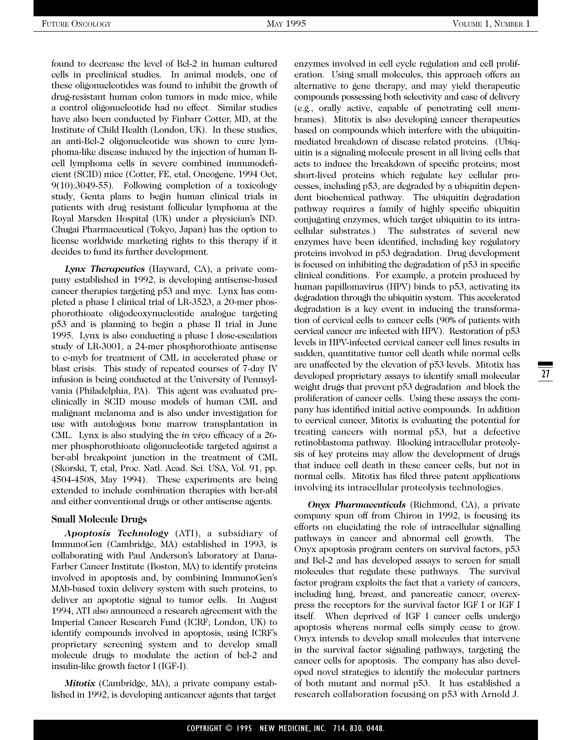found to decrease the level of Bcl-2 in human cultured cells in preclinical studies. In animal models, one of these oligonucleotides was found to inhibit the growth of drug-resistant human colon tumors in nude mice, while a control oligonucleotide had no effect. Similar studies have also been conducted by Finbarr Cotter, MD, at the Institute of Child Health (London, UK). In these studies, an anti-Bcl-2 oligonucleotide was shown to cure lymphoma-like disease induced by the injection of human B-cell lymphoma cells in severe combined immunodeficient (SCID) mice (Cotter, FE, etal, Oncogene, 1994 Oct, 9(10):3049-55). Following completion of a toxicology study, Genta plans to begin human clinical trials in patients with drug resistant follicular lymphoma at the Royal Marsden Hospital (UK) under a physician's IND. Chugai Pharmaceutical (Tokyo, Japan) has the option to license worldwide marketing rights to this therapy if it decides to fund its further development.

***Lynx Therapeutics*** (Hayward, CA), a private company established in 1992, is developing antisense-based cancer therapies targeting p53 and myc. Lynx has completed a phase I clinical trial of LR-3523, a 20-mer phosphorothioate oligodeoxynucleotide analogue targeting p53 and is planning to begin a phase II trial in June 1995. Lynx is also conducting a phase I dose-escalation study of LR-3001, a 24-mer phosphorothioate antisense to c-myb for treatment of CML in accelerated phase or blast crisis. This study of repeated courses of 7-day IV infusion is being conducted at the University of Pennsylvania (Philadelphia, PA). This agent was evaluated preclinically in SCID mouse models of human CML and malignant melanoma and is also under investigation for use with autologous bone marrow transplantation in CML. Lynx is also studying the *in vivo* efficacy of a 26-mer phosphorothioate oligonucleotide targeted against a bcr-abl breakpoint junction in the treatment of CML (Skorski, T, etal, Proc. Natl. Acad. Sci. USA, Vol. 91, pp. 4504-4508, May 1994). These experiments are being extended to include combination therapies with bcr-abl and either conventional drugs or other antisense agents.

### Small Molecule Drugs

***Apoptosis Technology*** (ATI), a subsidiary of ImmunoGen (Cambridge, MA) established in 1993, is collaborating with Paul Anderson's laboratory at Dana-Farber Cancer Institute (Boston, MA) to identify proteins involved in apoptosis and, by combining ImmunoGen's MAb-based toxin delivery system with such proteins, to deliver an apoptotic signal to tumor cells. In August 1994, ATI also announced a research agreement with the Imperial Cancer Research Fund (ICRF; London, UK) to identify compounds involved in apoptosis, using ICRF's proprietary screening system and to develop small molecule drugs to modulate the action of bcl-2 and insulin-like growth factor I (IGF-I).

***Mitotix*** (Cambridge, MA), a private company established in 1992, is developing anticancer agents that target enzymes involved in cell cycle regulation and cell proliferation. Using small molecules, this approach offers an alternative to gene therapy, and may yield therapeutic compounds possessing both selectivity and ease of delivery (e.g., orally active, capable of penetrating cell membranes). Mitotix is also developing cancer therapeutics based on compounds which interfere with the ubiquitin-mediated breakdown of disease related proteins. (Ubiquitin is a signaling molecule present in all living cells that acts to induce the breakdown of specific proteins; most short-lived proteins which regulate key cellular processes, including p53, are degraded by a ubiquitin dependent biochemical pathway. The ubiquitin degradation pathway requires a family of highly specific ubiquitin conjugating enzymes, which target ubiquitin to its intracellular substrates.) The substrates of several new enzymes have been identified, including key regulatory proteins involved in p53 degradation. Drug development is focused on inhibiting the degradation of p53 in specific clinical conditions. For example, a protein produced by human papillomavirus (HPV) binds to p53, activating its degradation through the ubiquitin system. This accelerated degradation is a key event in inducing the transformation of cervical cells to cancer cells (90% of patients with cervical cancer are infected with HPV). Restoration of p53 levels in HPV-infected cervical cancer cell lines results in sudden, quantitative tumor cell death while normal cells are unaffected by the elevation of p53 levels. Mitotix has developed proprietary assays to identify small molecular weight drugs that prevent p53 degradation and block the proliferation of cancer cells. Using these assays the company has identified initial active compounds. In addition to cervical cancer, Mitotix is evaluating the potential for treating cancers with normal p53, but a defective retinoblastoma pathway. Blocking intracellular proteolysis of key proteins may allow the development of drugs that induce cell death in these cancer cells, but not in normal cells. Mitotix has filed three patent applications involving its intracellular proteolysis technologies.

***Onyx Pharmaceuticals*** (Richmond, CA), a private company spun off from Chiron in 1992, is focusing its efforts on elucidating the role of intracellular signalling pathways in cancer and abnormal cell growth. The Onyx apoptosis program centers on survival factors, p53 and Bcl-2 and has developed assays to screen for small molecules that regulate these pathways. The survival factor program exploits the fact that a variety of cancers, including lung, breast, and pancreatic cancer, overexpress the receptors for the survival factor IGF I or IGF I itself. When deprived of IGF I cancer cells undergo apoptosis whereas normal cells simply cease to grow. Onyx intends to develop small molecules that intervene in the survival factor signaling pathways, targeting the cancer cells for apoptosis. The company has also developed novel strategies to identify the molecular partners of both mutant and normal p53. It has established a research collaboration focusing on p53 with Arnold J.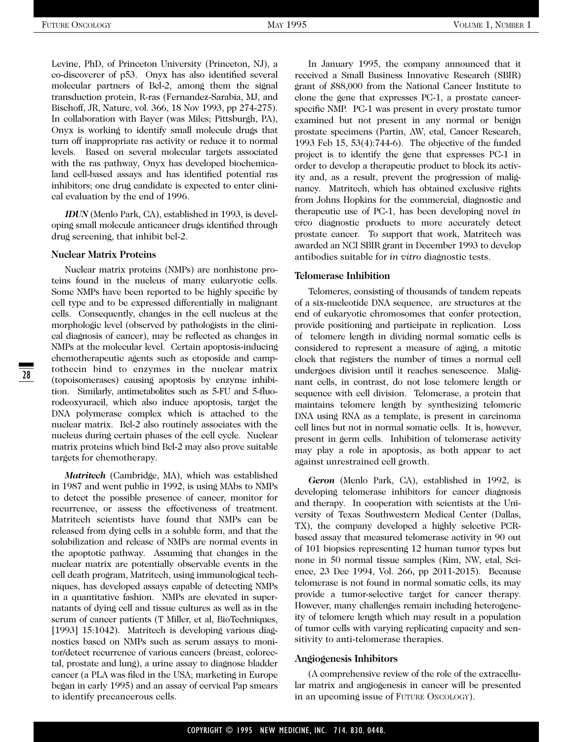Levine, PhD, of Princeton University (Princeton, NJ), a co-discoverer of p53. Onyx has also identified several molecular partners of Bcl-2, among them the signal transduction protein, R-ras (Fernandez-Sarabia, MJ, and Bischoff, JR, Nature, vol. 366, 18 Nov 1993, pp 274-275). In collaboration with Bayer (was Miles; Pittsburgh, PA), Onyx is working to identify small molecule drugs that turn off inappropriate ras activity or reduce it to normal levels. Based on several molecular targets associated with the ras pathway, Onyx has developed biochemicaland cell-based assays and has identified potential ras inhibitors; one drug candidate is expected to enter clinical evaluation by the end of 1996.

***IDUN*** (Menlo Park, CA), established in 1993, is developing small molecule anticancer drugs identified through drug screening, that inhibit bcl-2.

### Nuclear Matrix Proteins

Nuclear matrix proteins (NMPs) are nonhistone proteins found in the nucleus of many eukaryotic cells. Some NMPs have been reported to be highly specific by cell type and to be expressed differentially in malignant cells. Consequently, changes in the cell nucleus at the morphologic level (observed by pathologists in the clinical diagnosis of cancer), may be reflected as changes in NMPs at the molecular level. Certain apoptosis-inducing chemotherapeutic agents such as etoposide and camptothecin bind to enzymes in the nuclear matrix (topoisomerases) causing apoptosis by enzyme inhibition. Similarly, antimetabolites such as 5-FU and 5-fluorodeoxyuracil, which also induce apoptosis, target the DNA polymerase complex which is attached to the nuclear matrix. Bcl-2 also routinely associates with the nucleus during certain phases of the cell cycle. Nuclear matrix proteins which bind Bcl-2 may also prove suitable targets for chemotherapy.

***Matritech*** (Cambridge, MA), which was established in 1987 and went public in 1992, is using MAbs to NMPs to detect the possible presence of cancer, monitor for recurrence, or assess the effectiveness of treatment. Matritech scientists have found that NMPs can be released from dying cells in a soluble form, and that the solubilization and release of NMPs are normal events in the apoptotic pathway. Assuming that changes in the nuclear matrix are potentially observable events in the cell death program, Matritech, using immunological techniques, has developed assays capable of detecting NMPs in a quantitative fashion. NMPs are elevated in supernatants of dying cell and tissue cultures as well as in the serum of cancer patients (T Miller, et al, BioTechniques, [1993] 15:1042). Matritech is developing various diagnostics based on NMPs such as serum assays to monitor/detect recurrence of various cancers (breast, colorectal, prostate and lung), a urine assay to diagnose bladder cancer (a PLA was filed in the USA; marketing in Europe began in early 1995) and an assay of cervical Pap smears to identify precancerous cells.

In January 1995, the company announced that it received a Small Business Innovative Research (SBIR) grant of $88,000 from the National Cancer Institute to clone the gene that expresses PC-1, a prostate cancer-specific NMP. PC-1 was present in every prostate tumor examined but not present in any normal or benign prostate specimens (Partin, AW, etal, Cancer Research, 1993 Feb 15, 53(4):744-6). The objective of the funded project is to identify the gene that expresses PC-1 in order to develop a therapeutic product to block its activity and, as a result, prevent the progression of malignancy. Matritech, which has obtained exclusive rights from Johns Hopkins for the commercial, diagnostic and therapeutic use of PC-1, has been developing novel *in vivo* diagnostic products to more accurately detect prostate cancer. To support that work, Matritech was awarded an NCI SBIR grant in December 1993 to develop antibodies suitable for *in vitro* diagnostic tests.

### Telomerase Inhibition

Telomeres, consisting of thousands of tandem repeats of a six-nucleotide DNA sequence, are structures at the end of eukaryotic chromosomes that confer protection, provide positioning and participate in replication. Loss of telomere length in dividing normal somatic cells is considered to represent a measure of aging, a mitotic clock that registers the number of times a normal cell undergoes division until it reaches senescence. Malignant cells, in contrast, do not lose telomere length or sequence with cell division. Telomerase, a protein that maintains telomere length by synthesizing telomeric DNA using RNA as a template, is present in carcinoma cell lines but not in normal somatic cells. It is, however, present in germ cells. Inhibition of telomerase activity may play a role in apoptosis, as both appear to act against unrestrained cell growth.

***Geron*** (Menlo Park, CA), established in 1992, is developing telomerase inhibitors for cancer diagnosis and therapy. In cooperation with scientists at the University of Texas Southwestern Medical Center (Dallas, TX), the company developed a highly selective PCR-based assay that measured telomerase activity in 90 out of 101 biopsies representing 12 human tumor types but none in 50 normal tissue samples (Kim, NW, etal, Science, 23 Dec 1994, Vol. 266, pp 2011-2015). Because telomerase is not found in normal somatic cells, its may provide a tumor-selective target for cancer therapy. However, many challenges remain including heterogeneity of telomere length which may result in a population of tumor cells with varying replicating capacity and sensitivity to anti-telomerase therapies.

### Angiogenesis Inhibitors

(A comprehensive review of the role of the extracellular matrix and angiogenesis in cancer will be presented in an upcoming issue of Future Oncology).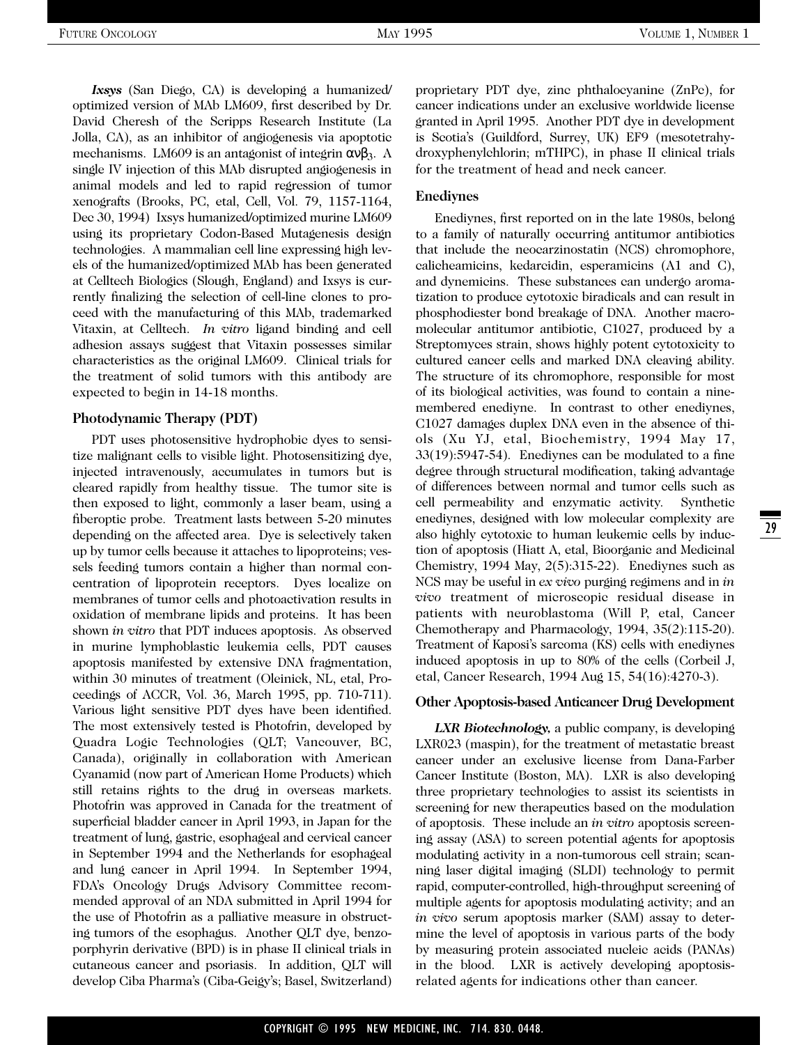***Ixsys*** (San Diego, CA) is developing a humanized/optimized version of MAb LM609, first described by Dr. David Cheresh of the Scripps Research Institute (La Jolla, CA), as an inhibitor of angiogenesis via apoptotic mechanisms. LM609 is an antagonist of integrin $\alpha v \beta_3$. A single IV injection of this MAb disrupted angiogenesis in animal models and led to rapid regression of tumor xenografts (Brooks, PC, etal, Cell, Vol. 79, 1157-1164, Dec 30, 1994) Ixsys humanized/optimized murine LM609 using its proprietary Codon-Based Mutagenesis design technologies. A mammalian cell line expressing high levels of the humanized/optimized MAb has been generated at Celltech Biologics (Slough, England) and Ixsys is currently finalizing the selection of cell-line clones to proceed with the manufacturing of this MAb, trademarked Vitaxin, at Celltech. *In vitro* ligand binding and cell adhesion assays suggest that Vitaxin possesses similar characteristics as the original LM609. Clinical trials for the treatment of solid tumors with this antibody are expected to begin in 14-18 months.

### Photodynamic Therapy (PDT)

PDT uses photosensitive hydrophobic dyes to sensitize malignant cells to visible light. Photosensitizing dye, injected intravenously, accumulates in tumors but is cleared rapidly from healthy tissue. The tumor site is then exposed to light, commonly a laser beam, using a fiberoptic probe. Treatment lasts between 5-20 minutes depending on the affected area. Dye is selectively taken up by tumor cells because it attaches to lipoproteins; vessels feeding tumors contain a higher than normal concentration of lipoprotein receptors. Dyes localize on membranes of tumor cells and photoactivation results in oxidation of membrane lipids and proteins. It has been shown *in vitro* that PDT induces apoptosis. As observed in murine lymphoblastic leukemia cells, PDT causes apoptosis manifested by extensive DNA fragmentation, within 30 minutes of treatment (Oleinick, NL, etal, Proceedings of AACR, Vol. 36, March 1995, pp. 710-711). Various light sensitive PDT dyes have been identified. The most extensively tested is Photofrin, developed by Quadra Logic Technologies (QLT; Vancouver, BC, Canada), originally in collaboration with American Cyanamid (now part of American Home Products) which still retains rights to the drug in overseas markets. Photofrin was approved in Canada for the treatment of superficial bladder cancer in April 1993, in Japan for the treatment of lung, gastric, esophageal and cervical cancer in September 1994 and the Netherlands for esophageal and lung cancer in April 1994. In September 1994, FDA's Oncology Drugs Advisory Committee recommended approval of an NDA submitted in April 1994 for the use of Photofrin as a palliative measure in obstructing tumors of the esophagus. Another QLT dye, benzoporphyrin derivative (BPD) is in phase II clinical trials in cutaneous cancer and psoriasis. In addition, QLT will develop Ciba Pharma's (Ciba-Geigy's; Basel, Switzerland) proprietary PDT dye, zinc phthalocyanine (ZnPc), for cancer indications under an exclusive worldwide license granted in April 1995. Another PDT dye in development is Scotia's (Guildford, Surrey, UK) EF9 (mesotetrahydroxyphenylchlorin; mTHPC), in phase II clinical trials for the treatment of head and neck cancer.

### Enediynes

Enediynes, first reported on in the late 1980s, belong to a family of naturally occurring antitumor antibiotics that include the neocarzinostatin (NCS) chromophore, calicheamicins, kedarcidin, esperamicins (A1 and C), and dynemicins. These substances can undergo aromatization to produce cytotoxic biradicals and can result in phosphodiester bond breakage of DNA. Another macromolecular antitumor antibiotic, C1027, produced by a Streptomyces strain, shows highly potent cytotoxicity to cultured cancer cells and marked DNA cleaving ability. The structure of its chromophore, responsible for most of its biological activities, was found to contain a nine-membered enediyne. In contrast to other enediynes, C1027 damages duplex DNA even in the absence of thiols (Xu YJ, etal, Biochemistry, 1994 May 17, 33(19):5947-54). Enediynes can be modulated to a fine degree through structural modification, taking advantage of differences between normal and tumor cells such as cell permeability and enzymatic activity. Synthetic enediynes, designed with low molecular complexity are also highly cytotoxic to human leukemic cells by induction of apoptosis (Hiatt A, etal, Bioorganic and Medicinal Chemistry, 1994 May, 2(5):315-22). Enediynes such as NCS may be useful in *ex vivo* purging regimens and in *in vivo* treatment of microscopic residual disease in patients with neuroblastoma (Will P, etal, Cancer Chemotherapy and Pharmacology, 1994, 35(2):115-20). Treatment of Kaposi's sarcoma (KS) cells with enediynes induced apoptosis in up to 80% of the cells (Corbeil J, etal, Cancer Research, 1994 Aug 15, 54(16):4270-3).

### Other Apoptosis-based Anticancer Drug Development

***LXR Biotechnology,*** a public company, is developing LXR023 (maspin), for the treatment of metastatic breast cancer under an exclusive license from Dana-Farber Cancer Institute (Boston, MA). LXR is also developing three proprietary technologies to assist its scientists in screening for new therapeutics based on the modulation of apoptosis. These include an *in vitro* apoptosis screening assay (ASA) to screen potential agents for apoptosis modulating activity in a non-tumorous cell strain; scanning laser digital imaging (SLDI) technology to permit rapid, computer-controlled, high-throughput screening of multiple agents for apoptosis modulating activity; and an *in vivo* serum apoptosis marker (SAM) assay to determine the level of apoptosis in various parts of the body by measuring protein associated nucleic acids (PANAs) in the blood. LXR is actively developing apoptosis-related agents for indications other than cancer.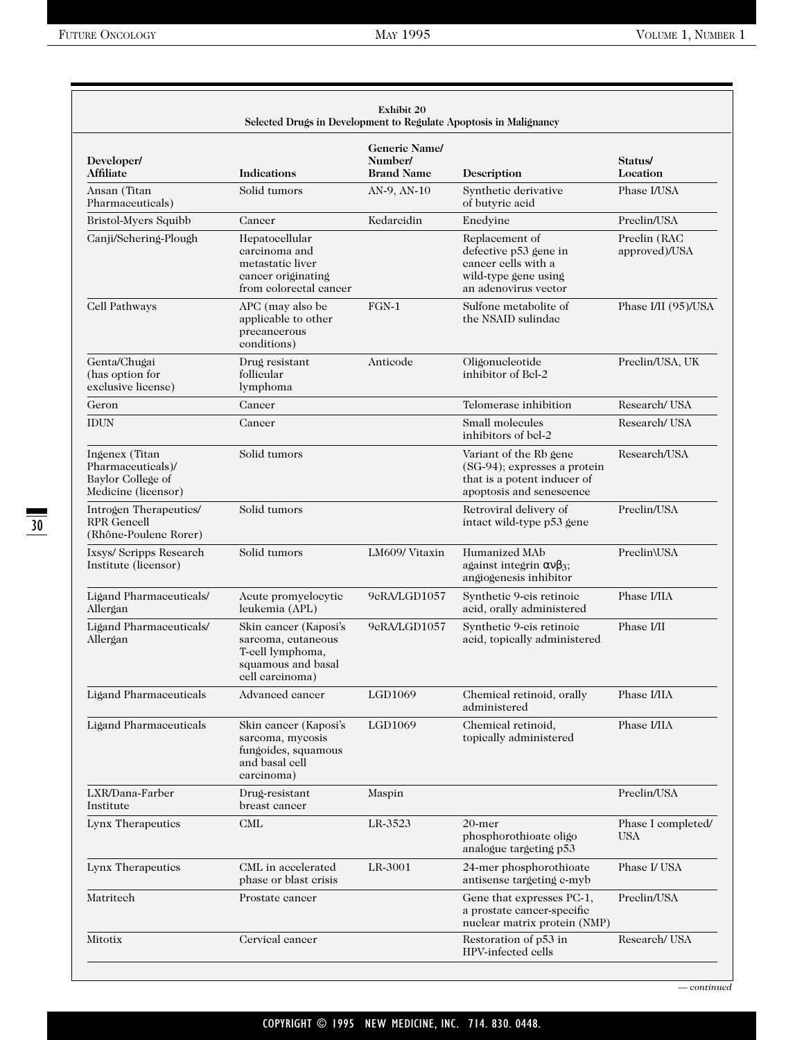**Exhibit 20**
**Selected Drugs in Development to Regulate Apoptosis in Malignancy**

| Developer/ Affiliate | Indications | Generic Name/ Number/ Brand Name | Description | Status/ Location |
|---|---|---|---|---|
| Ansan (Titan Pharmaceuticals) | Solid tumors | AN-9, AN-10 | Synthetic derivative of butyric acid | Phase I/USA |
| Bristol-Myers Squibb | Cancer | Kedarcidin | Enedyine | Preclin/USA |
| Canji/Schering-Plough | Hepatocellular carcinoma and metastatic liver cancer originating from colorectal cancer | | Replacement of defective p53 gene in cancer cells with a wild-type gene using an adenovirus vector | Preclin (RAC approved)/USA |
| Cell Pathways | APC (may also be applicable to other precancerous conditions) | FGN-1 | Sulfone metabolite of the NSAID sulindac | Phase I/II (95)/USA |
| Genta/Chugai (has option for exclusive license) | Drug resistant follicular lymphoma | Anticode | Oligonucleotide inhibitor of Bcl-2 | Preclin/USA, UK |
| Geron | Cancer | | Telomerase inhibition | Research/ USA |
| IDUN | Cancer | | Small molecules inhibitors of bcl-2 | Research/ USA |
| Ingenex (Titan Pharmaceuticals)/ Baylor College of Medicine (licensor) | Solid tumors | | Variant of the Rb gene (SG-94); expresses a protein that is a potent inducer of apoptosis and senescence | Research/USA |
| Introgen Therapeutics/ RPR Gencell (Rhône-Poulenc Rorer) | Solid tumors | | Retroviral delivery of intact wild-type p53 gene | Preclin/USA |
| Ixsys/ Scripps Research Institute (licensor) | Solid tumors | LM609/ Vitaxin | Humanized MAb against integrin $\alpha v \beta_3$; angiogenesis inhibitor | Preclin\USA |
| Ligand Pharmaceuticals/ Allergan | Acute promyelocytic leukemia (APL) | 9cRA/LGD1057 | Synthetic 9-cis retinoic acid, orally administered | Phase I/IIA |
| Ligand Pharmaceuticals/ Allergan | Skin cancer (Kaposi's sarcoma, cutaneous T-cell lymphoma, squamous and basal cell carcinoma) | 9cRA/LGD1057 | Synthetic 9-cis retinoic acid, topically administered | Phase I/II |
| Ligand Pharmaceuticals | Advanced cancer | LGD1069 | Chemical retinoid, orally administered | Phase I/IIA |
| Ligand Pharmaceuticals | Skin cancer (Kaposi's sarcoma, mycosis fungoides, squamous and basal cell carcinoma) | LGD1069 | Chemical retinoid, topically administered | Phase I/IIA |
| LXR/Dana-Farber Institute | Drug-resistant breast cancer | Maspin | | Preclin/USA |
| Lynx Therapeutics | CML | LR-3523 | 20-mer phosphorothioate oligo analogue targeting p53 | Phase I completed/ USA |
| Lynx Therapeutics | CML in accelerated phase or blast crisis | LR-3001 | 24-mer phosphorothioate antisense targeting c-myb | Phase I/ USA |
| Matritech | Prostate cancer | | Gene that expresses PC-1, a prostate cancer-specific nuclear matrix protein (NMP) | Preclin/USA |
| Mitotix | Cervical cancer | | Restoration of p53 in HPV-infected cells | Research/ USA |

*— continued*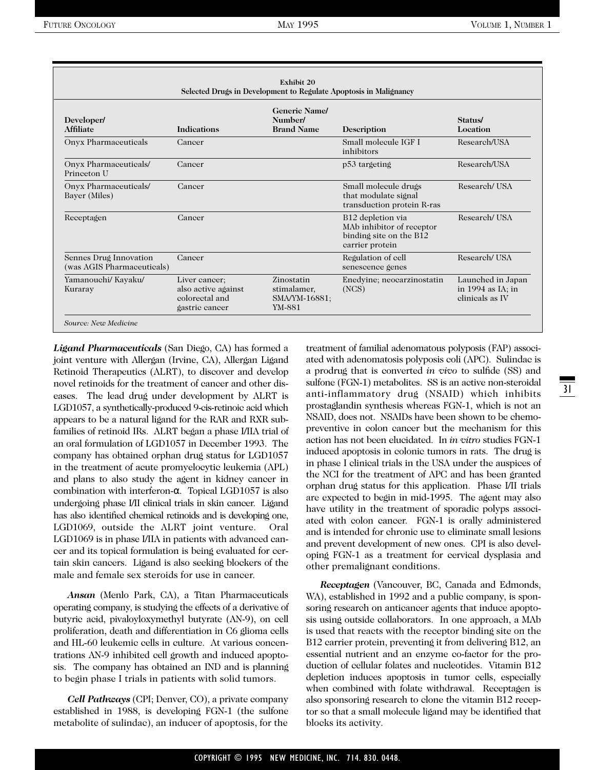**Exhibit 20**
**Selected Drugs in Development to Regulate Apoptosis in Malignancy**

| Developer/ Affiliate | Indications | Generic Name/ Number/ Brand Name | Description | Status/ Location |
|---|---|---|---|---|
| Onyx Pharmaceuticals | Cancer | | Small molecule IGF I inhibitors | Research/USA |
| Onyx Pharmaceuticals/ Princeton U | Cancer | | p53 targeting | Research/USA |
| Onyx Pharmaceuticals/ Bayer (Miles) | Cancer | | Small molecule drugs that modulate signal transduction protein R-ras | Research/ USA |
| Receptagen | Cancer | | B12 depletion via MAb inhibitor of receptor binding site on the B12 carrier protein | Research/ USA |
| Sennes Drug Innovation (was AGIS Pharmaceuticals) | Cancer | | Regulation of cell senescence genes | Research/ USA |
| Yamanouchi/ Kayaku/ Kuraray | Liver cancer; also active against colorectal and gastric cancer | Zinostatin stimalamer, SMA/YM-16881; YM-881 | Enedyine; neocarzinostatin (NCS) | Launched in Japan in 1994 as IA; in clinicals as IV |

*Source: New Medicine*

***Ligand Pharmaceuticals*** (San Diego, CA) has formed a joint venture with Allergan (Irvine, CA), Allergan Ligand Retinoid Therapeutics (ALRT), to discover and develop novel retinoids for the treatment of cancer and other diseases. The lead drug under development by ALRT is LGD1057, a synthetically-produced 9-cis-retinoic acid which appears to be a natural ligand for the RAR and RXR subfamilies of retinoid IRs. ALRT began a phase I/IIA trial of an oral formulation of LGD1057 in December 1993. The company has obtained orphan drug status for LGD1057 in the treatment of acute promyelocytic leukemia (APL) and plans to also study the agent in kidney cancer in combination with interferon-α. Topical LGD1057 is also undergoing phase I/II clinical trials in skin cancer. Ligand has also identified chemical retinoids and is developing one, LGD1069, outside the ALRT joint venture. Oral LGD1069 is in phase I/IIA in patients with advanced cancer and its topical formulation is being evaluated for certain skin cancers. Ligand is also seeking blockers of the male and female sex steroids for use in cancer.

***Ansan*** (Menlo Park, CA), a Titan Pharmaceuticals operating company, is studying the effects of a derivative of butyric acid, pivaloyloxymethyl butyrate (AN-9), on cell proliferation, death and differentiation in C6 glioma cells and HL-60 leukemic cells in culture. At various concentrations AN-9 inhibited cell growth and induced apoptosis. The company has obtained an IND and is planning to begin phase I trials in patients with solid tumors.

***Cell Pathways*** (CPI; Denver, CO), a private company established in 1988, is developing FGN-1 (the sulfone metabolite of sulindac), an inducer of apoptosis, for the treatment of familial adenomatous polyposis (FAP) associated with adenomatosis polyposis coli (APC). Sulindac is a prodrug that is converted *in vivo* to sulfide (SS) and sulfone (FGN-1) metabolites. SS is an active non-steroidal anti-inflammatory drug (NSAID) which inhibits prostaglandin synthesis whereas FGN-1, which is not an NSAID, does not. NSAIDs have been shown to be chemopreventive in colon cancer but the mechanism for this action has not been elucidated. In *in vitro* studies FGN-1 induced apoptosis in colonic tumors in rats. The drug is in phase I clinical trials in the USA under the auspices of the NCI for the treatment of APC and has been granted orphan drug status for this application. Phase I/II trials are expected to begin in mid-1995. The agent may also have utility in the treatment of sporadic polyps associated with colon cancer. FGN-1 is orally administered and is intended for chronic use to eliminate small lesions and prevent development of new ones. CPI is also developing FGN-1 as a treatment for cervical dysplasia and other premalignant conditions.

***Receptagen*** (Vancouver, BC, Canada and Edmonds, WA), established in 1992 and a public company, is sponsoring research on anticancer agents that induce apoptosis using outside collaborators. In one approach, a MAb is used that reacts with the receptor binding site on the B12 carrier protein, preventing it from delivering B12, an essential nutrient and an enzyme co-factor for the production of cellular folates and nucleotides. Vitamin B12 depletion induces apoptosis in tumor cells, especially when combined with folate withdrawal. Receptagen is also sponsoring research to clone the vitamin B12 receptor so that a small molecule ligand may be identified that blocks its activity.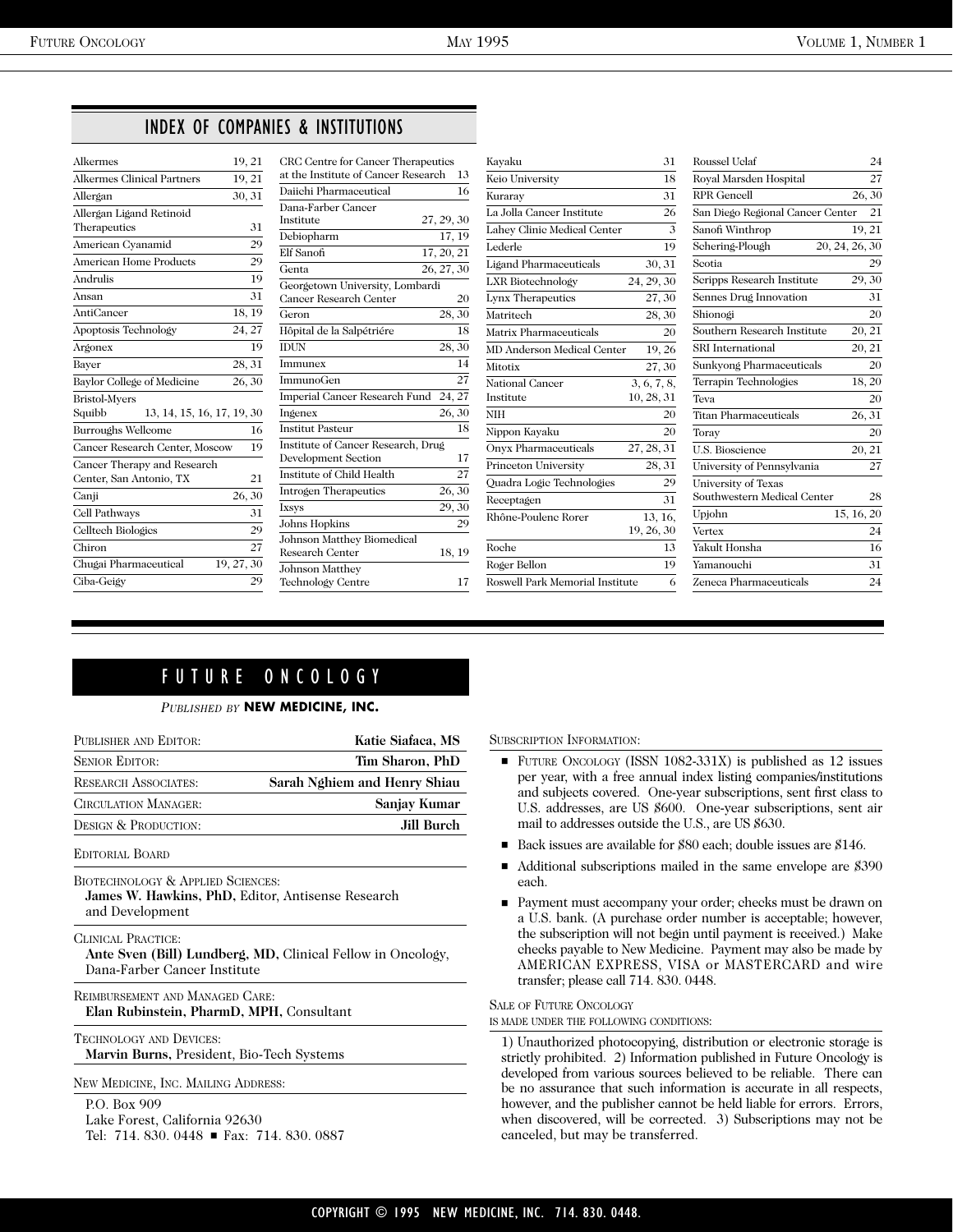## INDEX OF COMPANIES & INSTITUTIONS

| | |
|---|---|
| Alkermes | 19, 21 |
| Alkermes Clinical Partners | 19, 21 |
| Allergan | 30, 31 |
| Allergan Ligand Retinoid Therapeutics | 31 |
| American Cyanamid | 29 |
| American Home Products | 29 |
| Andrulis | 19 |
| Ansan | 31 |
| AntiCancer | 18, 19 |
| Apoptosis Technology | 24, 27 |
| Argonex | 19 |
| Bayer | 28, 31 |
| Baylor College of Medicine | 26, 30 |
| Bristol-Myers Squibb | 13, 14, 15, 16, 17, 19, 30 |
| Burroughs Wellcome | 16 |
| Cancer Research Center, Moscow | 19 |
| Cancer Therapy and Research Center, San Antonio, TX | 21 |
| Canji | 26, 30 |
| Cell Pathways | 31 |
| Celltech Biologics | 29 |
| Chiron | 27 |
| Chugai Pharmaceutical | 19, 27, 30 |
| Ciba-Geigy | 29 |
| CRC Centre for Cancer Therapeutics at the Institute of Cancer Research | 13 |
| Daiichi Pharmaceutical | 16 |
| Dana-Farber Cancer Institute | 27, 29, 30 |
| Debiopharm | 17, 19 |
| Elf Sanofi | 17, 20, 21 |
| Genta | 26, 27, 30 |
| Georgetown University, Lombardi Cancer Research Center | 20 |
| Geron | 28, 30 |
| Hôpital de la Salpétriére | 18 |
| IDUN | 28, 30 |
| Immunex | 14 |
| ImmunoGen | 27 |
| Imperial Cancer Research Fund | 24, 27 |
| Ingenex | 26, 30 |
| Institut Pasteur | 18 |
| Institute of Cancer Research, Drug Development Section | 17 |
| Institute of Child Health | 27 |
| Introgen Therapeutics | 26, 30 |
| Ixsys | 29, 30 |
| Johns Hopkins | 29 |
| Johnson Matthey Biomedical Research Center | 18, 19 |
| Johnson Matthey Technology Centre | 17 |
| Kayaku | 31 |
| Keio University | 18 |
| Kuraray | 31 |
| La Jolla Cancer Institute | 26 |
| Lahey Clinic Medical Center | 3 |
| Lederle | 19 |
| Ligand Pharmaceuticals | 30, 31 |
| LXR Biotechnology | 24, 29, 30 |
| Lynx Therapeutics | 27, 30 |
| Matritech | 28, 30 |
| Matrix Pharmaceuticals | 20 |
| MD Anderson Medical Center | 19, 26 |
| Mitotix | 27, 30 |
| National Cancer Institute | 3, 6, 7, 8, 10, 28, 31 |
| NIH | 20 |
| Nippon Kayaku | 20 |
| Onyx Pharmaceuticals | 27, 28, 31 |
| Princeton University | 28, 31 |
| Quadra Logic Technologies | 29 |
| Receptagen | 31 |
| Rhône-Poulenc Rorer | 13, 16, 19, 26, 30 |
| Roche | 13 |
| Roger Bellon | 19 |
| Roswell Park Memorial Institute | 6 |
| Roussel Uclaf | 24 |
| Royal Marsden Hospital | 27 |
| RPR Gencell | 26, 30 |
| San Diego Regional Cancer Center | 21 |
| Sanofi Winthrop | 19, 21 |
| Schering-Plough | 20, 24, 26, 30 |
| Scotia | 29 |
| Scripps Research Institute | 29, 30 |
| Sennes Drug Innovation | 31 |
| Shionogi | 20 |
| Southern Research Institute | 20, 21 |
| SRI International | 20, 21 |
| Sunkyong Pharmaceuticals | 20 |
| Terrapin Technologies | 18, 20 |
| Teva | 20 |
| Titan Pharmaceuticals | 26, 31 |
| Toray | 20 |
| U.S. Bioscience | 20, 21 |
| University of Pennsylvania | 27 |
| University of Texas Southwestern Medical Center | 28 |
| Upjohn | 15, 16, 20 |
| Vertex | 24 |
| Yakult Honsha | 16 |
| Yamanouchi | 31 |
| Zeneca Pharmaceuticals | 24 |

## FUTURE ONCOLOGY

*Published by* **NEW MEDICINE, INC.**

| | |
|---|---|
| Publisher and Editor: | **Katie Siafaca, MS** |
| Senior Editor: | **Tim Sharon, PhD** |
| Research Associates: | **Sarah Nghiem and Henry Shiau** |
| Circulation Manager: | **Sanjay Kumar** |
| Design & Production: | **Jill Burch** |

EDITORIAL BOARD

BIOTECHNOLOGY & APPLIED SCIENCES:
**James W. Hawkins, PhD,** Editor, Antisense Research and Development

CLINICAL PRACTICE:
**Ante Sven (Bill) Lundberg, MD,** Clinical Fellow in Oncology, Dana-Farber Cancer Institute

REIMBURSEMENT AND MANAGED CARE:
**Elan Rubinstein, PharmD, MPH,** Consultant

TECHNOLOGY AND DEVICES:
**Marvin Burns,** President, Bio-Tech Systems

NEW MEDICINE, INC. MAILING ADDRESS:

P.O. Box 909
Lake Forest, California 92630
Tel: 714. 830. 0448 ■ Fax: 714. 830. 0887

SUBSCRIPTION INFORMATION:

- FUTURE ONCOLOGY (ISSN 1082-331X) is published as 12 issues per year, with a free annual index listing companies/institutions and subjects covered. One-year subscriptions, sent first class to U.S. addresses, are US $600. One-year subscriptions, sent air mail to addresses outside the U.S., are US $630.
- Back issues are available for $80 each; double issues are $146.
- Additional subscriptions mailed in the same envelope are $390 each.
- Payment must accompany your order; checks must be drawn on a U.S. bank. (A purchase order number is acceptable; however, the subscription will not begin until payment is received.) Make checks payable to New Medicine. Payment may also be made by AMERICAN EXPRESS, VISA or MASTERCARD and wire transfer; please call 714. 830. 0448.

SALE OF FUTURE ONCOLOGY
IS MADE UNDER THE FOLLOWING CONDITIONS:

1) Unauthorized photocopying, distribution or electronic storage is strictly prohibited. 2) Information published in Future Oncology is developed from various sources believed to be reliable. There can be no assurance that such information is accurate in all respects, however, and the publisher cannot be held liable for errors. Errors, when discovered, will be corrected. 3) Subscriptions may not be canceled, but may be transferred.

COPYRIGHT © 1995 NEW MEDICINE, INC. 714. 830. 0448.